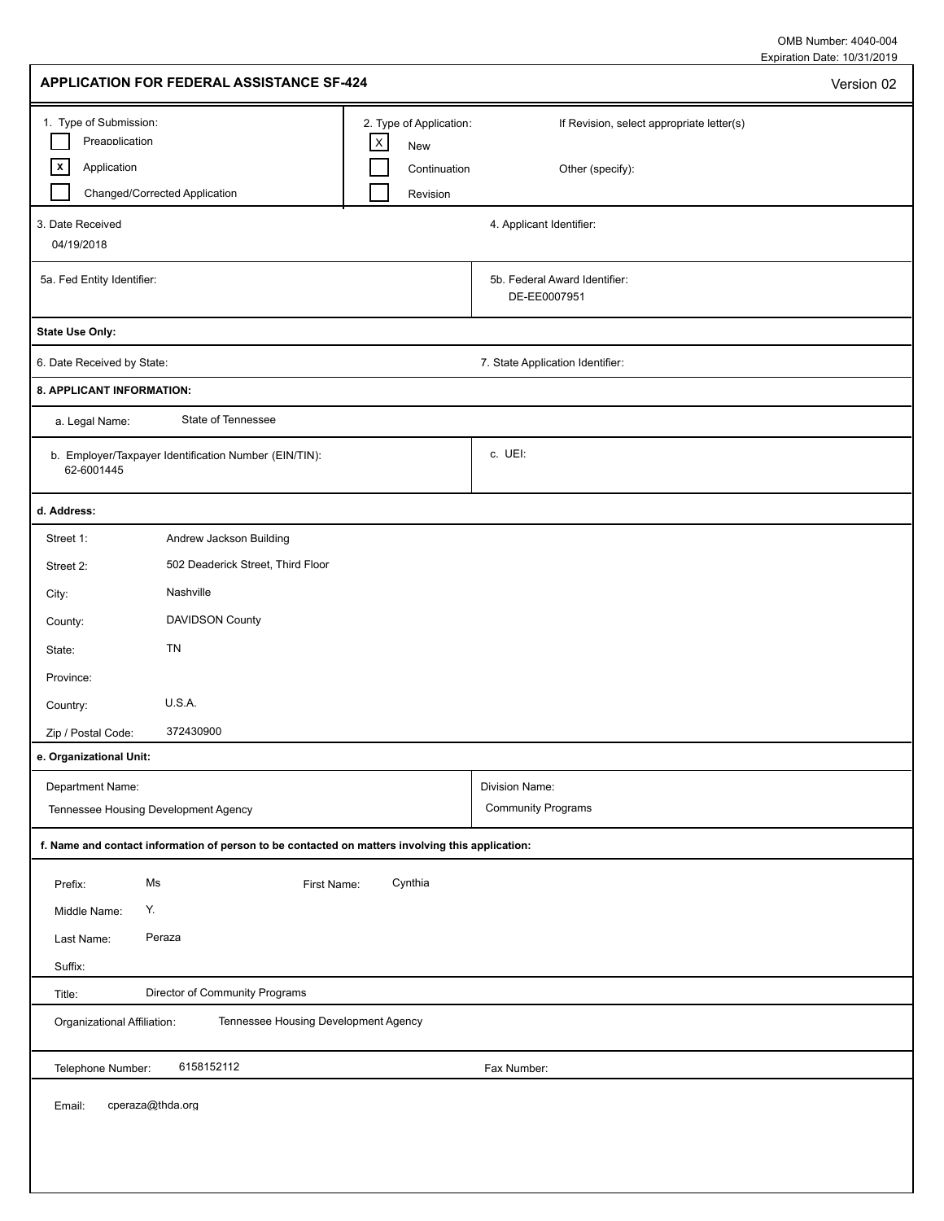OMB Number: 4040-004
Expiration Date: 10/31/2019

# APPLICATION FOR FEDERAL ASSISTANCE SF-424

Version 02

**1. Type of Submission:**

- [ ] Preapplication
- [x] Application
- [ ] Changed/Corrected Application

**2. Type of Application:**

- [x] New
- [ ] Continuation
- [ ] Revision

If Revision, select appropriate letter(s)

Other (specify):

**3. Date Received:** 04/19/2018

**4. Applicant Identifier:**

**5a. Fed Entity Identifier:**

**5b. Federal Award Identifier:** DE-EE0007951

**State Use Only:**

**6. Date Received by State:**

**7. State Application Identifier:**

**8. APPLICANT INFORMATION:**

a. Legal Name: State of Tennessee

b. Employer/Taxpayer Identification Number (EIN/TIN): 62-6001445

c. UEI:

**d. Address:**

| | |
|---|---|
| Street 1: | Andrew Jackson Building |
| Street 2: | 502 Deaderick Street, Third Floor |
| City: | Nashville |
| County: | DAVIDSON County |
| State: | TN |
| Province: | |
| Country: | U.S.A. |
| Zip / Postal Code: | 372430900 |

**e. Organizational Unit:**

Department Name: Tennessee Housing Development Agency

Division Name: Community Programs

**f. Name and contact information of person to be contacted on matters involving this application:**

| | |
|---|---|
| Prefix: | Ms |
| First Name: | Cynthia |
| Middle Name: | Y. |
| Last Name: | Peraza |
| Suffix: | |
| Title: | Director of Community Programs |
| Organizational Affiliation: | Tennessee Housing Development Agency |
| Telephone Number: | 6158152112 |
| Fax Number: | |
| Email: | cperaza@thda.org |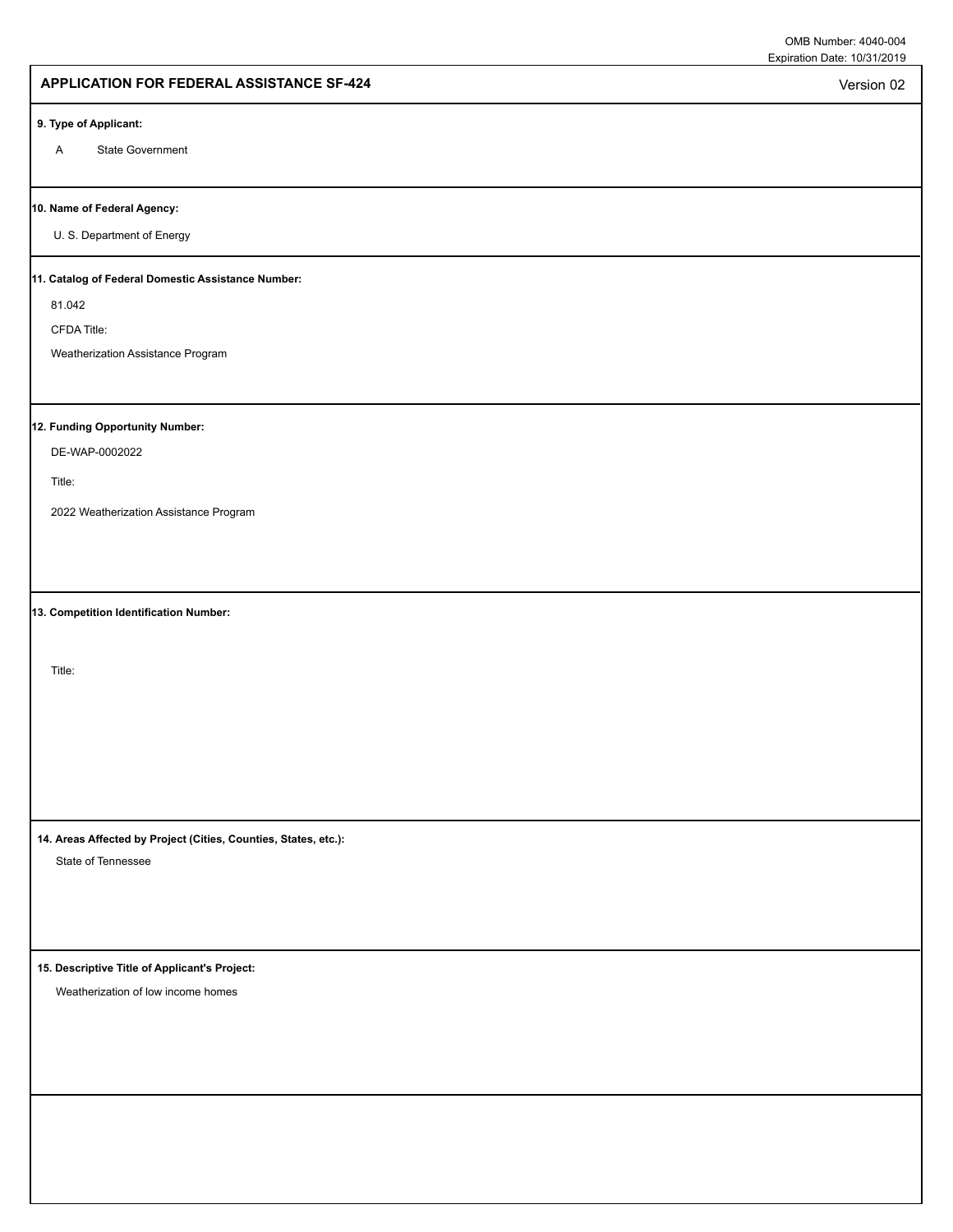OMB Number: 4040-004
Expiration Date: 10/31/2019

## APPLICATION FOR FEDERAL ASSISTANCE SF-424

Version 02

**9. Type of Applicant:**

A State Government

**10. Name of Federal Agency:**

U. S. Department of Energy

**11. Catalog of Federal Domestic Assistance Number:**

81.042

CFDA Title:

Weatherization Assistance Program

**12. Funding Opportunity Number:**

DE-WAP-0002022

Title:

2022 Weatherization Assistance Program

**13. Competition Identification Number:**

Title:

**14. Areas Affected by Project (Cities, Counties, States, etc.):**

State of Tennessee

**15. Descriptive Title of Applicant's Project:**

Weatherization of low income homes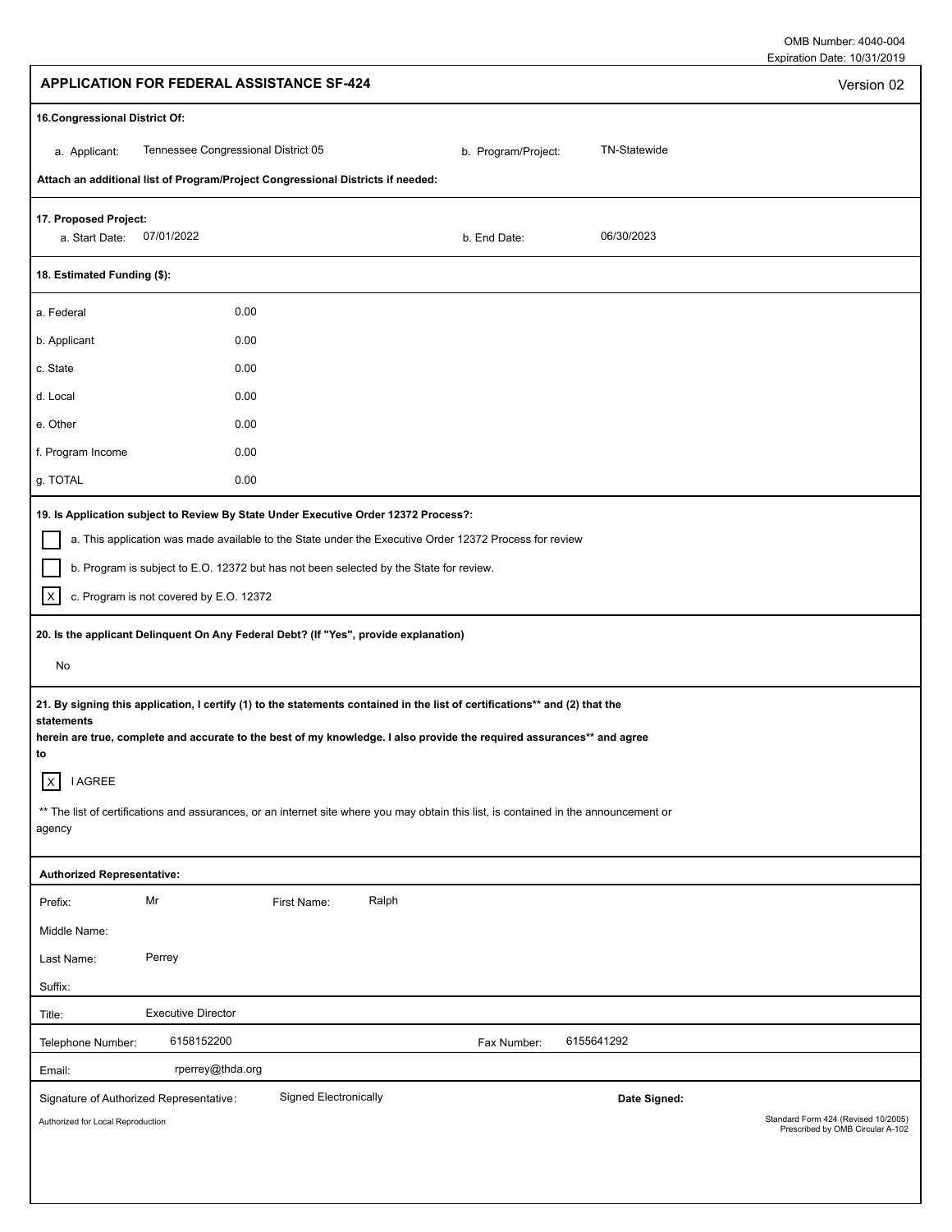OMB Number: 4040-004
Expiration Date: 10/31/2019

## APPLICATION FOR FEDERAL ASSISTANCE SF-424

Version 02

**16.Congressional District Of:**

a. Applicant: Tennessee Congressional District 05

b. Program/Project: TN-Statewide

**Attach an additional list of Program/Project Congressional Districts if needed:**

**17. Proposed Project:**

a. Start Date: 07/01/2022

b. End Date: 06/30/2023

**18. Estimated Funding ($):**

| | |
|---|---|
| a. Federal | 0.00 |
| b. Applicant | 0.00 |
| c. State | 0.00 |
| d. Local | 0.00 |
| e. Other | 0.00 |
| f. Program Income | 0.00 |
| g. TOTAL | 0.00 |

**19. Is Application subject to Review By State Under Executive Order 12372 Process?:**

[ ] a. This application was made available to the State under the Executive Order 12372 Process for review

[ ] b. Program is subject to E.O. 12372 but has not been selected by the State for review.

[X] c. Program is not covered by E.O. 12372

**20. Is the applicant Delinquent On Any Federal Debt? (If "Yes", provide explanation)**

No

**21. By signing this application, I certify (1) to the statements contained in the list of certifications\*\* and (2) that the statements herein are true, complete and accurate to the best of my knowledge. I also provide the required assurances\*\* and agree to**

[X] I AGREE

\*\* The list of certifications and assurances, or an internet site where you may obtain this list, is contained in the announcement or agency

**Authorized Representative:**

Prefix: Mr

First Name: Ralph

Middle Name:

Last Name: Perrey

Suffix:

Title: Executive Director

Telephone Number: 6158152200

Fax Number: 6155641292

Email: rperrey@thda.org

Signature of Authorized Representative: Signed Electronically

**Date Signed:**

Authorized for Local Reproduction

Standard Form 424 (Revised 10/2005)
Prescribed by OMB Circular A-102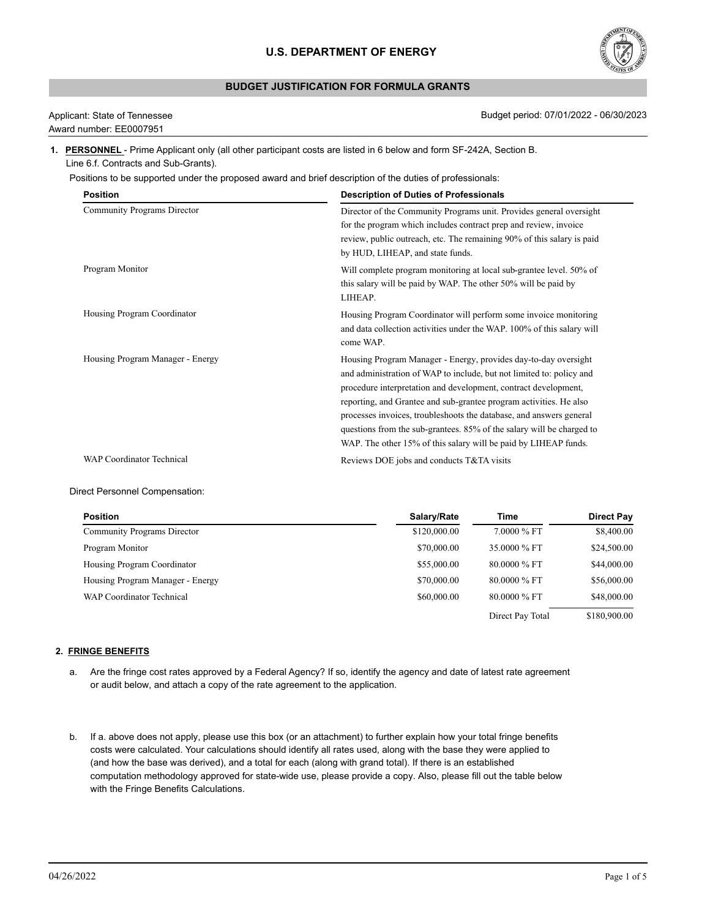# U.S. DEPARTMENT OF ENERGY

## BUDGET JUSTIFICATION FOR FORMULA GRANTS

Applicant: State of Tennessee
Award number: EE0007951

Budget period: 07/01/2022 - 06/30/2023

**1. PERSONNEL** - Prime Applicant only (all other participant costs are listed in 6 below and form SF-242A, Section B. Line 6.f. Contracts and Sub-Grants).

Positions to be supported under the proposed award and brief description of the duties of professionals:

| Position | Description of Duties of Professionals |
|---|---|
| Community Programs Director | Director of the Community Programs unit. Provides general oversight for the program which includes contract prep and review, invoice review, public outreach, etc. The remaining 90% of this salary is paid by HUD, LIHEAP, and state funds. |
| Program Monitor | Will complete program monitoring at local sub-grantee level. 50% of this salary will be paid by WAP. The other 50% will be paid by LIHEAP. |
| Housing Program Coordinator | Housing Program Coordinator will perform some invoice monitoring and data collection activities under the WAP. 100% of this salary will come WAP. |
| Housing Program Manager - Energy | Housing Program Manager - Energy, provides day-to-day oversight and administration of WAP to include, but not limited to: policy and procedure interpretation and development, contract development, reporting, and Grantee and sub-grantee program activities. He also processes invoices, troubleshoots the database, and answers general questions from the sub-grantees. 85% of the salary will be charged to WAP. The other 15% of this salary will be paid by LIHEAP funds. |
| WAP Coordinator Technical | Reviews DOE jobs and conducts T&TA visits |

Direct Personnel Compensation:

| Position | Salary/Rate | Time | Direct Pay |
|---|---|---|---|
| Community Programs Director | $120,000.00 | 7.0000 % FT | $8,400.00 |
| Program Monitor | $70,000.00 | 35.0000 % FT | $24,500.00 |
| Housing Program Coordinator | $55,000.00 | 80.0000 % FT | $44,000.00 |
| Housing Program Manager - Energy | $70,000.00 | 80.0000 % FT | $56,000.00 |
| WAP Coordinator Technical | $60,000.00 | 80.0000 % FT | $48,000.00 |
| | | Direct Pay Total | $180,900.00 |

**2. FRINGE BENEFITS**

a. Are the fringe cost rates approved by a Federal Agency? If so, identify the agency and date of latest rate agreement or audit below, and attach a copy of the rate agreement to the application.

b. If a. above does not apply, please use this box (or an attachment) to further explain how your total fringe benefits costs were calculated. Your calculations should identify all rates used, along with the base they were applied to (and how the base was derived), and a total for each (along with grand total). If there is an established computation methodology approved for state-wide use, please provide a copy. Also, please fill out the table below with the Fringe Benefits Calculations.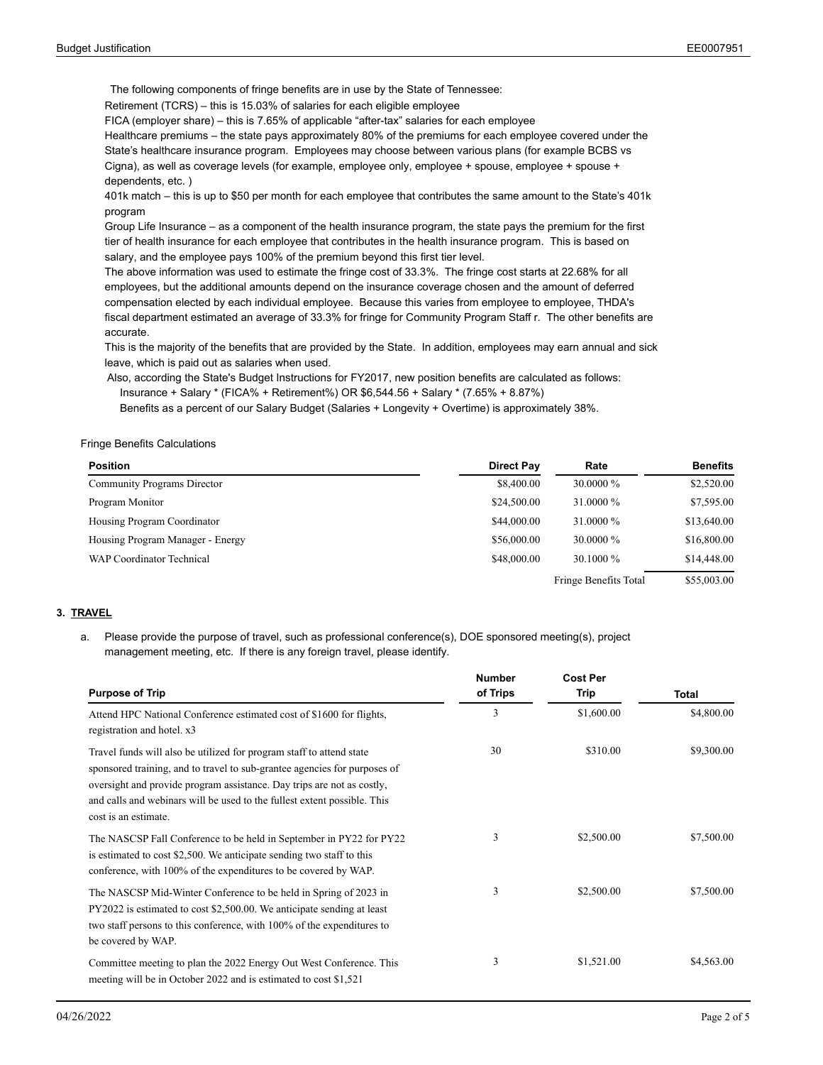The following components of fringe benefits are in use by the State of Tennessee:

Retirement (TCRS) – this is 15.03% of salaries for each eligible employee

FICA (employer share) – this is 7.65% of applicable "after-tax" salaries for each employee

Healthcare premiums – the state pays approximately 80% of the premiums for each employee covered under the State's healthcare insurance program. Employees may choose between various plans (for example BCBS vs Cigna), as well as coverage levels (for example, employee only, employee + spouse, employee + spouse + dependents, etc. )

401k match – this is up to $50 per month for each employee that contributes the same amount to the State's 401k program

Group Life Insurance – as a component of the health insurance program, the state pays the premium for the first tier of health insurance for each employee that contributes in the health insurance program. This is based on salary, and the employee pays 100% of the premium beyond this first tier level.

The above information was used to estimate the fringe cost of 33.3%. The fringe cost starts at 22.68% for all employees, but the additional amounts depend on the insurance coverage chosen and the amount of deferred compensation elected by each individual employee. Because this varies from employee to employee, THDA's fiscal department estimated an average of 33.3% for fringe for Community Program Staff r. The other benefits are accurate.

This is the majority of the benefits that are provided by the State. In addition, employees may earn annual and sick leave, which is paid out as salaries when used.

Also, according the State's Budget Instructions for FY2017, new position benefits are calculated as follows:

Insurance + Salary * (FICA% + Retirement%) OR $6,544.56 + Salary * (7.65% + 8.87%)

Benefits as a percent of our Salary Budget (Salaries + Longevity + Overtime) is approximately 38%.

Fringe Benefits Calculations

| Position | Direct Pay | Rate | Benefits |
|---|---|---|---|
| Community Programs Director | $8,400.00 | 30.0000 % | $2,520.00 |
| Program Monitor | $24,500.00 | 31.0000 % | $7,595.00 |
| Housing Program Coordinator | $44,000.00 | 31.0000 % | $13,640.00 |
| Housing Program Manager - Energy | $56,000.00 | 30.0000 % | $16,800.00 |
| WAP Coordinator Technical | $48,000.00 | 30.1000 % | $14,448.00 |
| | | Fringe Benefits Total | $55,003.00 |

### 3. TRAVEL

a. Please provide the purpose of travel, such as professional conference(s), DOE sponsored meeting(s), project management meeting, etc. If there is any foreign travel, please identify.

| Purpose of Trip | Number of Trips | Cost Per Trip | Total |
|---|---|---|---|
| Attend HPC National Conference estimated cost of $1600 for flights, registration and hotel. x3 | 3 | $1,600.00 | $4,800.00 |
| Travel funds will also be utilized for program staff to attend state sponsored training, and to travel to sub-grantee agencies for purposes of oversight and provide program assistance. Day trips are not as costly, and calls and webinars will be used to the fullest extent possible. This cost is an estimate. | 30 | $310.00 | $9,300.00 |
| The NASCSP Fall Conference to be held in September in PY22 for PY22 is estimated to cost $2,500. We anticipate sending two staff to this conference, with 100% of the expenditures to be covered by WAP. | 3 | $2,500.00 | $7,500.00 |
| The NASCSP Mid-Winter Conference to be held in Spring of 2023 in PY2022 is estimated to cost $2,500.00. We anticipate sending at least two staff persons to this conference, with 100% of the expenditures to be covered by WAP. | 3 | $2,500.00 | $7,500.00 |
| Committee meeting to plan the 2022 Energy Out West Conference. This meeting will be in October 2022 and is estimated to cost $1,521 | 3 | $1,521.00 | $4,563.00 |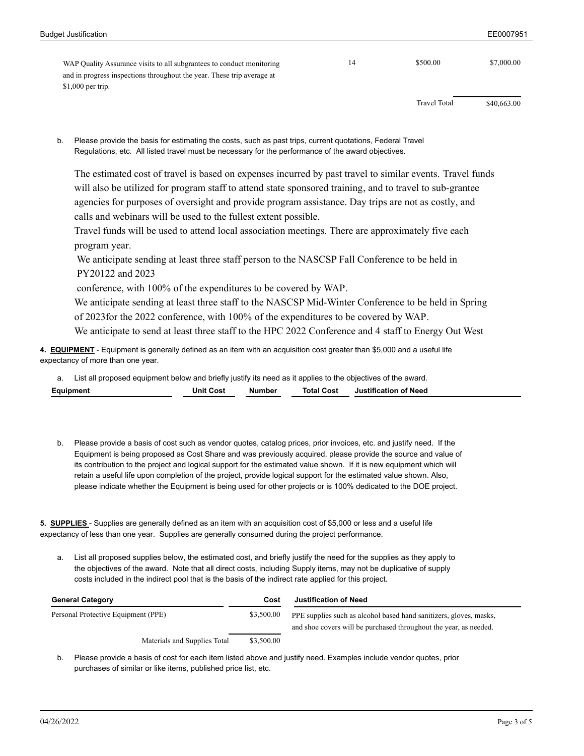| | | | |
|---|---|---|---|
| WAP Quality Assurance visits to all subgrantees to conduct monitoring and in progress inspections throughout the year. These trip average at $1,000 per trip. | 14 | $500.00 | $7,000.00 |
| | | Travel Total | $40,663.00 |

b. Please provide the basis for estimating the costs, such as past trips, current quotations, Federal Travel Regulations, etc. All listed travel must be necessary for the performance of the award objectives.

The estimated cost of travel is based on expenses incurred by past travel to similar events. Travel funds will also be utilized for program staff to attend state sponsored training, and to travel to sub-grantee agencies for purposes of oversight and provide program assistance. Day trips are not as costly, and calls and webinars will be used to the fullest extent possible.
Travel funds will be used to attend local association meetings. There are approximately five each program year.
We anticipate sending at least three staff person to the NASCSP Fall Conference to be held in PY20122 and 2023
conference, with 100% of the expenditures to be covered by WAP.
We anticipate sending at least three staff to the NASCSP Mid-Winter Conference to be held in Spring of 2023for the 2022 conference, with 100% of the expenditures to be covered by WAP.
We anticipate to send at least three staff to the HPC 2022 Conference and 4 staff to Energy Out West

**4. EQUIPMENT** - Equipment is generally defined as an item with an acquisition cost greater than $5,000 and a useful life expectancy of more than one year.

a. List all proposed equipment below and briefly justify its need as it applies to the objectives of the award.

| Equipment | Unit Cost | Number | Total Cost | Justification of Need |
|---|---|---|---|---|

b. Please provide a basis of cost such as vendor quotes, catalog prices, prior invoices, etc. and justify need. If the Equipment is being proposed as Cost Share and was previously acquired, please provide the source and value of its contribution to the project and logical support for the estimated value shown. If it is new equipment which will retain a useful life upon completion of the project, provide logical support for the estimated value shown. Also, please indicate whether the Equipment is being used for other projects or is 100% dedicated to the DOE project.

**5. SUPPLIES** - Supplies are generally defined as an item with an acquisition cost of $5,000 or less and a useful life expectancy of less than one year. Supplies are generally consumed during the project performance.

a. List all proposed supplies below, the estimated cost, and briefly justify the need for the supplies as they apply to the objectives of the award. Note that all direct costs, including Supply items, may not be duplicative of supply costs included in the indirect pool that is the basis of the indirect rate applied for this project.

| General Category | Cost | Justification of Need |
|---|---|---|
| Personal Protective Equipment (PPE) | $3,500.00 | PPE supplies such as alcohol based hand sanitizers, gloves, masks, and shoe covers will be purchased throughout the year, as needed. |
| Materials and Supplies Total | $3,500.00 | |

b. Please provide a basis of cost for each item listed above and justify need. Examples include vendor quotes, prior purchases of similar or like items, published price list, etc.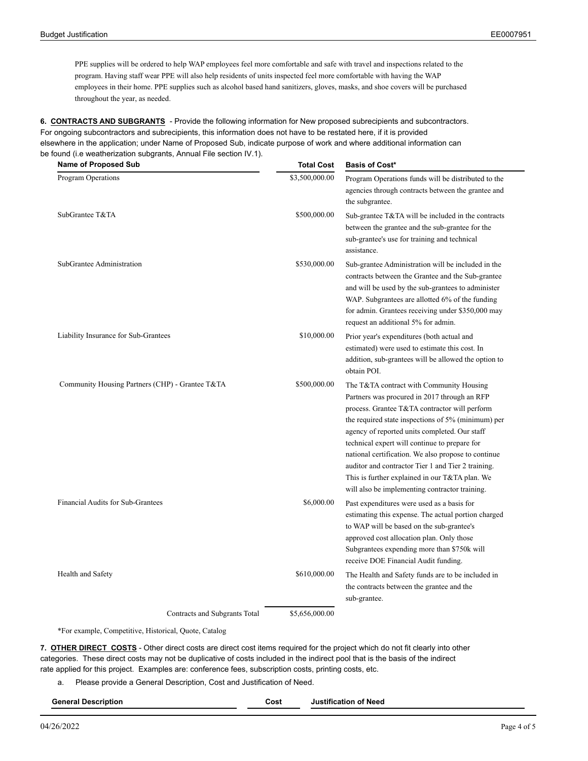PPE supplies will be ordered to help WAP employees feel more comfortable and safe with travel and inspections related to the program. Having staff wear PPE will also help residents of units inspected feel more comfortable with having the WAP employees in their home. PPE supplies such as alcohol based hand sanitizers, gloves, masks, and shoe covers will be purchased throughout the year, as needed.

**6. CONTRACTS AND SUBGRANTS** - Provide the following information for New proposed subrecipients and subcontractors. For ongoing subcontractors and subrecipients, this information does not have to be restated here, if it is provided elsewhere in the application; under Name of Proposed Sub, indicate purpose of work and where additional information can be found (i.e weatherization subgrants, Annual File section IV.1).

| Name of Proposed Sub | Total Cost | Basis of Cost* |
|---|---|---|
| Program Operations | $3,500,000.00 | Program Operations funds will be distributed to the agencies through contracts between the grantee and the subgrantee. |
| SubGrantee T&TA | $500,000.00 | Sub-grantee T&TA will be included in the contracts between the grantee and the sub-grantee for the sub-grantee's use for training and technical assistance. |
| SubGrantee Administration | $530,000.00 | Sub-grantee Administration will be included in the contracts between the Grantee and the Sub-grantee and will be used by the sub-grantees to administer WAP. Subgrantees are allotted 6% of the funding for admin. Grantees receiving under $350,000 may request an additional 5% for admin. |
| Liability Insurance for Sub-Grantees | $10,000.00 | Prior year's expenditures (both actual and estimated) were used to estimate this cost. In addition, sub-grantees will be allowed the option to obtain POI. |
| Community Housing Partners (CHP) - Grantee T&TA | $500,000.00 | The T&TA contract with Community Housing Partners was procured in 2017 through an RFP process. Grantee T&TA contractor will perform the required state inspections of 5% (minimum) per agency of reported units completed. Our staff technical expert will continue to prepare for national certification. We also propose to continue auditor and contractor Tier 1 and Tier 2 training. This is further explained in our T&TA plan. We will also be implementing contractor training. |
| Financial Audits for Sub-Grantees | $6,000.00 | Past expenditures were used as a basis for estimating this expense. The actual portion charged to WAP will be based on the sub-grantee's approved cost allocation plan. Only those Subgrantees expending more than $750k will receive DOE Financial Audit funding. |
| Health and Safety | $610,000.00 | The Health and Safety funds are to be included in the contracts between the grantee and the sub-grantee. |
| Contracts and Subgrants Total | $5,656,000.00 | |

*For example, Competitive, Historical, Quote, Catalog

**7. OTHER DIRECT COSTS** - Other direct costs are direct cost items required for the project which do not fit clearly into other categories. These direct costs may not be duplicative of costs included in the indirect pool that is the basis of the indirect rate applied for this project. Examples are: conference fees, subscription costs, printing costs, etc.

a. Please provide a General Description, Cost and Justification of Need.

| General Description | Cost | Justification of Need |
|---|---|---|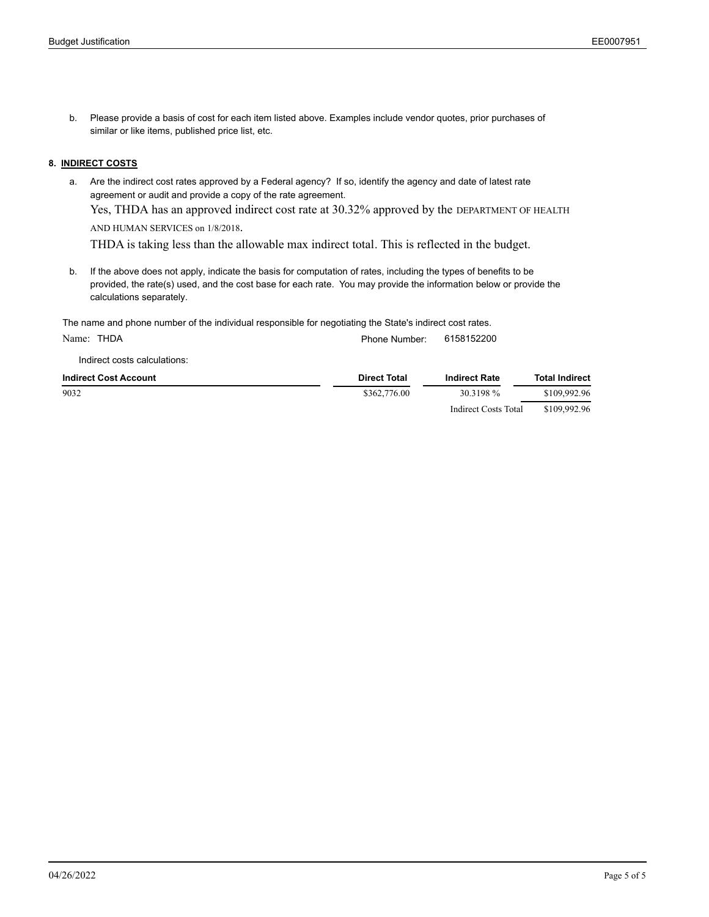b. Please provide a basis of cost for each item listed above. Examples include vendor quotes, prior purchases of similar or like items, published price list, etc.

**8. INDIRECT COSTS**

a. Are the indirect cost rates approved by a Federal agency? If so, identify the agency and date of latest rate agreement or audit and provide a copy of the rate agreement.

Yes, THDA has an approved indirect cost rate at 30.32% approved by the DEPARTMENT OF HEALTH AND HUMAN SERVICES on 1/8/2018.

THDA is taking less than the allowable max indirect total. This is reflected in the budget.

b. If the above does not apply, indicate the basis for computation of rates, including the types of benefits to be provided, the rate(s) used, and the cost base for each rate. You may provide the information below or provide the calculations separately.

The name and phone number of the individual responsible for negotiating the State's indirect cost rates.

Name: THDA Phone Number: 6158152200

Indirect costs calculations:

| Indirect Cost Account | Direct Total | Indirect Rate | Total Indirect |
|---|---|---|---|
| 9032 | $362,776.00 | 30.3198 % | $109,992.96 |
| | | Indirect Costs Total | $109,992.96 |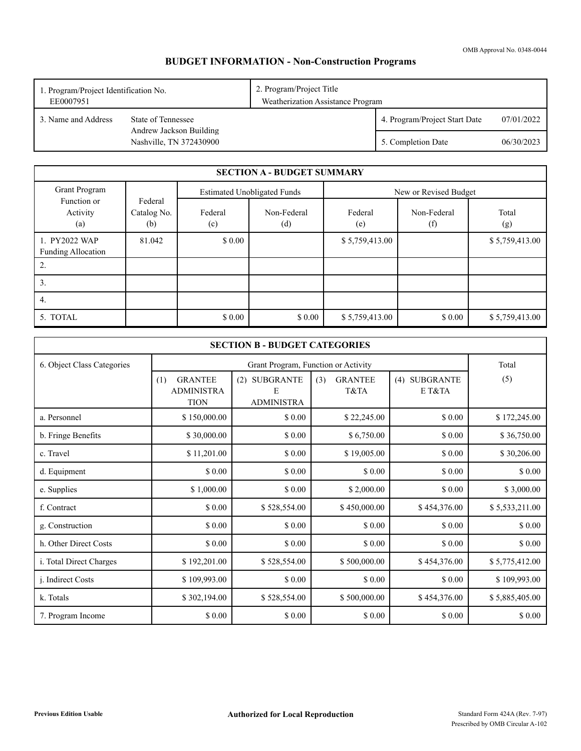OMB Approval No. 0348-0044

# BUDGET INFORMATION - Non-Construction Programs

| 1. Program/Project Identification No. EE0007951 | 2. Program/Project Title Weatherization Assistance Program | |
|---|---|---|
| 3. Name and Address: State of Tennessee, Andrew Jackson Building, Nashville, TN 372430900 | 4. Program/Project Start Date | 07/01/2022 |
| | 5. Completion Date | 06/30/2023 |

## SECTION A - BUDGET SUMMARY

| Grant Program Function or Activity (a) | Federal Catalog No. (b) | Estimated Unobligated Funds | | New or Revised Budget | | |
|---|---|---|---|---|---|---|
| | | Federal (c) | Non-Federal (d) | Federal (e) | Non-Federal (f) | Total (g) |
| 1. PY2022 WAP Funding Allocation | 81.042 | $ 0.00 | | $ 5,759,413.00 | | $ 5,759,413.00 |
| 2. | | | | | | |
| 3. | | | | | | |
| 4. | | | | | | |
| 5. TOTAL | | $ 0.00 | $ 0.00 | $ 5,759,413.00 | $ 0.00 | $ 5,759,413.00 |

## SECTION B - BUDGET CATEGORIES

| 6. Object Class Categories | Grant Program, Function or Activity | | | | Total |
|---|---|---|---|---|---|
| | (1) GRANTEE ADMINISTRATION | (2) SUBGRANTEE ADMINISTRA | (3) GRANTEE T&TA | (4) SUBGRANTEE T&TA | (5) |
| a. Personnel | $ 150,000.00 | $ 0.00 | $ 22,245.00 | $ 0.00 | $ 172,245.00 |
| b. Fringe Benefits | $ 30,000.00 | $ 0.00 | $ 6,750.00 | $ 0.00 | $ 36,750.00 |
| c. Travel | $ 11,201.00 | $ 0.00 | $ 19,005.00 | $ 0.00 | $ 30,206.00 |
| d. Equipment | $ 0.00 | $ 0.00 | $ 0.00 | $ 0.00 | $ 0.00 |
| e. Supplies | $ 1,000.00 | $ 0.00 | $ 2,000.00 | $ 0.00 | $ 3,000.00 |
| f. Contract | $ 0.00 | $ 528,554.00 | $ 450,000.00 | $ 454,376.00 | $ 5,533,211.00 |
| g. Construction | $ 0.00 | $ 0.00 | $ 0.00 | $ 0.00 | $ 0.00 |
| h. Other Direct Costs | $ 0.00 | $ 0.00 | $ 0.00 | $ 0.00 | $ 0.00 |
| i. Total Direct Charges | $ 192,201.00 | $ 528,554.00 | $ 500,000.00 | $ 454,376.00 | $ 5,775,412.00 |
| j. Indirect Costs | $ 109,993.00 | $ 0.00 | $ 0.00 | $ 0.00 | $ 109,993.00 |
| k. Totals | $ 302,194.00 | $ 528,554.00 | $ 500,000.00 | $ 454,376.00 | $ 5,885,405.00 |
| 7. Program Income | $ 0.00 | $ 0.00 | $ 0.00 | $ 0.00 | $ 0.00 |

Previous Edition Usable

Authorized for Local Reproduction

Standard Form 424A (Rev. 7-97)
Prescribed by OMB Circular A-102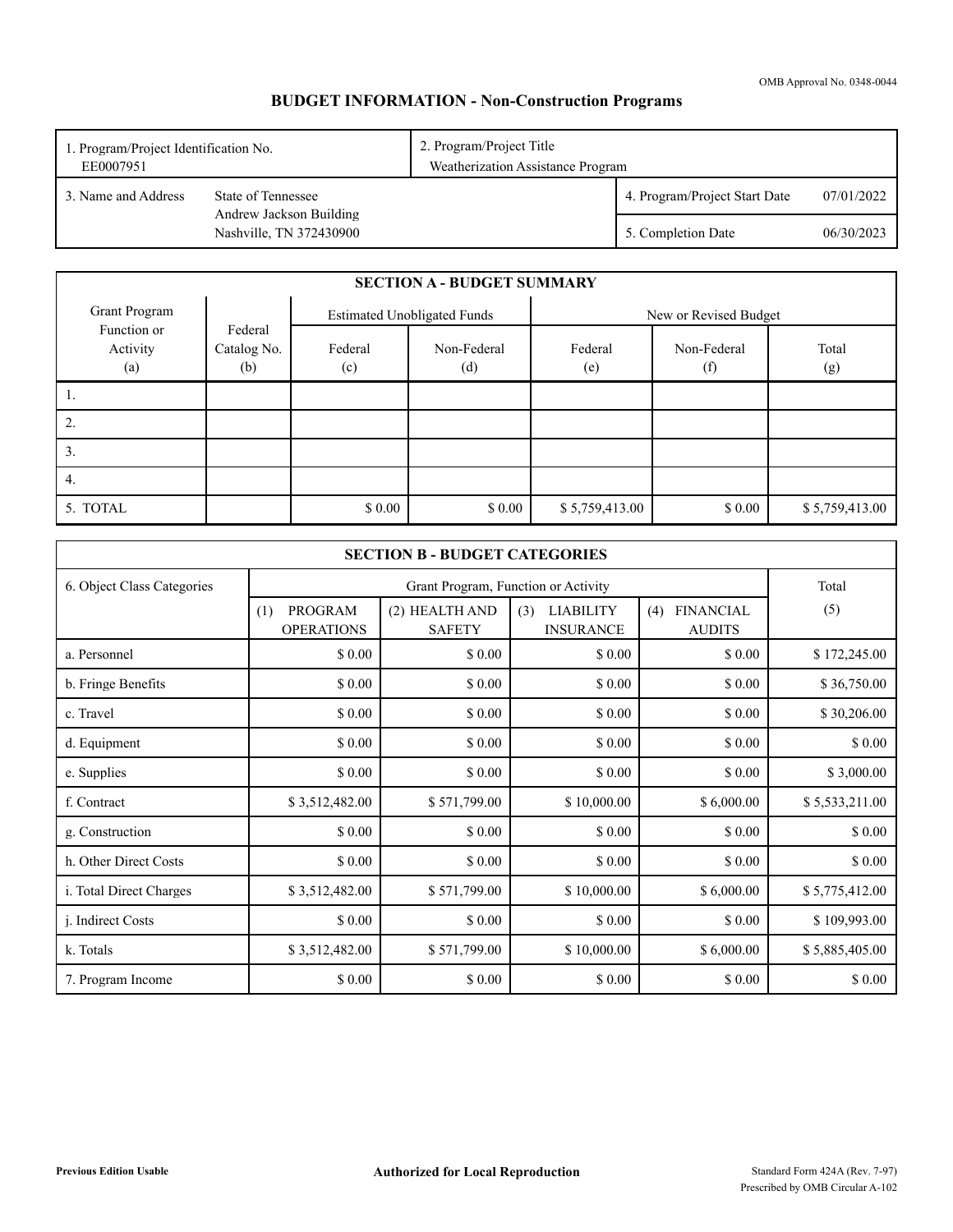OMB Approval No. 0348-0044

# BUDGET INFORMATION - Non-Construction Programs

| 1. Program/Project Identification No. EE0007951 | 2. Program/Project Title Weatherization Assistance Program | |
|---|---|---|
| 3. Name and Address: State of Tennessee, Andrew Jackson Building, Nashville, TN 372430900 | 4. Program/Project Start Date | 07/01/2022 |
| | 5. Completion Date | 06/30/2023 |

## SECTION A - BUDGET SUMMARY

| Grant Program Function or Activity (a) | Federal Catalog No. (b) | Estimated Unobligated Funds | | New or Revised Budget | | |
|---|---|---|---|---|---|---|
| | | Federal (c) | Non-Federal (d) | Federal (e) | Non-Federal (f) | Total (g) |
| 1. | | | | | | |
| 2. | | | | | | |
| 3. | | | | | | |
| 4. | | | | | | |
| 5. TOTAL | | $ 0.00 | $ 0.00 | $ 5,759,413.00 | $ 0.00 | $ 5,759,413.00 |

## SECTION B - BUDGET CATEGORIES

| 6. Object Class Categories | Grant Program, Function or Activity | | | | Total |
|---|---|---|---|---|---|
| | (1) PROGRAM OPERATIONS | (2) HEALTH AND SAFETY | (3) LIABILITY INSURANCE | (4) FINANCIAL AUDITS | (5) |
| a. Personnel | $ 0.00 | $ 0.00 | $ 0.00 | $ 0.00 | $ 172,245.00 |
| b. Fringe Benefits | $ 0.00 | $ 0.00 | $ 0.00 | $ 0.00 | $ 36,750.00 |
| c. Travel | $ 0.00 | $ 0.00 | $ 0.00 | $ 0.00 | $ 30,206.00 |
| d. Equipment | $ 0.00 | $ 0.00 | $ 0.00 | $ 0.00 | $ 0.00 |
| e. Supplies | $ 0.00 | $ 0.00 | $ 0.00 | $ 0.00 | $ 3,000.00 |
| f. Contract | $ 3,512,482.00 | $ 571,799.00 | $ 10,000.00 | $ 6,000.00 | $ 5,533,211.00 |
| g. Construction | $ 0.00 | $ 0.00 | $ 0.00 | $ 0.00 | $ 0.00 |
| h. Other Direct Costs | $ 0.00 | $ 0.00 | $ 0.00 | $ 0.00 | $ 0.00 |
| i. Total Direct Charges | $ 3,512,482.00 | $ 571,799.00 | $ 10,000.00 | $ 6,000.00 | $ 5,775,412.00 |
| j. Indirect Costs | $ 0.00 | $ 0.00 | $ 0.00 | $ 0.00 | $ 109,993.00 |
| k. Totals | $ 3,512,482.00 | $ 571,799.00 | $ 10,000.00 | $ 6,000.00 | $ 5,885,405.00 |
| 7. Program Income | $ 0.00 | $ 0.00 | $ 0.00 | $ 0.00 | $ 0.00 |

**Previous Edition Usable** | **Authorized for Local Reproduction** | Standard Form 424A (Rev. 7-97) Prescribed by OMB Circular A-102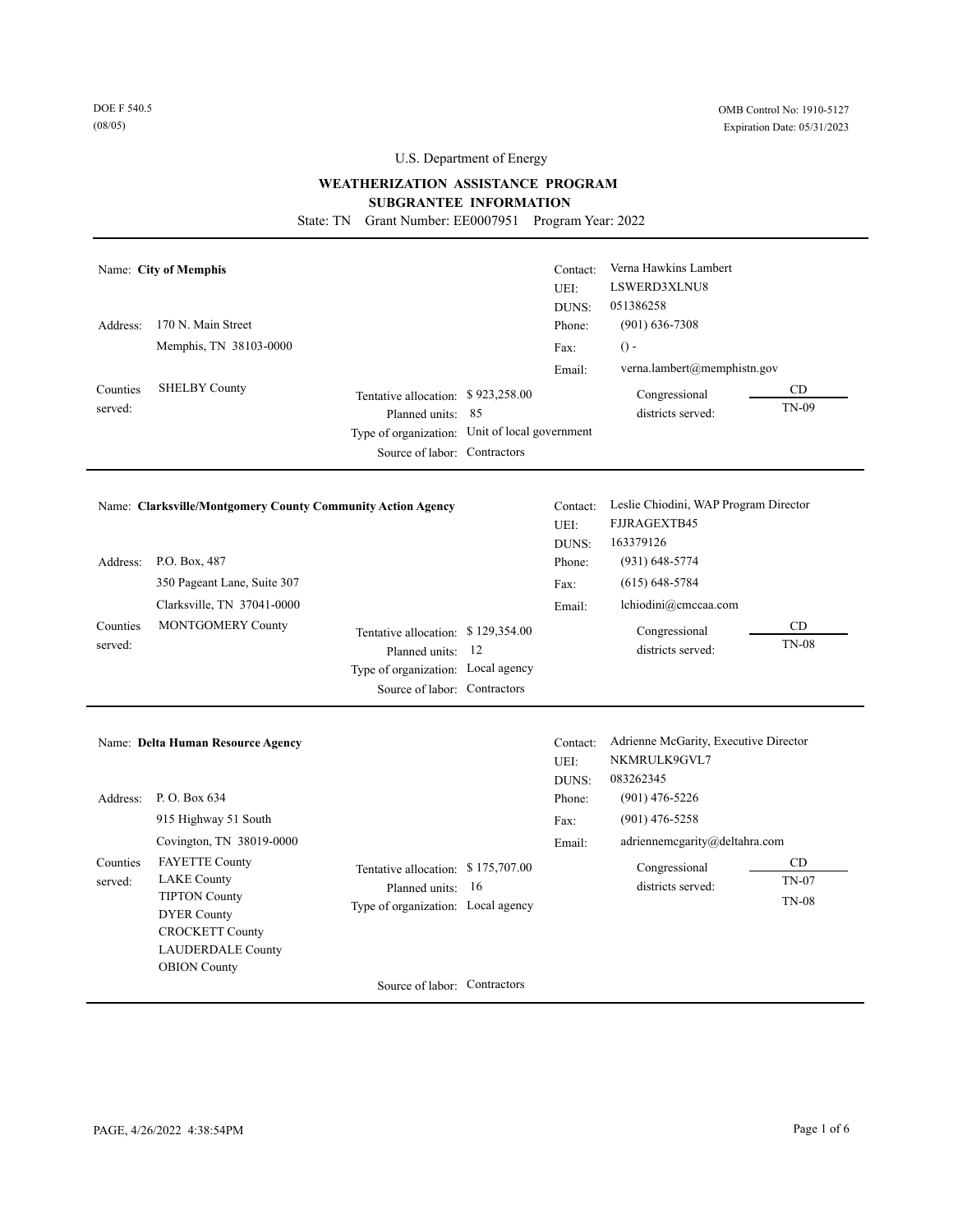DOE F 540.5
(08/05)

OMB Control No: 1910-5127
Expiration Date: 05/31/2023

U.S. Department of Energy

**WEATHERIZATION ASSISTANCE PROGRAM**
**SUBGRANTEE INFORMATION**

State: TN Grant Number: EE0007951 Program Year: 2022

---

Name: **City of Memphis**

Address: 170 N. Main Street
Memphis, TN 38103-0000

Contact: Verna Hawkins Lambert
UEI: LSWERD3XLNU8
DUNS: 051386258
Phone: (901) 636-7308
Fax: () -
Email: verna.lambert@memphistn.gov

Counties served: SHELBY County

Tentative allocation: $ 923,258.00
Planned units: 85
Type of organization: Unit of local government
Source of labor: Contractors

Congressional districts served:

| CD |
|---|
| TN-09 |

---

Name: **Clarksville/Montgomery County Community Action Agency**

Address: P.O. Box, 487
350 Pageant Lane, Suite 307
Clarksville, TN 37041-0000

Contact: Leslie Chiodini, WAP Program Director
UEI: FJJRAGEXTB45
DUNS: 163379126
Phone: (931) 648-5774
Fax: (615) 648-5784
Email: lchiodini@cmccaa.com

Counties served: MONTGOMERY County

Tentative allocation: $ 129,354.00
Planned units: 12
Type of organization: Local agency
Source of labor: Contractors

Congressional districts served:

| CD |
|---|
| TN-08 |

---

Name: **Delta Human Resource Agency**

Address: P. O. Box 634
915 Highway 51 South
Covington, TN 38019-0000

Contact: Adrienne McGarity, Executive Director
UEI: NKMRULK9GVL7
DUNS: 083262345
Phone: (901) 476-5226
Fax: (901) 476-5258
Email: adriennemcgarity@deltahra.com

Counties served:
FAYETTE County
LAKE County
TIPTON County
DYER County
CROCKETT County
LAUDERDALE County
OBION County

Tentative allocation: $ 175,707.00
Planned units: 16
Type of organization: Local agency
Source of labor: Contractors

Congressional districts served:

| CD |
|---|
| TN-07 |
| TN-08 |

---

PAGE, 4/26/2022 4:38:54PM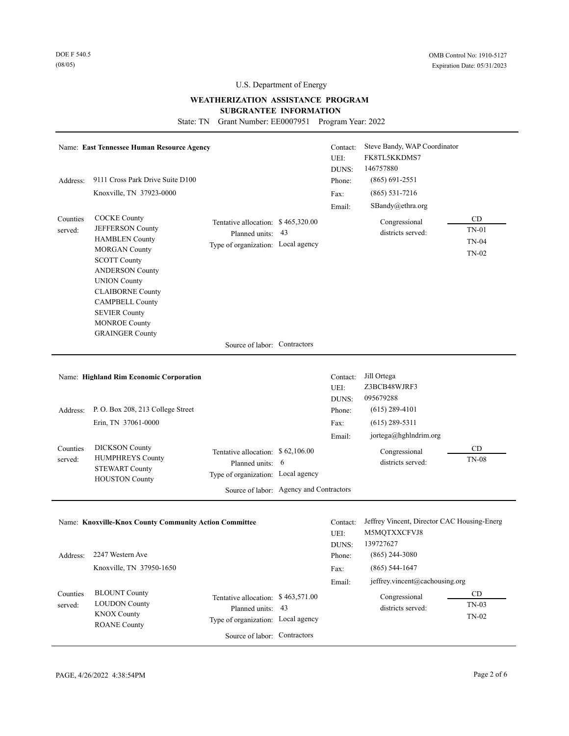DOE F 540.5
(08/05)

OMB Control No: 1910-5127
Expiration Date: 05/31/2023

U.S. Department of Energy

**WEATHERIZATION ASSISTANCE PROGRAM**
**SUBGRANTEE INFORMATION**

State: TN Grant Number: EE0007951 Program Year: 2022

---

Name: **East Tennessee Human Resource Agency**

Address: 9111 Cross Park Drive Suite D100
Knoxville, TN 37923-0000

Contact: Steve Bandy, WAP Coordinator
UEI: FK8TL5KKDMS7
DUNS: 146757880
Phone: (865) 691-2551
Fax: (865) 531-7216
Email: SBandy@ethra.org

Counties served:
COCKE County
JEFFERSON County
HAMBLEN County
MORGAN County
SCOTT County
ANDERSON County
UNION County
CLAIBORNE County
CAMPBELL County
SEVIER County
MONROE County
GRAINGER County

Tentative allocation: $ 465,320.00
Planned units: 43
Type of organization: Local agency
Source of labor: Contractors

| Congressional districts served | CD |
|---|---|
| | TN-01 |
| | TN-04 |
| | TN-02 |

---

Name: **Highland Rim Economic Corporation**

Address: P. O. Box 208, 213 College Street
Erin, TN 37061-0000

Contact: Jill Ortega
UEI: Z3BCB48WJRF3
DUNS: 095679288
Phone: (615) 289-4101
Fax: (615) 289-5311
Email: jortega@hghlndrim.org

Counties served:
DICKSON County
HUMPHREYS County
STEWART County
HOUSTON County

Tentative allocation: $ 62,106.00
Planned units: 6
Type of organization: Local agency
Source of labor: Agency and Contractors

| Congressional districts served | CD |
|---|---|
| | TN-08 |

---

Name: **Knoxville-Knox County Community Action Committee**

Address: 2247 Western Ave
Knoxville, TN 37950-1650

Contact: Jeffrey Vincent, Director CAC Housing-Energ
UEI: M5MQTXXCFVJ8
DUNS: 139727627
Phone: (865) 244-3080
Fax: (865) 544-1647
Email: jeffrey.vincent@cachousing.org

Counties served:
BLOUNT County
LOUDON County
KNOX County
ROANE County

Tentative allocation: $ 463,571.00
Planned units: 43
Type of organization: Local agency
Source of labor: Contractors

| Congressional districts served | CD |
|---|---|
| | TN-03 |
| | TN-02 |

---

PAGE, 4/26/2022 4:38:54PM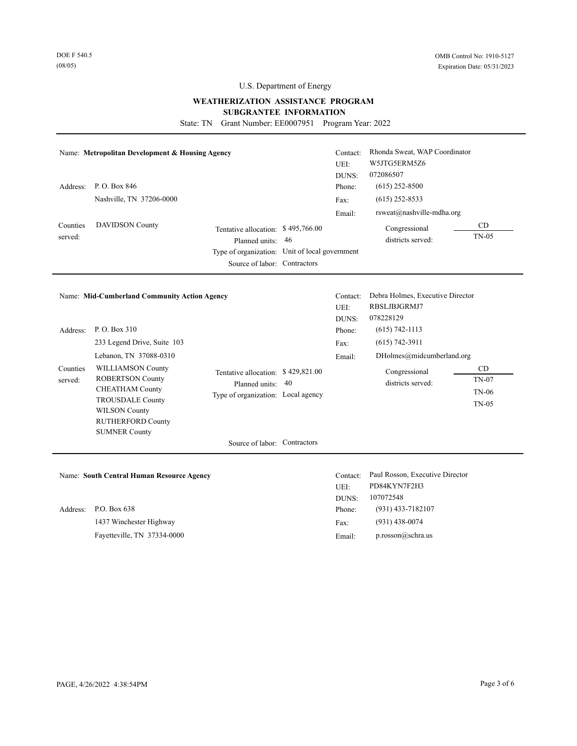DOE F 540.5
(08/05)

OMB Control No: 1910-5127
Expiration Date: 05/31/2023

U.S. Department of Energy

**WEATHERIZATION ASSISTANCE PROGRAM**
**SUBGRANTEE INFORMATION**

State: TN Grant Number: EE0007951 Program Year: 2022

---

Name: **Metropolitan Development & Housing Agency**

Contact: Rhonda Sweat, WAP Coordinator
UEI: W5JTG5ERM5Z6
DUNS: 072086507

Address: P. O. Box 846
Nashville, TN 37206-0000

Phone: (615) 252-8500
Fax: (615) 252-8533
Email: rsweat@nashville-mdha.org

Counties served: DAVIDSON County

Tentative allocation: $ 495,766.00
Planned units: 46
Type of organization: Unit of local government
Source of labor: Contractors

| Congressional districts served: | CD |
|---|---|
| | TN-05 |

---

Name: **Mid-Cumberland Community Action Agency**

Contact: Debra Holmes, Executive Director
UEI: RBSLJBJGRMJ7
DUNS: 078228129

Address: P. O. Box 310
233 Legend Drive, Suite 103
Lebanon, TN 37088-0310

Phone: (615) 742-1113
Fax: (615) 742-3911
Email: DHolmes@midcumberland.org

Counties served:
WILLIAMSON County
ROBERTSON County
CHEATHAM County
TROUSDALE County
WILSON County
RUTHERFORD County
SUMNER County

Tentative allocation: $ 429,821.00
Planned units: 40
Type of organization: Local agency
Source of labor: Contractors

| Congressional districts served: | CD |
|---|---|
| | TN-07 |
| | TN-06 |
| | TN-05 |

---

Name: **South Central Human Resource Agency**

Contact: Paul Rosson, Executive Director
UEI: PD84KYN7F2H3
DUNS: 107072548

Address: P.O. Box 638
1437 Winchester Highway
Fayetteville, TN 37334-0000

Phone: (931) 433-7182107
Fax: (931) 438-0074
Email: p.rosson@schra.us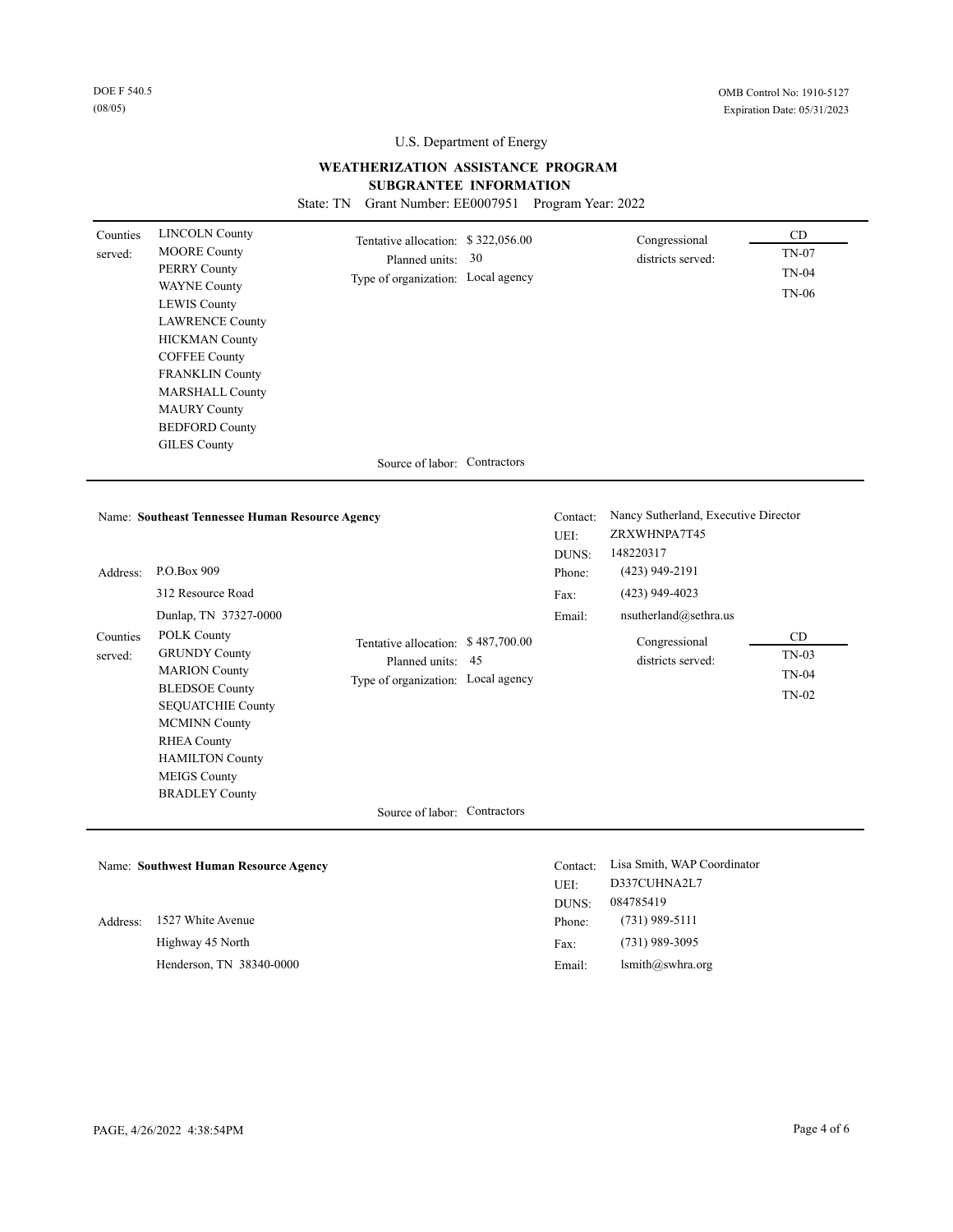DOE F 540.5
(08/05)

OMB Control No: 1910-5127
Expiration Date: 05/31/2023

U.S. Department of Energy

**WEATHERIZATION ASSISTANCE PROGRAM**
**SUBGRANTEE INFORMATION**

State: TN Grant Number: EE0007951 Program Year: 2022

---

Counties served:
- LINCOLN County
- MOORE County
- PERRY County
- WAYNE County
- LEWIS County
- LAWRENCE County
- HICKMAN County
- COFFEE County
- FRANKLIN County
- MARSHALL County
- MAURY County
- BEDFORD County
- GILES County

Tentative allocation: $ 322,056.00
Planned units: 30
Type of organization: Local agency

Congressional districts served:

| CD |
|---|
| TN-07 |
| TN-04 |
| TN-06 |

Source of labor: Contractors

---

Name: **Southeast Tennessee Human Resource Agency**

Contact: Nancy Sutherland, Executive Director
UEI: ZRXWHNPA7T45
DUNS: 148220317

Address: P.O.Box 909
312 Resource Road
Dunlap, TN 37327-0000

Phone: (423) 949-2191
Fax: (423) 949-4023
Email: nsutherland@sethra.us

Counties served:
- POLK County
- GRUNDY County
- MARION County
- BLEDSOE County
- SEQUATCHIE County
- MCMINN County
- RHEA County
- HAMILTON County
- MEIGS County
- BRADLEY County

Tentative allocation: $ 487,700.00
Planned units: 45
Type of organization: Local agency

Congressional districts served:

| CD |
|---|
| TN-03 |
| TN-04 |
| TN-02 |

Source of labor: Contractors

---

Name: **Southwest Human Resource Agency**

Contact: Lisa Smith, WAP Coordinator
UEI: D337CUHNA2L7
DUNS: 084785419

Address: 1527 White Avenue
Highway 45 North
Henderson, TN 38340-0000

Phone: (731) 989-5111
Fax: (731) 989-3095
Email: lsmith@swhra.org

PAGE, 4/26/2022 4:38:54PM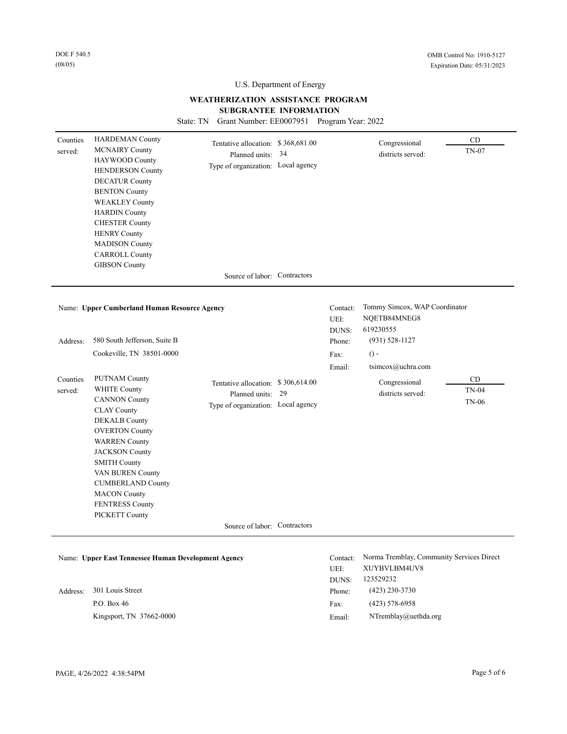DOE F 540.5
(08/05)

OMB Control No: 1910-5127
Expiration Date: 05/31/2023

U.S. Department of Energy

**WEATHERIZATION ASSISTANCE PROGRAM**
**SUBGRANTEE INFORMATION**

State: TN Grant Number: EE0007951 Program Year: 2022

---

Counties served:
HARDEMAN County
MCNAIRY County
HAYWOOD County
HENDERSON County
DECATUR County
BENTON County
WEAKLEY County
HARDIN County
CHESTER County
HENRY County
MADISON County
CARROLL County
GIBSON County

Tentative allocation: $ 368,681.00
Planned units: 34
Type of organization: Local agency
Source of labor: Contractors

Congressional districts served:

| CD |
|---|
| TN-07 |

---

Name: **Upper Cumberland Human Resource Agency**

Contact: Tommy Simcox, WAP Coordinator
UEI: NQETB84MNEG8
DUNS: 619230555

Address: 580 South Jefferson, Suite B
Cookeville, TN 38501-0000

Phone: (931) 528-1127
Fax: () -
Email: tsimcox@uchra.com

Counties served:
PUTNAM County
WHITE County
CANNON County
CLAY County
DEKALB County
OVERTON County
WARREN County
JACKSON County
SMITH County
VAN BUREN County
CUMBERLAND County
MACON County
FENTRESS County
PICKETT County

Tentative allocation: $ 306,614.00
Planned units: 29
Type of organization: Local agency
Source of labor: Contractors

Congressional districts served:

| CD |
|---|
| TN-04 |
| TN-06 |

---

Name: **Upper East Tennessee Human Development Agency**

Contact: Norma Tremblay, Community Services Direct
UEI: XUYBVLBM4UV8
DUNS: 123529232

Address: 301 Louis Street
P.O. Box 46
Kingsport, TN 37662-0000

Phone: (423) 230-3730
Fax: (423) 578-6958
Email: NTremblay@uethda.org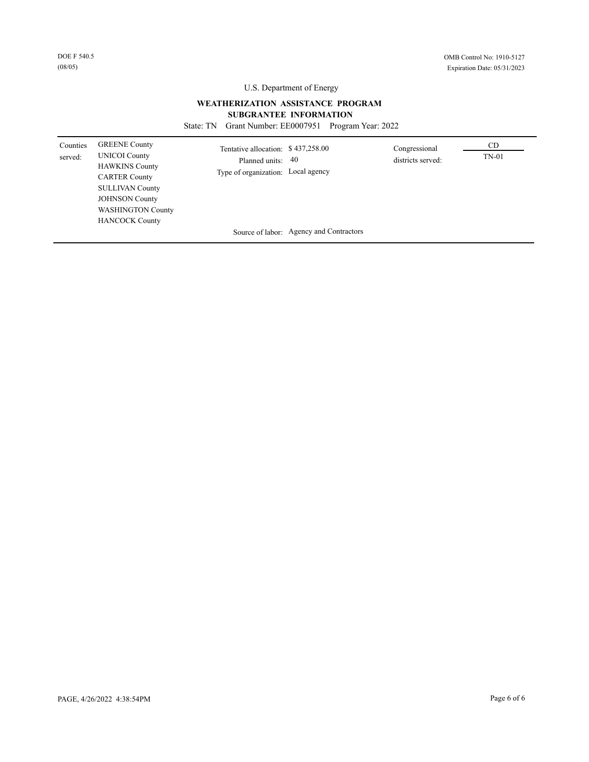DOE F 540.5
(08/05)

OMB Control No: 1910-5127
Expiration Date: 05/31/2023

U.S. Department of Energy

## WEATHERIZATION ASSISTANCE PROGRAM
## SUBGRANTEE INFORMATION

State: TN Grant Number: EE0007951 Program Year: 2022

| Counties served: | | | | Congressional districts served: | CD |
|---|---|---|---|---|---|
| | GREENE County | Tentative allocation: | $ 437,258.00 | | TN-01 |
| | UNICOI County | Planned units: | 40 | | |
| | HAWKINS County | Type of organization: | Local agency | | |
| | CARTER County | | | | |
| | SULLIVAN County | | | | |
| | JOHNSON County | | | | |
| | WASHINGTON County | | | | |
| | HANCOCK County | | | | |
| | | Source of labor: | Agency and Contractors | | |

PAGE, 4/26/2022 4:38:54PM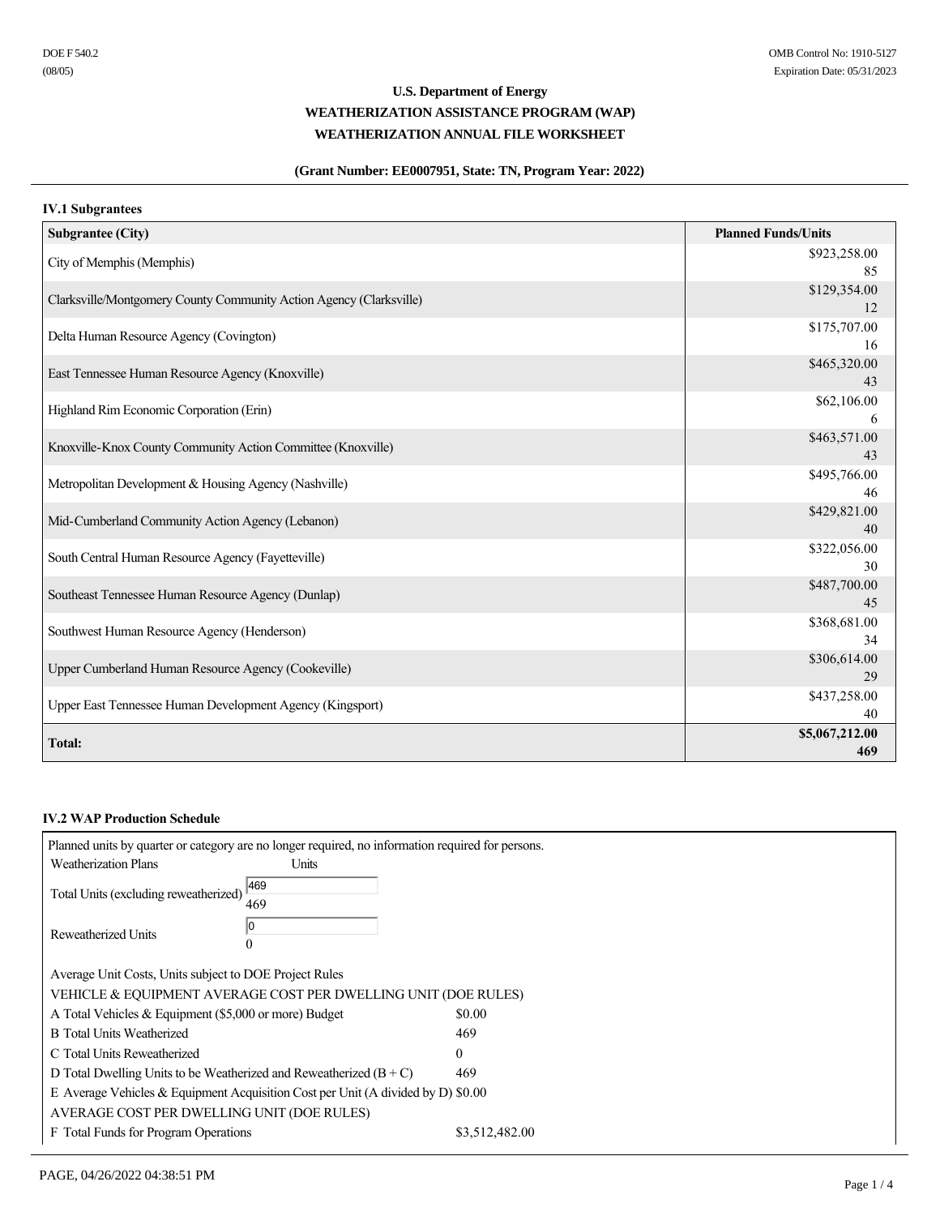DOE F 540.2
(08/05)

OMB Control No: 1910-5127
Expiration Date: 05/31/2023

**U.S. Department of Energy**

**WEATHERIZATION ASSISTANCE PROGRAM (WAP)**

**WEATHERIZATION ANNUAL FILE WORKSHEET**

**(Grant Number: EE0007951, State: TN, Program Year: 2022)**

### IV.1 Subgrantees

| Subgrantee (City) | Planned Funds/Units |
|---|---|
| City of Memphis (Memphis) | $923,258.00<br>85 |
| Clarksville/Montgomery County Community Action Agency (Clarksville) | $129,354.00<br>12 |
| Delta Human Resource Agency (Covington) | $175,707.00<br>16 |
| East Tennessee Human Resource Agency (Knoxville) | $465,320.00<br>43 |
| Highland Rim Economic Corporation (Erin) | $62,106.00<br>6 |
| Knoxville-Knox County Community Action Committee (Knoxville) | $463,571.00<br>43 |
| Metropolitan Development & Housing Agency (Nashville) | $495,766.00<br>46 |
| Mid-Cumberland Community Action Agency (Lebanon) | $429,821.00<br>40 |
| South Central Human Resource Agency (Fayetteville) | $322,056.00<br>30 |
| Southeast Tennessee Human Resource Agency (Dunlap) | $487,700.00<br>45 |
| Southwest Human Resource Agency (Henderson) | $368,681.00<br>34 |
| Upper Cumberland Human Resource Agency (Cookeville) | $306,614.00<br>29 |
| Upper East Tennessee Human Development Agency (Kingsport) | $437,258.00<br>40 |
| **Total:** | **$5,067,212.00**<br>**469** |

### IV.2 WAP Production Schedule

Planned units by quarter or category are no longer required, no information required for persons.

| Weatherization Plans | Units |
|---|---|
| Total Units (excluding reweatherized) | 469<br>469 |
| Reweatherized Units | 0<br>0 |

Average Unit Costs, Units subject to DOE Project Rules

VEHICLE & EQUIPMENT AVERAGE COST PER DWELLING UNIT (DOE RULES)

| | |
|---|---|
| A Total Vehicles & Equipment ($5,000 or more) Budget | $0.00 |
| B Total Units Weatherized | 469 |
| C Total Units Reweatherized | 0 |
| D Total Dwelling Units to be Weatherized and Reweatherized (B + C) | 469 |
| E Average Vehicles & Equipment Acquisition Cost per Unit (A divided by D) | $0.00 |

AVERAGE COST PER DWELLING UNIT (DOE RULES)

| | |
|---|---|
| F Total Funds for Program Operations | $3,512,482.00 |

PAGE, 04/26/2022 04:38:51 PM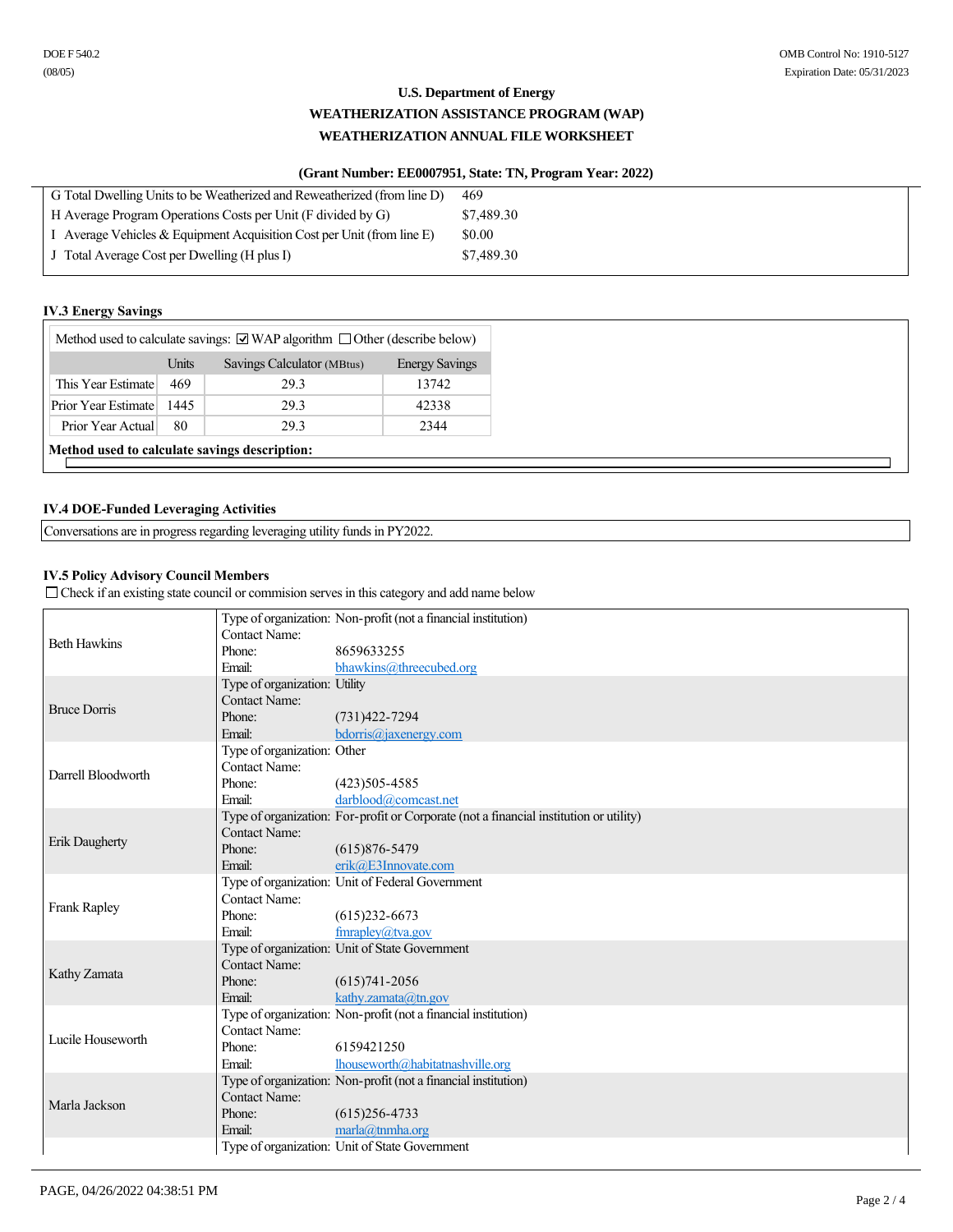DOE F 540.2
(08/05)

OMB Control No: 1910-5127
Expiration Date: 05/31/2023

**U.S. Department of Energy**

**WEATHERIZATION ASSISTANCE PROGRAM (WAP)**

**WEATHERIZATION ANNUAL FILE WORKSHEET**

**(Grant Number: EE0007951, State: TN, Program Year: 2022)**

| | |
|---|---|
| G Total Dwelling Units to be Weatherized and Reweatherized (from line D) | 469 |
| H Average Program Operations Costs per Unit (F divided by G) | $7,489.30 |
| I Average Vehicles & Equipment Acquisition Cost per Unit (from line E) | $0.00 |
| J Total Average Cost per Dwelling (H plus I) | $7,489.30 |

### IV.3 Energy Savings

Method used to calculate savings: ☑ WAP algorithm ☐ Other (describe below)

| | Units | Savings Calculator (MBtus) | Energy Savings |
|---|---|---|---|
| This Year Estimate | 469 | 29.3 | 13742 |
| Prior Year Estimate | 1445 | 29.3 | 42338 |
| Prior Year Actual | 80 | 29.3 | 2344 |

**Method used to calculate savings description:**

### IV.4 DOE-Funded Leveraging Activities

Conversations are in progress regarding leveraging utility funds in PY2022.

### IV.5 Policy Advisory Council Members

☐ Check if an existing state council or commision serves in this category and add name below

| Name | Details |
|---|---|
| Beth Hawkins | Type of organization: Non-profit (not a financial institution)<br>Contact Name:<br>Phone: 8659633255<br>Email: bhawkins@threecubed.org |
| Bruce Dorris | Type of organization: Utility<br>Contact Name:<br>Phone: (731)422-7294<br>Email: bdorris@jaxenergy.com |
| Darrell Bloodworth | Type of organization: Other<br>Contact Name:<br>Phone: (423)505-4585<br>Email: darblood@comcast.net |
| Erik Daugherty | Type of organization: For-profit or Corporate (not a financial institution or utility)<br>Contact Name:<br>Phone: (615)876-5479<br>Email: erik@E3Innovate.com |
| Frank Rapley | Type of organization: Unit of Federal Government<br>Contact Name:<br>Phone: (615)232-6673<br>Email: fmrapley@tva.gov |
| Kathy Zamata | Type of organization: Unit of State Government<br>Contact Name:<br>Phone: (615)741-2056<br>Email: kathy.zamata@tn.gov |
| Lucile Houseworth | Type of organization: Non-profit (not a financial institution)<br>Contact Name:<br>Phone: 6159421250<br>Email: lhouseworth@habitatnashville.org |
| Marla Jackson | Type of organization: Non-profit (not a financial institution)<br>Contact Name:<br>Phone: (615)256-4733<br>Email: marla@tnmha.org |
| | Type of organization: Unit of State Government |

PAGE, 04/26/2022 04:38:51 PM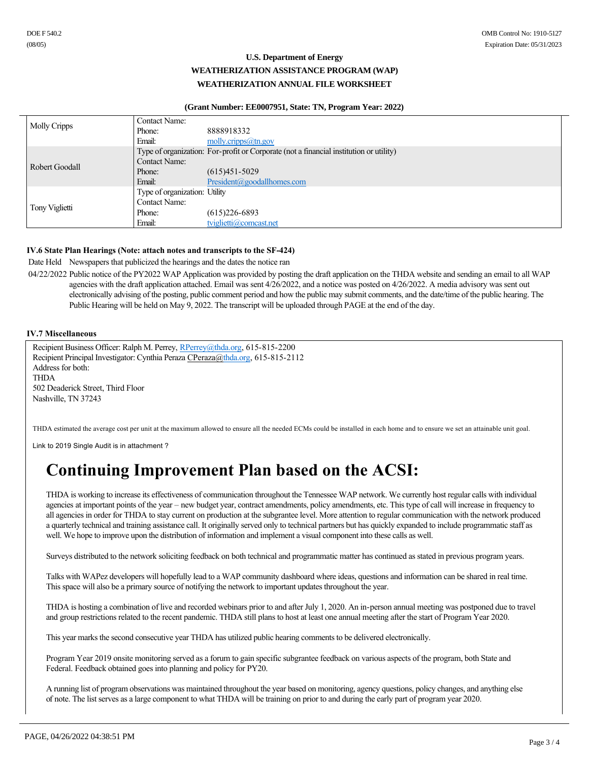**U.S. Department of Energy**

**WEATHERIZATION ASSISTANCE PROGRAM (WAP)**

**WEATHERIZATION ANNUAL FILE WORKSHEET**

**(Grant Number: EE0007951, State: TN, Program Year: 2022)**

| | | |
|---|---|---|
| Molly Cripps | Contact Name: | |
| | Phone: | 8888918332 |
| | Email: | molly.cripps@tn.gov |
| Robert Goodall | Type of organization: | For-profit or Corporate (not a financial institution or utility) |
| | Contact Name: | |
| | Phone: | (615)451-5029 |
| | Email: | President@goodallhomes.com |
| Tony Viglietti | Type of organization: | Utility |
| | Contact Name: | |
| | Phone: | (615)226-6893 |
| | Email: | tviglietti@comcast.net |

**IV.6 State Plan Hearings (Note: attach notes and transcripts to the SF-424)**

| Date Held | Newspapers that publicized the hearings and the dates the notice ran |
|---|---|
| 04/22/2022 | Public notice of the PY2022 WAP Application was provided by posting the draft application on the THDA website and sending an email to all WAP agencies with the draft application attached. Email was sent 4/26/2022, and a notice was posted on 4/26/2022. A media advisory was sent out electronically advising of the posting, public comment period and how the public may submit comments, and the date/time of the public hearing. The Public Hearing will be held on May 9, 2022. The transcript will be uploaded through PAGE at the end of the day. |

**IV.7 Miscellaneous**

Recipient Business Officer: Ralph M. Perrey, RPerrey@thda.org, 615-815-2200
Recipient Principal Investigator: Cynthia Peraza CPeraza@thda.org, 615-815-2112
Address for both:
THDA
502 Deaderick Street, Third Floor
Nashville, TN 37243

THDA estimated the average cost per unit at the maximum allowed to ensure all the needed ECMs could be installed in each home and to ensure we set an attainable unit goal.

Link to 2019 Single Audit is in attachment ?

# Continuing Improvement Plan based on the ACSI:

THDA is working to increase its effectiveness of communication throughout the Tennessee WAP network. We currently host regular calls with individual agencies at important points of the year – new budget year, contract amendments, policy amendments, etc. This type of call will increase in frequency to all agencies in order for THDA to stay current on production at the subgrantee level. More attention to regular communication with the network produced a quarterly technical and training assistance call. It originally served only to technical partners but has quickly expanded to include programmatic staff as well. We hope to improve upon the distribution of information and implement a visual component into these calls as well.

Surveys distributed to the network soliciting feedback on both technical and programmatic matter has continued as stated in previous program years.

Talks with WAPez developers will hopefully lead to a WAP community dashboard where ideas, questions and information can be shared in real time. This space will also be a primary source of notifying the network to important updates throughout the year.

THDA is hosting a combination of live and recorded webinars prior to and after July 1, 2020. An in-person annual meeting was postponed due to travel and group restrictions related to the recent pandemic. THDA still plans to host at least one annual meeting after the start of Program Year 2020.

This year marks the second consecutive year THDA has utilized public hearing comments to be delivered electronically.

Program Year 2019 onsite monitoring served as a forum to gain specific subgrantee feedback on various aspects of the program, both State and Federal. Feedback obtained goes into planning and policy for PY20.

A running list of program observations was maintained throughout the year based on monitoring, agency questions, policy changes, and anything else of note. The list serves as a large component to what THDA will be training on prior to and during the early part of program year 2020.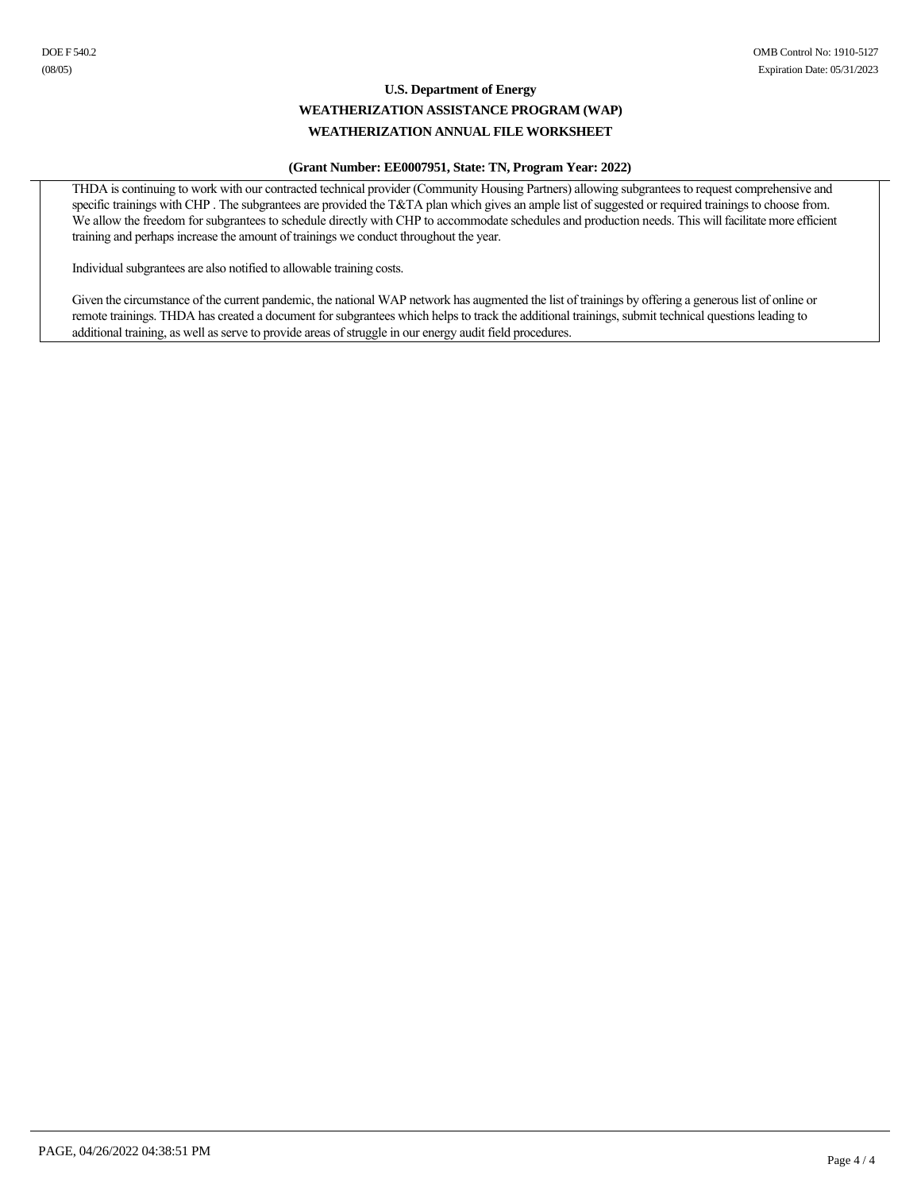U.S. Department of Energy

WEATHERIZATION ASSISTANCE PROGRAM (WAP)

WEATHERIZATION ANNUAL FILE WORKSHEET

(Grant Number: EE0007951, State: TN, Program Year: 2022)

THDA is continuing to work with our contracted technical provider (Community Housing Partners) allowing subgrantees to request comprehensive and specific trainings with CHP . The subgrantees are provided the T&TA plan which gives an ample list of suggested or required trainings to choose from. We allow the freedom for subgrantees to schedule directly with CHP to accommodate schedules and production needs. This will facilitate more efficient training and perhaps increase the amount of trainings we conduct throughout the year.

Individual subgrantees are also notified to allowable training costs.

Given the circumstance of the current pandemic, the national WAP network has augmented the list of trainings by offering a generous list of online or remote trainings. THDA has created a document for subgrantees which helps to track the additional trainings, submit technical questions leading to additional training, as well as serve to provide areas of struggle in our energy audit field procedures.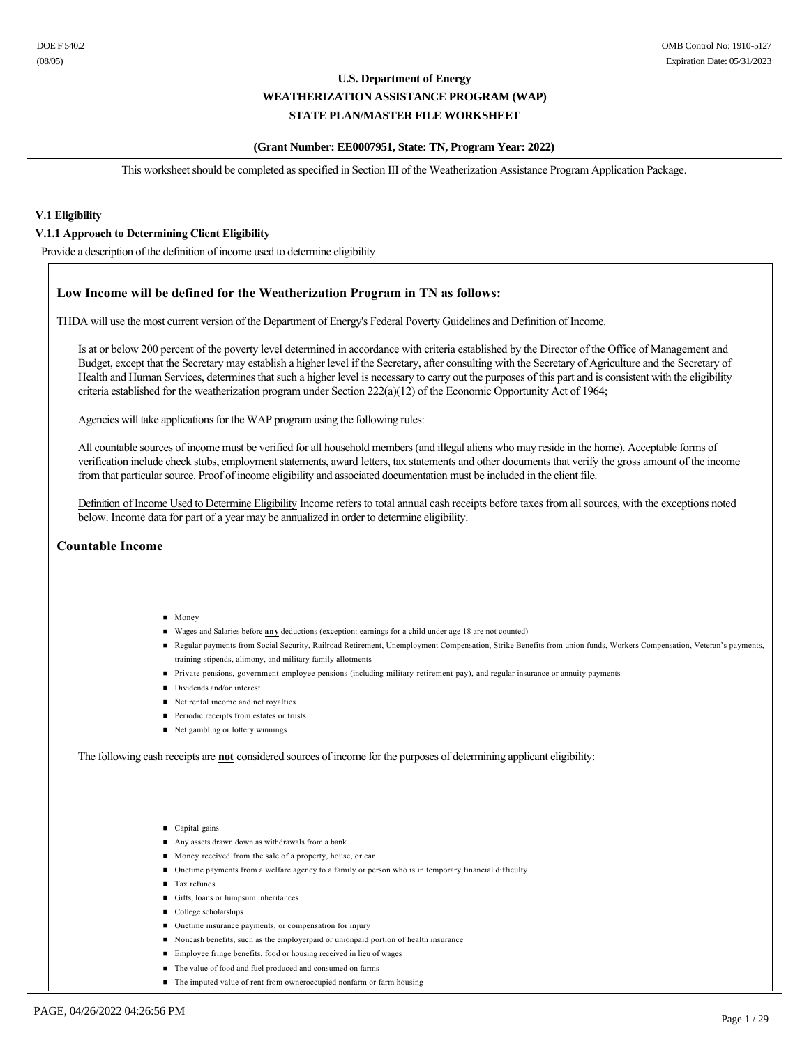DOE F 540.2
(08/05)

OMB Control No: 1910-5127
Expiration Date: 05/31/2023

**U.S. Department of Energy**

**WEATHERIZATION ASSISTANCE PROGRAM (WAP)**

**STATE PLAN/MASTER FILE WORKSHEET**

**(Grant Number: EE0007951, State: TN, Program Year: 2022)**

This worksheet should be completed as specified in Section III of the Weatherization Assistance Program Application Package.

**V.1 Eligibility**

**V.1.1 Approach to Determining Client Eligibility**

Provide a description of the definition of income used to determine eligibility

## Low Income will be defined for the Weatherization Program in TN as follows:

THDA will use the most current version of the Department of Energy's Federal Poverty Guidelines and Definition of Income.

Is at or below 200 percent of the poverty level determined in accordance with criteria established by the Director of the Office of Management and Budget, except that the Secretary may establish a higher level if the Secretary, after consulting with the Secretary of Agriculture and the Secretary of Health and Human Services, determines that such a higher level is necessary to carry out the purposes of this part and is consistent with the eligibility criteria established for the weatherization program under Section 222(a)(12) of the Economic Opportunity Act of 1964;

Agencies will take applications for the WAP program using the following rules:

All countable sources of income must be verified for all household members (and illegal aliens who may reside in the home). Acceptable forms of verification include check stubs, employment statements, award letters, tax statements and other documents that verify the gross amount of the income from that particular source. Proof of income eligibility and associated documentation must be included in the client file.

Definition of Income Used to Determine Eligibility Income refers to total annual cash receipts before taxes from all sources, with the exceptions noted below. Income data for part of a year may be annualized in order to determine eligibility.

## Countable Income

- Money
- Wages and Salaries before **any** deductions (exception: earnings for a child under age 18 are not counted)
- Regular payments from Social Security, Railroad Retirement, Unemployment Compensation, Strike Benefits from union funds, Workers Compensation, Veteran's payments, training stipends, alimony, and military family allotments
- Private pensions, government employee pensions (including military retirement pay), and regular insurance or annuity payments
- Dividends and/or interest
- Net rental income and net royalties
- Periodic receipts from estates or trusts
- Net gambling or lottery winnings

The following cash receipts are **not** considered sources of income for the purposes of determining applicant eligibility:

- Capital gains
- Any assets drawn down as withdrawals from a bank
- Money received from the sale of a property, house, or car
- Onetime payments from a welfare agency to a family or person who is in temporary financial difficulty
- Tax refunds
- Gifts, loans or lumpsum inheritances
- College scholarships
- Onetime insurance payments, or compensation for injury
- Noncash benefits, such as the employerpaid or unionpaid portion of health insurance
- Employee fringe benefits, food or housing received in lieu of wages
- The value of food and fuel produced and consumed on farms
- The imputed value of rent from owneroccupied nonfarm or farm housing

PAGE, 04/26/2022 04:26:56 PM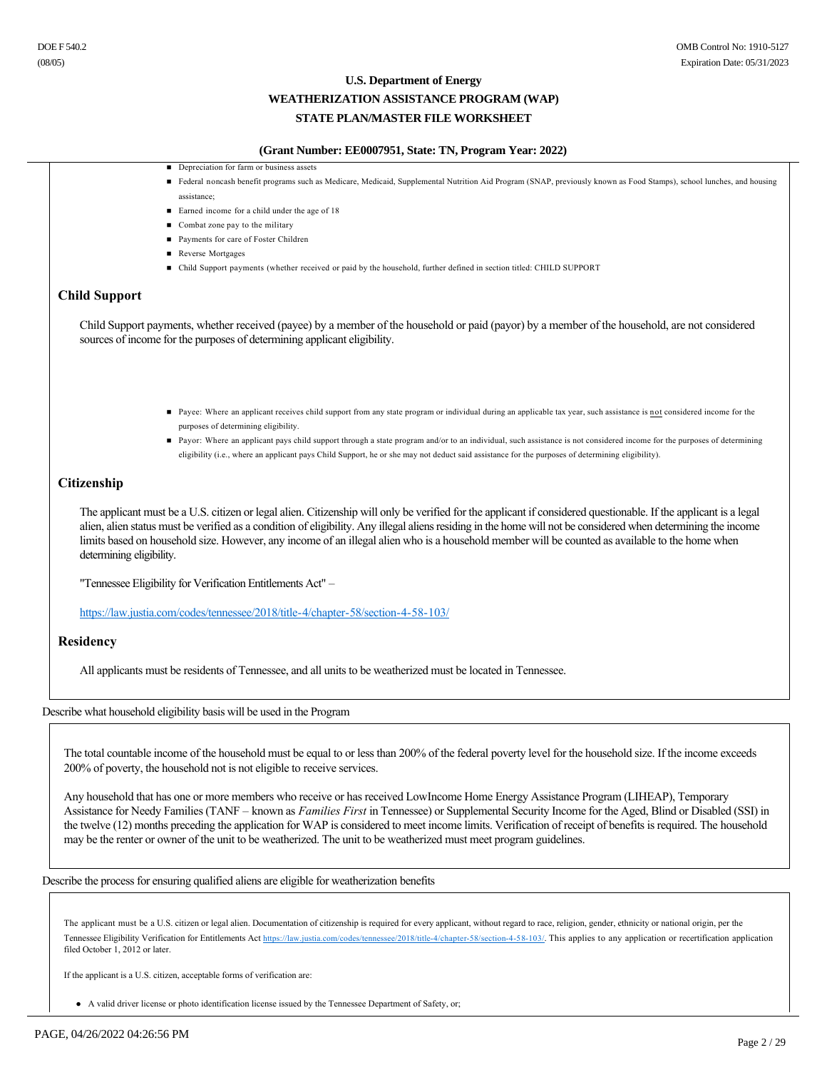- Depreciation for farm or business assets
- Federal noncash benefit programs such as Medicare, Medicaid, Supplemental Nutrition Aid Program (SNAP, previously known as Food Stamps), school lunches, and housing assistance;
- Earned income for a child under the age of 18
- Combat zone pay to the military
- Payments for care of Foster Children
- Reverse Mortgages
- Child Support payments (whether received or paid by the household, further defined in section titled: CHILD SUPPORT

## Child Support

Child Support payments, whether received (payee) by a member of the household or paid (payor) by a member of the household, are not considered sources of income for the purposes of determining applicant eligibility.

- Payee: Where an applicant receives child support from any state program or individual during an applicable tax year, such assistance is not considered income for the purposes of determining eligibility.
- Payor: Where an applicant pays child support through a state program and/or to an individual, such assistance is not considered income for the purposes of determining eligibility (i.e., where an applicant pays Child Support, he or she may not deduct said assistance for the purposes of determining eligibility).

## Citizenship

The applicant must be a U.S. citizen or legal alien. Citizenship will only be verified for the applicant if considered questionable. If the applicant is a legal alien, alien status must be verified as a condition of eligibility. Any illegal aliens residing in the home will not be considered when determining the income limits based on household size. However, any income of an illegal alien who is a household member will be counted as available to the home when determining eligibility.

"Tennessee Eligibility for Verification Entitlements Act" –

https://law.justia.com/codes/tennessee/2018/title-4/chapter-58/section-4-58-103/

## Residency

All applicants must be residents of Tennessee, and all units to be weatherized must be located in Tennessee.

Describe what household eligibility basis will be used in the Program

The total countable income of the household must be equal to or less than 200% of the federal poverty level for the household size. If the income exceeds 200% of poverty, the household not is not eligible to receive services.

Any household that has one or more members who receive or has received LowIncome Home Energy Assistance Program (LIHEAP), Temporary Assistance for Needy Families (TANF – known as *Families First* in Tennessee) or Supplemental Security Income for the Aged, Blind or Disabled (SSI) in the twelve (12) months preceding the application for WAP is considered to meet income limits. Verification of receipt of benefits is required. The household may be the renter or owner of the unit to be weatherized. The unit to be weatherized must meet program guidelines.

Describe the process for ensuring qualified aliens are eligible for weatherization benefits

The applicant must be a U.S. citizen or legal alien. Documentation of citizenship is required for every applicant, without regard to race, religion, gender, ethnicity or national origin, per the Tennessee Eligibility Verification for Entitlements Act https://law.justia.com/codes/tennessee/2018/title-4/chapter-58/section-4-58-103/. This applies to any application or recertification application filed October 1, 2012 or later.

If the applicant is a U.S. citizen, acceptable forms of verification are:

- A valid driver license or photo identification license issued by the Tennessee Department of Safety, or;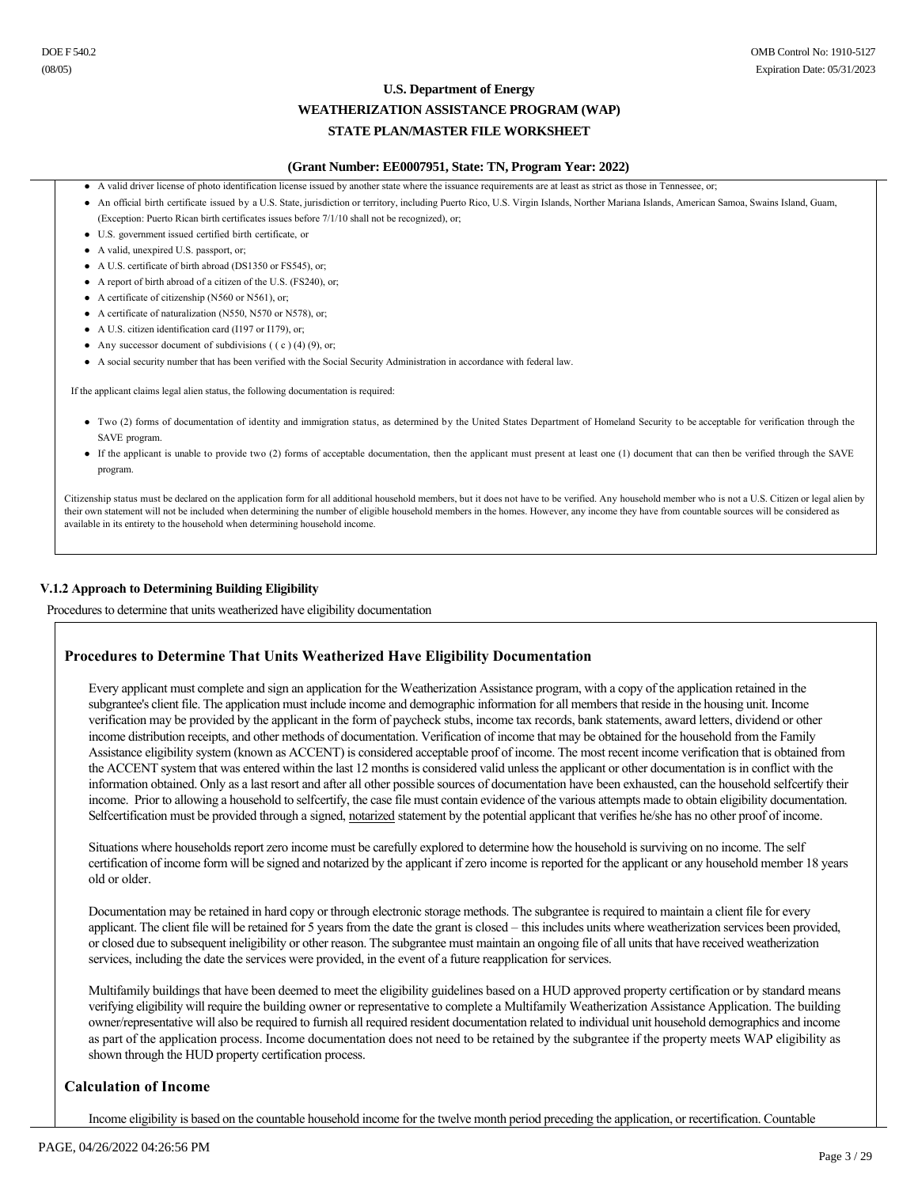**U.S. Department of Energy**

**WEATHERIZATION ASSISTANCE PROGRAM (WAP)**

**STATE PLAN/MASTER FILE WORKSHEET**

**(Grant Number: EE0007951, State: TN, Program Year: 2022)**

- A valid driver license of photo identification license issued by another state where the issuance requirements are at least as strict as those in Tennessee, or;
- An official birth certificate issued by a U.S. State, jurisdiction or territory, including Puerto Rico, U.S. Virgin Islands, Norther Mariana Islands, American Samoa, Swains Island, Guam, (Exception: Puerto Rican birth certificates issues before 7/1/10 shall not be recognized), or;
- U.S. government issued certified birth certificate, or
- A valid, unexpired U.S. passport, or;
- A U.S. certificate of birth abroad (DS1350 or FS545), or;
- A report of birth abroad of a citizen of the U.S. (FS240), or;
- A certificate of citizenship (N560 or N561), or;
- A certificate of naturalization (N550, N570 or N578), or;
- A U.S. citizen identification card (I197 or I179), or;
- Any successor document of subdivisions ( ( c ) (4) (9), or;
- A social security number that has been verified with the Social Security Administration in accordance with federal law.

If the applicant claims legal alien status, the following documentation is required:

- Two (2) forms of documentation of identity and immigration status, as determined by the United States Department of Homeland Security to be acceptable for verification through the SAVE program.
- If the applicant is unable to provide two (2) forms of acceptable documentation, then the applicant must present at least one (1) document that can then be verified through the SAVE program.

Citizenship status must be declared on the application form for all additional household members, but it does not have to be verified. Any household member who is not a U.S. Citizen or legal alien by their own statement will not be included when determining the number of eligible household members in the homes. However, any income they have from countable sources will be considered as available in its entirety to the household when determining household income.

### V.1.2 Approach to Determining Building Eligibility

Procedures to determine that units weatherized have eligibility documentation

## Procedures to Determine That Units Weatherized Have Eligibility Documentation

Every applicant must complete and sign an application for the Weatherization Assistance program, with a copy of the application retained in the subgrantee's client file. The application must include income and demographic information for all members that reside in the housing unit. Income verification may be provided by the applicant in the form of paycheck stubs, income tax records, bank statements, award letters, dividend or other income distribution receipts, and other methods of documentation. Verification of income that may be obtained for the household from the Family Assistance eligibility system (known as ACCENT) is considered acceptable proof of income. The most recent income verification that is obtained from the ACCENT system that was entered within the last 12 months is considered valid unless the applicant or other documentation is in conflict with the information obtained. Only as a last resort and after all other possible sources of documentation have been exhausted, can the household selfcertify their income. Prior to allowing a household to selfcertify, the case file must contain evidence of the various attempts made to obtain eligibility documentation. Selfcertification must be provided through a signed, notarized statement by the potential applicant that verifies he/she has no other proof of income.

Situations where households report zero income must be carefully explored to determine how the household is surviving on no income. The self certification of income form will be signed and notarized by the applicant if zero income is reported for the applicant or any household member 18 years old or older.

Documentation may be retained in hard copy or through electronic storage methods. The subgrantee is required to maintain a client file for every applicant. The client file will be retained for 5 years from the date the grant is closed – this includes units where weatherization services been provided, or closed due to subsequent ineligibility or other reason. The subgrantee must maintain an ongoing file of all units that have received weatherization services, including the date the services were provided, in the event of a future reapplication for services.

Multifamily buildings that have been deemed to meet the eligibility guidelines based on a HUD approved property certification or by standard means verifying eligibility will require the building owner or representative to complete a Multifamily Weatherization Assistance Application. The building owner/representative will also be required to furnish all required resident documentation related to individual unit household demographics and income as part of the application process. Income documentation does not need to be retained by the subgrantee if the property meets WAP eligibility as shown through the HUD property certification process.

## Calculation of Income

Income eligibility is based on the countable household income for the twelve month period preceding the application, or recertification. Countable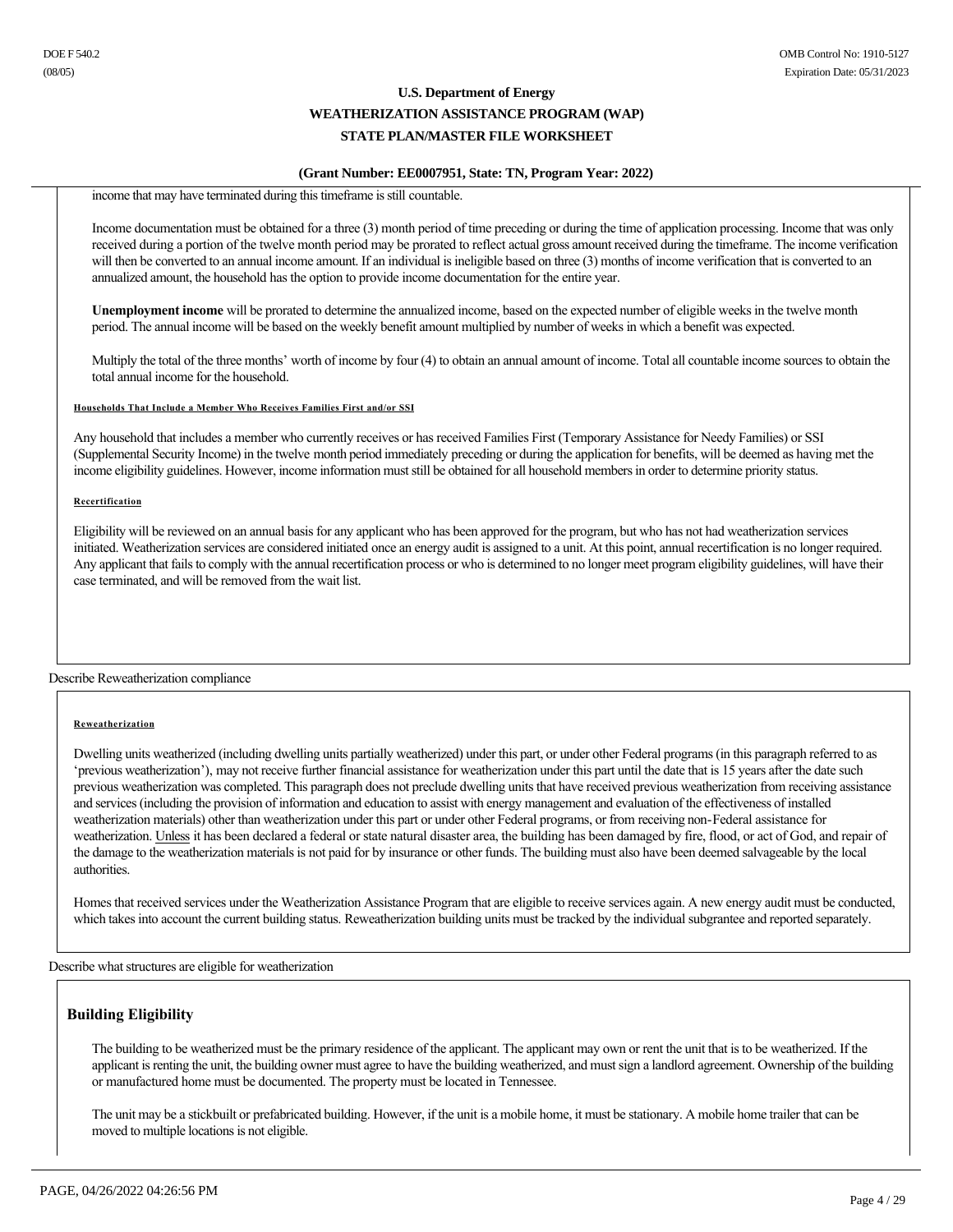income that may have terminated during this timeframe is still countable.

Income documentation must be obtained for a three (3) month period of time preceding or during the time of application processing. Income that was only received during a portion of the twelve month period may be prorated to reflect actual gross amount received during the timeframe. The income verification will then be converted to an annual income amount. If an individual is ineligible based on three (3) months of income verification that is converted to an annualized amount, the household has the option to provide income documentation for the entire year.

**Unemployment income** will be prorated to determine the annualized income, based on the expected number of eligible weeks in the twelve month period. The annual income will be based on the weekly benefit amount multiplied by number of weeks in which a benefit was expected.

Multiply the total of the three months' worth of income by four (4) to obtain an annual amount of income. Total all countable income sources to obtain the total annual income for the household.

###### Households That Include a Member Who Receives Families First and/or SSI

Any household that includes a member who currently receives or has received Families First (Temporary Assistance for Needy Families) or SSI (Supplemental Security Income) in the twelve month period immediately preceding or during the application for benefits, will be deemed as having met the income eligibility guidelines. However, income information must still be obtained for all household members in order to determine priority status.

###### Recertification

Eligibility will be reviewed on an annual basis for any applicant who has been approved for the program, but who has not had weatherization services initiated. Weatherization services are considered initiated once an energy audit is assigned to a unit. At this point, annual recertification is no longer required. Any applicant that fails to comply with the annual recertification process or who is determined to no longer meet program eligibility guidelines, will have their case terminated, and will be removed from the wait list.

Describe Reweatherization compliance

###### Reweatherization

Dwelling units weatherized (including dwelling units partially weatherized) under this part, or under other Federal programs (in this paragraph referred to as 'previous weatherization'), may not receive further financial assistance for weatherization under this part until the date that is 15 years after the date such previous weatherization was completed. This paragraph does not preclude dwelling units that have received previous weatherization from receiving assistance and services (including the provision of information and education to assist with energy management and evaluation of the effectiveness of installed weatherization materials) other than weatherization under this part or under other Federal programs, or from receiving non-Federal assistance for weatherization. Unless it has been declared a federal or state natural disaster area, the building has been damaged by fire, flood, or act of God, and repair of the damage to the weatherization materials is not paid for by insurance or other funds. The building must also have been deemed salvageable by the local authorities.

Homes that received services under the Weatherization Assistance Program that are eligible to receive services again. A new energy audit must be conducted, which takes into account the current building status. Reweatherization building units must be tracked by the individual subgrantee and reported separately.

Describe what structures are eligible for weatherization

## Building Eligibility

The building to be weatherized must be the primary residence of the applicant. The applicant may own or rent the unit that is to be weatherized. If the applicant is renting the unit, the building owner must agree to have the building weatherized, and must sign a landlord agreement. Ownership of the building or manufactured home must be documented. The property must be located in Tennessee.

The unit may be a stickbuilt or prefabricated building. However, if the unit is a mobile home, it must be stationary. A mobile home trailer that can be moved to multiple locations is not eligible.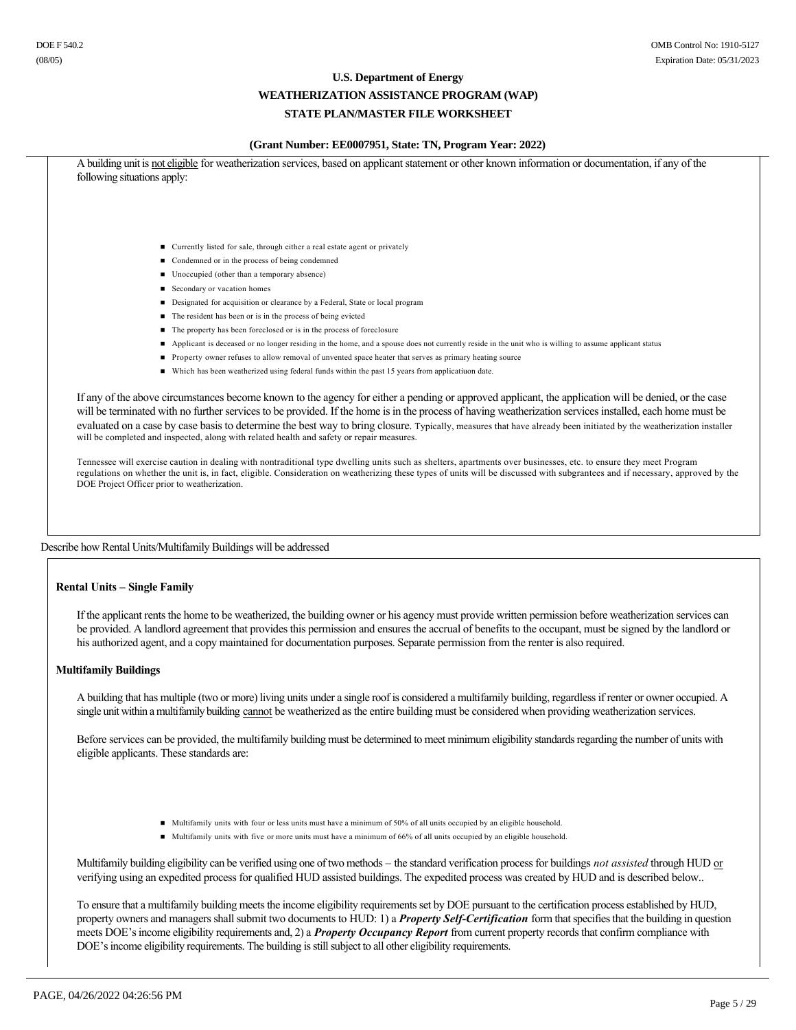A building unit is not eligible for weatherization services, based on applicant statement or other known information or documentation, if any of the following situations apply:

- Currently listed for sale, through either a real estate agent or privately
- Condemned or in the process of being condemned
- Unoccupied (other than a temporary absence)
- Secondary or vacation homes
- Designated for acquisition or clearance by a Federal, State or local program
- The resident has been or is in the process of being evicted
- The property has been foreclosed or is in the process of foreclosure
- Applicant is deceased or no longer residing in the home, and a spouse does not currently reside in the unit who is willing to assume applicant status
- Property owner refuses to allow removal of unvented space heater that serves as primary heating source
- Which has been weatherized using federal funds within the past 15 years from applicatiuon date.

If any of the above circumstances become known to the agency for either a pending or approved applicant, the application will be denied, or the case will be terminated with no further services to be provided. If the home is in the process of having weatherization services installed, each home must be evaluated on a case by case basis to determine the best way to bring closure. Typically, measures that have already been initiated by the weatherization installer will be completed and inspected, along with related health and safety or repair measures.

Tennessee will exercise caution in dealing with nontraditional type dwelling units such as shelters, apartments over businesses, etc. to ensure they meet Program regulations on whether the unit is, in fact, eligible. Consideration on weatherizing these types of units will be discussed with subgrantees and if necessary, approved by the DOE Project Officer prior to weatherization.

Describe how Rental Units/Multifamily Buildings will be addressed

**Rental Units – Single Family**

If the applicant rents the home to be weatherized, the building owner or his agency must provide written permission before weatherization services can be provided. A landlord agreement that provides this permission and ensures the accrual of benefits to the occupant, must be signed by the landlord or his authorized agent, and a copy maintained for documentation purposes. Separate permission from the renter is also required.

**Multifamily Buildings**

A building that has multiple (two or more) living units under a single roof is considered a multifamily building, regardless if renter or owner occupied. A single unit within a multifamily building cannot be weatherized as the entire building must be considered when providing weatherization services.

Before services can be provided, the multifamily building must be determined to meet minimum eligibility standards regarding the number of units with eligible applicants. These standards are:

- Multifamily units with four or less units must have a minimum of 50% of all units occupied by an eligible household.
- Multifamily units with five or more units must have a minimum of 66% of all units occupied by an eligible household.

Multifamily building eligibility can be verified using one of two methods – the standard verification process for buildings *not assisted* through HUD or verifying using an expedited process for qualified HUD assisted buildings. The expedited process was created by HUD and is described below..

To ensure that a multifamily building meets the income eligibility requirements set by DOE pursuant to the certification process established by HUD, property owners and managers shall submit two documents to HUD: 1) a ***Property Self-Certification*** form that specifies that the building in question meets DOE's income eligibility requirements and, 2) a ***Property Occupancy Report*** from current property records that confirm compliance with DOE's income eligibility requirements. The building is still subject to all other eligibility requirements.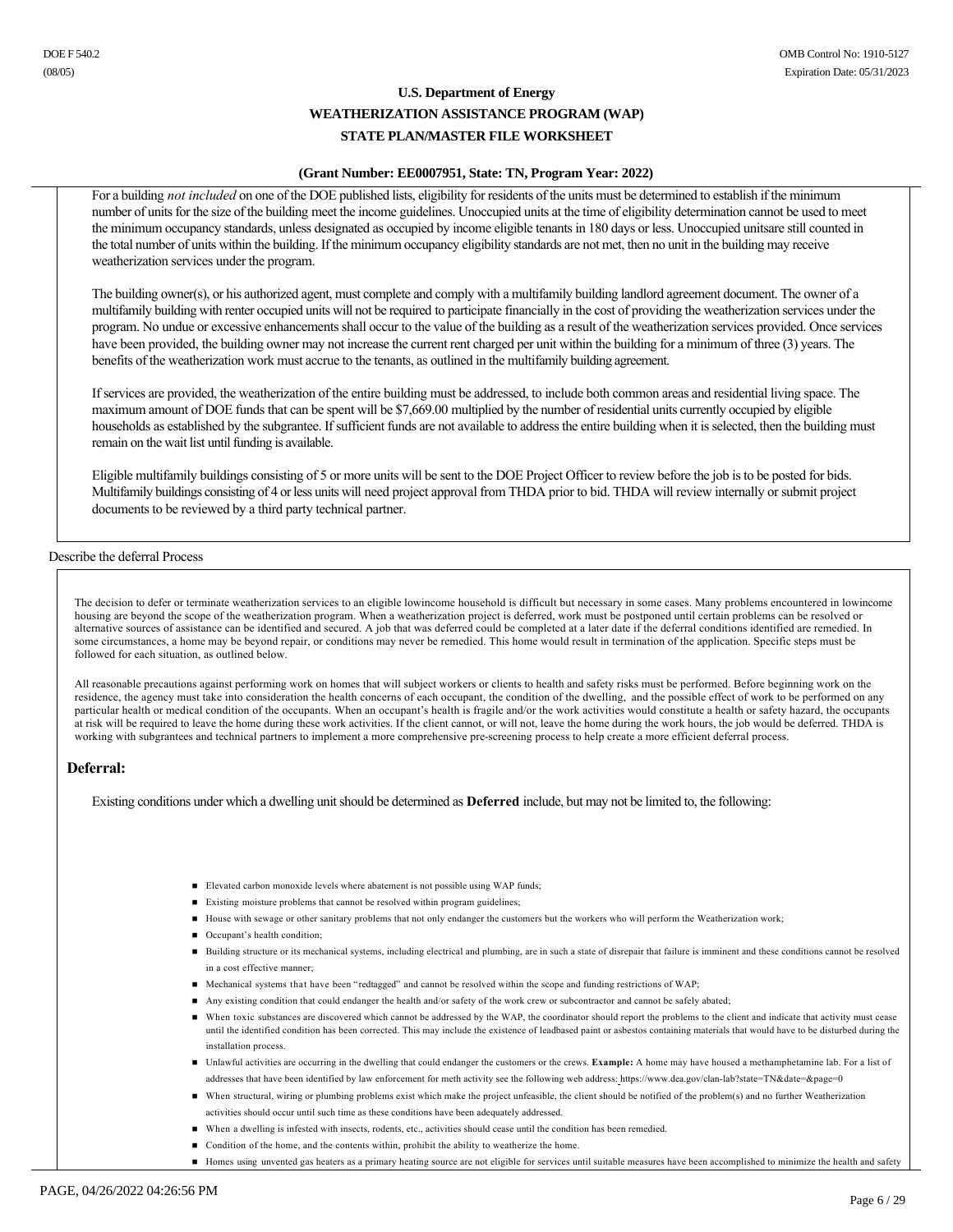For a building *not included* on one of the DOE published lists, eligibility for residents of the units must be determined to establish if the minimum number of units for the size of the building meet the income guidelines. Unoccupied units at the time of eligibility determination cannot be used to meet the minimum occupancy standards, unless designated as occupied by income eligible tenants in 180 days or less. Unoccupied unitsare still counted in the total number of units within the building. If the minimum occupancy eligibility standards are not met, then no unit in the building may receive weatherization services under the program.

The building owner(s), or his authorized agent, must complete and comply with a multifamily building landlord agreement document. The owner of a multifamily building with renter occupied units will not be required to participate financially in the cost of providing the weatherization services under the program. No undue or excessive enhancements shall occur to the value of the building as a result of the weatherization services provided. Once services have been provided, the building owner may not increase the current rent charged per unit within the building for a minimum of three (3) years. The benefits of the weatherization work must accrue to the tenants, as outlined in the multifamily building agreement.

If services are provided, the weatherization of the entire building must be addressed, to include both common areas and residential living space. The maximum amount of DOE funds that can be spent will be $7,669.00 multiplied by the number of residential units currently occupied by eligible households as established by the subgrantee. If sufficient funds are not available to address the entire building when it is selected, then the building must remain on the wait list until funding is available.

Eligible multifamily buildings consisting of 5 or more units will be sent to the DOE Project Officer to review before the job is to be posted for bids. Multifamily buildings consisting of 4 or less units will need project approval from THDA prior to bid. THDA will review internally or submit project documents to be reviewed by a third party technical partner.

Describe the deferral Process

The decision to defer or terminate weatherization services to an eligible lowincome household is difficult but necessary in some cases. Many problems encountered in lowincome housing are beyond the scope of the weatherization program. When a weatherization project is deferred, work must be postponed until certain problems can be resolved or alternative sources of assistance can be identified and secured. A job that was deferred could be completed at a later date if the deferral conditions identified are remedied. In some circumstances, a home may be beyond repair, or conditions may never be remedied. This home would result in termination of the application. Specific steps must be followed for each situation, as outlined below.

All reasonable precautions against performing work on homes that will subject workers or clients to health and safety risks must be performed. Before beginning work on the residence, the agency must take into consideration the health concerns of each occupant, the condition of the dwelling, and the possible effect of work to be performed on any particular health or medical condition of the occupants. When an occupant's health is fragile and/or the work activities would constitute a health or safety hazard, the occupants at risk will be required to leave the home during these work activities. If the client cannot, or will not, leave the home during the work hours, the job would be deferred. THDA is working with subgrantees and technical partners to implement a more comprehensive pre-screening process to help create a more efficient deferral process.

## Deferral:

Existing conditions under which a dwelling unit should be determined as **Deferred** include, but may not be limited to, the following:

- Elevated carbon monoxide levels where abatement is not possible using WAP funds;
- Existing moisture problems that cannot be resolved within program guidelines;
- House with sewage or other sanitary problems that not only endanger the customers but the workers who will perform the Weatherization work;
- Occupant's health condition;
- Building structure or its mechanical systems, including electrical and plumbing, are in such a state of disrepair that failure is imminent and these conditions cannot be resolved in a cost effective manner;
- Mechanical systems that have been "redtagged" and cannot be resolved within the scope and funding restrictions of WAP;
- Any existing condition that could endanger the health and/or safety of the work crew or subcontractor and cannot be safely abated;
- When toxic substances are discovered which cannot be addressed by the WAP, the coordinator should report the problems to the client and indicate that activity must cease until the identified condition has been corrected. This may include the existence of leadbased paint or asbestos containing materials that would have to be disturbed during the installation process.
- Unlawful activities are occurring in the dwelling that could endanger the customers or the crews. **Example:** A home may have housed a methamphetamine lab. For a list of addresses that have been identified by law enforcement for meth activity see the following web address: https://www.dea.gov/clan-lab?state=TN&date=&page=0
- When structural, wiring or plumbing problems exist which make the project unfeasible, the client should be notified of the problem(s) and no further Weatherization activities should occur until such time as these conditions have been adequately addressed.
- When a dwelling is infested with insects, rodents, etc., activities should cease until the condition has been remedied.
- Condition of the home, and the contents within, prohibit the ability to weatherize the home.
- Homes using unvented gas heaters as a primary heating source are not eligible for services until suitable measures have been accomplished to minimize the health and safety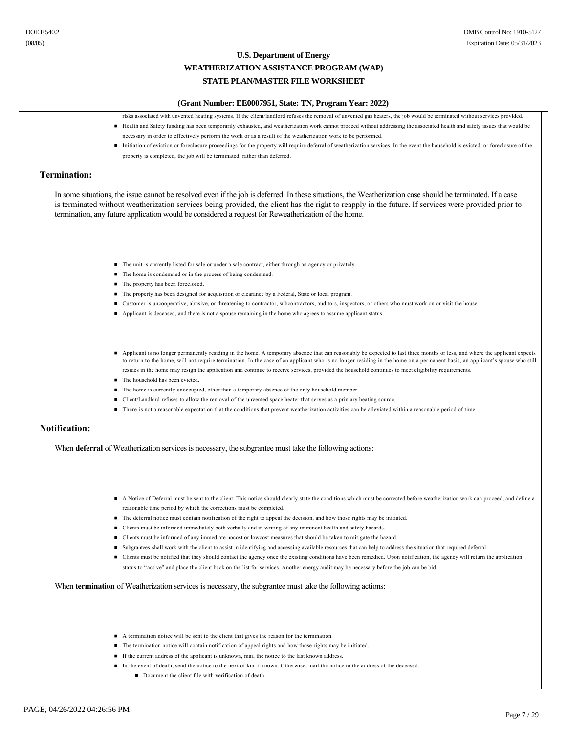risks associated with unvented heating systems. If the client/landlord refuses the removal of unvented gas heaters, the job would be terminated without services provided.

- Health and Safety funding has been temporarily exhausted, and weatherization work cannot proceed without addressing the associated health and safety issues that would be necessary in order to effectively perform the work or as a result of the weatherization work to be performed.
- Initiation of eviction or foreclosure proceedings for the property will require deferral of weatherization services. In the event the household is evicted, or foreclosure of the property is completed, the job will be terminated, rather than deferred.

## Termination:

In some situations, the issue cannot be resolved even if the job is deferred. In these situations, the Weatherization case should be terminated. If a case is terminated without weatherization services being provided, the client has the right to reapply in the future. If services were provided prior to termination, any future application would be considered a request for Reweatherization of the home.

- The unit is currently listed for sale or under a sale contract, either through an agency or privately.
- The home is condemned or in the process of being condemned.
- The property has been foreclosed.
- The property has been designed for acquisition or clearance by a Federal, State or local program.
- Customer is uncooperative, abusive, or threatening to contractor, subcontractors, auditors, inspectors, or others who must work on or visit the house.
- Applicant is deceased, and there is not a spouse remaining in the home who agrees to assume applicant status.

- Applicant is no longer permanently residing in the home. A temporary absence that can reasonably be expected to last three months or less, and where the applicant expects to return to the home, will not require termination. In the case of an applicant who is no longer residing in the home on a permanent basis, an applicant's spouse who still resides in the home may resign the application and continue to receive services, provided the household continues to meet eligibility requirements.
- The household has been evicted.
- The home is currently unoccupied, other than a temporary absence of the only household member.
- Client/Landlord refuses to allow the removal of the unvented space heater that serves as a primary heating source.
- There is not a reasonable expectation that the conditions that prevent weatherization activities can be alleviated within a reasonable period of time.

## Notification:

When **deferral** of Weatherization services is necessary, the subgrantee must take the following actions:

- A Notice of Deferral must be sent to the client. This notice should clearly state the conditions which must be corrected before weatherization work can proceed, and define a reasonable time period by which the corrections must be completed.
- The deferral notice must contain notification of the right to appeal the decision, and how those rights may be initiated.
- Clients must be informed immediately both verbally and in writing of any imminent health and safety hazards.
- Clients must be informed of any immediate nocost or lowcost measures that should be taken to mitigate the hazard.
- Subgrantees shall work with the client to assist in identifying and accessing available resources that can help to address the situation that required deferral
- Clients must be notified that they should contact the agency once the existing conditions have been remedied. Upon notification, the agency will return the application status to "active" and place the client back on the list for services. Another energy audit may be necessary before the job can be bid.

When **termination** of Weatherization services is necessary, the subgrantee must take the following actions:

- A termination notice will be sent to the client that gives the reason for the termination.
- The termination notice will contain notification of appeal rights and how those rights may be initiated.
- If the current address of the applicant is unknown, mail the notice to the last known address.
- In the event of death, send the notice to the next of kin if known. Otherwise, mail the notice to the address of the deceased.
  - Document the client file with verification of death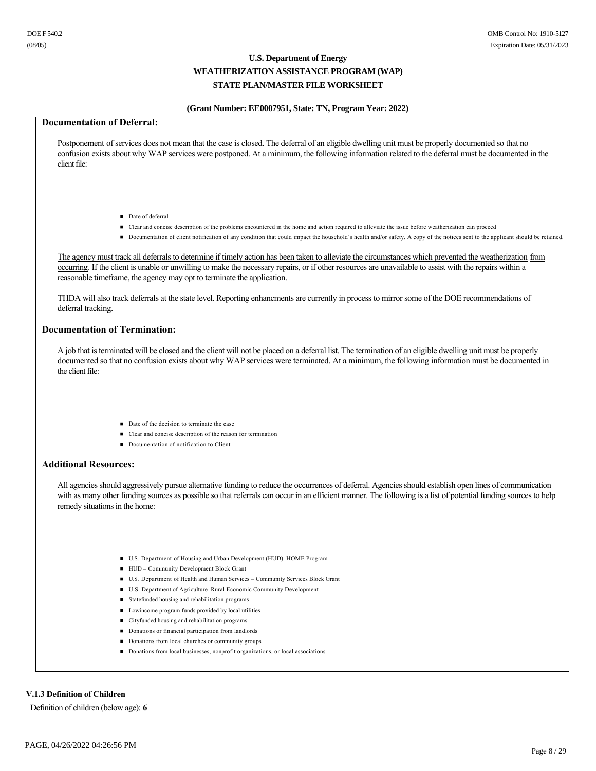**Documentation of Deferral:**

Postponement of services does not mean that the case is closed. The deferral of an eligible dwelling unit must be properly documented so that no confusion exists about why WAP services were postponed. At a minimum, the following information related to the deferral must be documented in the client file:

- Date of deferral
- Clear and concise description of the problems encountered in the home and action required to alleviate the issue before weatherization can proceed
- Documentation of client notification of any condition that could impact the household's health and/or safety. A copy of the notices sent to the applicant should be retained.

The agency must track all deferrals to determine if timely action has been taken to alleviate the circumstances which prevented the weatherization from occurring. If the client is unable or unwilling to make the necessary repairs, or if other resources are unavailable to assist with the repairs within a reasonable timeframe, the agency may opt to terminate the application.

THDA will also track deferrals at the state level. Reporting enhancments are currently in process to mirror some of the DOE recommendations of deferral tracking.

**Documentation of Termination:**

A job that is terminated will be closed and the client will not be placed on a deferral list. The termination of an eligible dwelling unit must be properly documented so that no confusion exists about why WAP services were terminated. At a minimum, the following information must be documented in the client file:

- Date of the decision to terminate the case
- Clear and concise description of the reason for termination
- Documentation of notification to Client

**Additional Resources:**

All agencies should aggressively pursue alternative funding to reduce the occurrences of deferral. Agencies should establish open lines of communication with as many other funding sources as possible so that referrals can occur in an efficient manner. The following is a list of potential funding sources to help remedy situations in the home:

- U.S. Department of Housing and Urban Development (HUD) HOME Program
- HUD – Community Development Block Grant
- U.S. Department of Health and Human Services – Community Services Block Grant
- U.S. Department of Agriculture Rural Economic Community Development
- Statefunded housing and rehabilitation programs
- Lowincome program funds provided by local utilities
- Cityfunded housing and rehabilitation programs
- Donations or financial participation from landlords
- Donations from local churches or community groups
- Donations from local businesses, nonprofit organizations, or local associations

**V.1.3 Definition of Children**

Definition of children (below age): **6**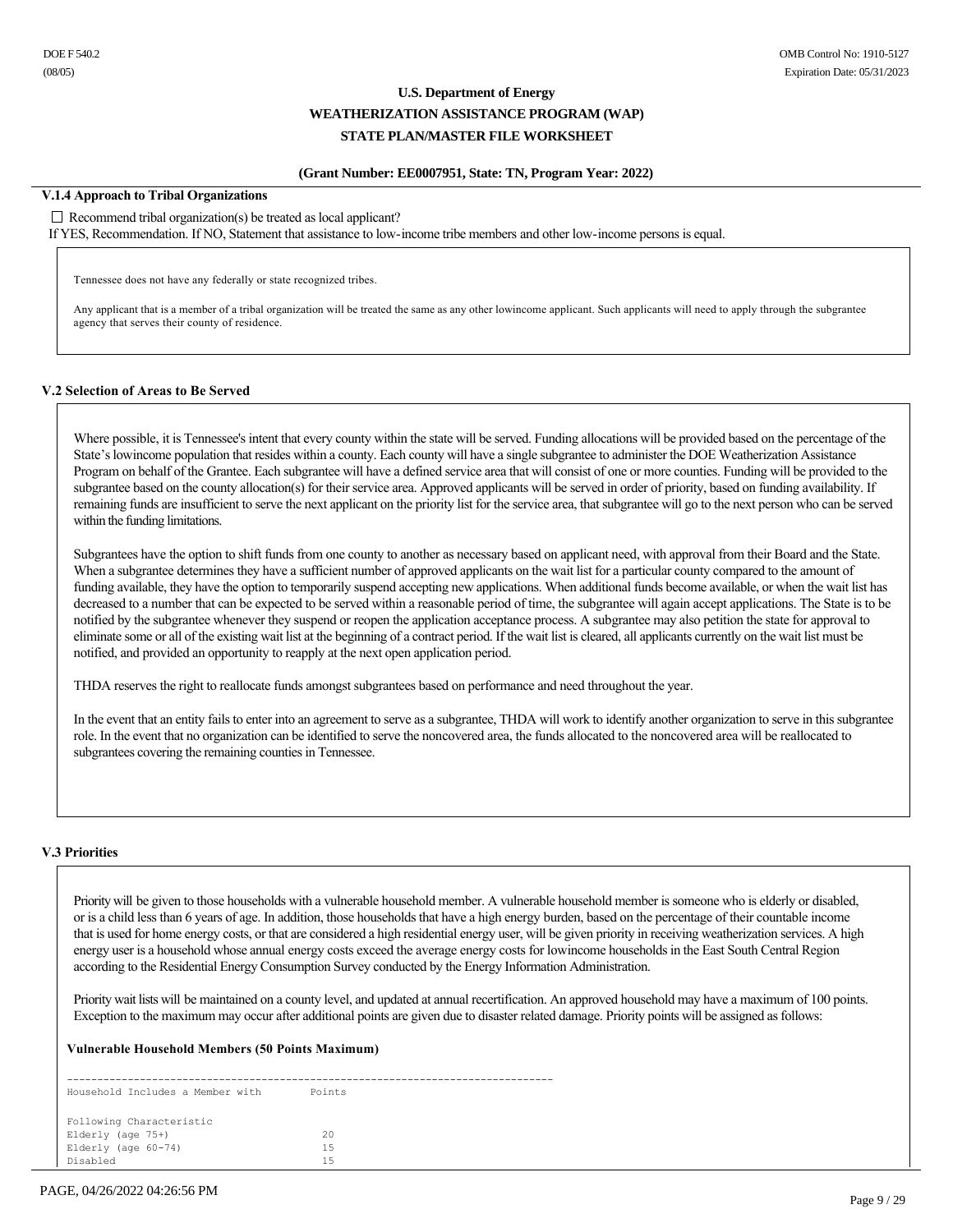**U.S. Department of Energy**

**WEATHERIZATION ASSISTANCE PROGRAM (WAP)**

**STATE PLAN/MASTER FILE WORKSHEET**

**(Grant Number: EE0007951, State: TN, Program Year: 2022)**

### V.1.4 Approach to Tribal Organizations

☐ Recommend tribal organization(s) be treated as local applicant?

If YES, Recommendation. If NO, Statement that assistance to low-income tribe members and other low-income persons is equal.

Tennessee does not have any federally or state recognized tribes.

Any applicant that is a member of a tribal organization will be treated the same as any other lowincome applicant. Such applicants will need to apply through the subgrantee agency that serves their county of residence.

### V.2 Selection of Areas to Be Served

Where possible, it is Tennessee's intent that every county within the state will be served. Funding allocations will be provided based on the percentage of the State's lowincome population that resides within a county. Each county will have a single subgrantee to administer the DOE Weatherization Assistance Program on behalf of the Grantee. Each subgrantee will have a defined service area that will consist of one or more counties. Funding will be provided to the subgrantee based on the county allocation(s) for their service area. Approved applicants will be served in order of priority, based on funding availability. If remaining funds are insufficient to serve the next applicant on the priority list for the service area, that subgrantee will go to the next person who can be served within the funding limitations.

Subgrantees have the option to shift funds from one county to another as necessary based on applicant need, with approval from their Board and the State. When a subgrantee determines they have a sufficient number of approved applicants on the wait list for a particular county compared to the amount of funding available, they have the option to temporarily suspend accepting new applications. When additional funds become available, or when the wait list has decreased to a number that can be expected to be served within a reasonable period of time, the subgrantee will again accept applications. The State is to be notified by the subgrantee whenever they suspend or reopen the application acceptance process. A subgrantee may also petition the state for approval to eliminate some or all of the existing wait list at the beginning of a contract period. If the wait list is cleared, all applicants currently on the wait list must be notified, and provided an opportunity to reapply at the next open application period.

THDA reserves the right to reallocate funds amongst subgrantees based on performance and need throughout the year.

In the event that an entity fails to enter into an agreement to serve as a subgrantee, THDA will work to identify another organization to serve in this subgrantee role. In the event that no organization can be identified to serve the noncovered area, the funds allocated to the noncovered area will be reallocated to subgrantees covering the remaining counties in Tennessee.

### V.3 Priorities

Priority will be given to those households with a vulnerable household member. A vulnerable household member is someone who is elderly or disabled, or is a child less than 6 years of age. In addition, those households that have a high energy burden, based on the percentage of their countable income that is used for home energy costs, or that are considered a high residential energy user, will be given priority in receiving weatherization services. A high energy user is a household whose annual energy costs exceed the average energy costs for lowincome households in the East South Central Region according to the Residential Energy Consumption Survey conducted by the Energy Information Administration.

Priority wait lists will be maintained on a county level, and updated at annual recertification. An approved household may have a maximum of 100 points. Exception to the maximum may occur after additional points are given due to disaster related damage. Priority points will be assigned as follows:

**Vulnerable Household Members (50 Points Maximum)**

| Household Includes a Member with Following Characteristic | Points |
|---|---|
| Elderly (age 75+) | 20 |
| Elderly (age 60-74) | 15 |
| Disabled | 15 |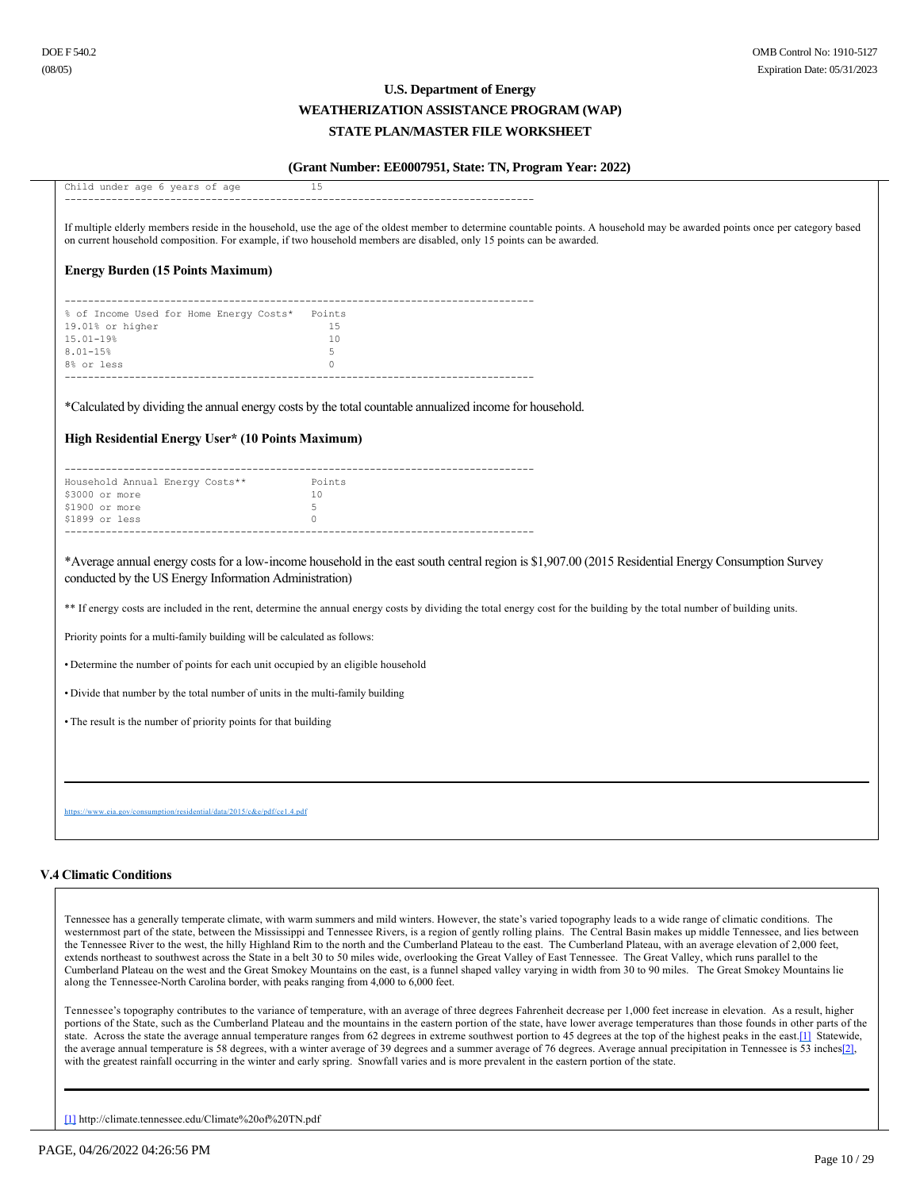| | |
|---|---|
| Child under age 6 years of age | 15 |

If multiple elderly members reside in the household, use the age of the oldest member to determine countable points. A household may be awarded points once per category based on current household composition. For example, if two household members are disabled, only 15 points can be awarded.

### Energy Burden (15 Points Maximum)

| % of Income Used for Home Energy Costs* | Points |
|---|---|
| 19.01% or higher | 15 |
| 15.01-19% | 10 |
| 8.01-15% | 5 |
| 8% or less | 0 |

*Calculated by dividing the annual energy costs by the total countable annualized income for household.

### High Residential Energy User* (10 Points Maximum)

| Household Annual Energy Costs** | Points |
|---|---|
| $3000 or more | 10 |
| $1900 or more | 5 |
| $1899 or less | 0 |

*Average annual energy costs for a low-income household in the east south central region is $1,907.00 (2015 Residential Energy Consumption Survey conducted by the US Energy Information Administration)

** If energy costs are included in the rent, determine the annual energy costs by dividing the total energy cost for the building by the total number of building units.

Priority points for a multi-family building will be calculated as follows:

- Determine the number of points for each unit occupied by an eligible household
- Divide that number by the total number of units in the multi-family building
- The result is the number of priority points for that building

https://www.eia.gov/consumption/residential/data/2015/c&e/pdf/ce1.4.pdf

## V.4 Climatic Conditions

Tennessee has a generally temperate climate, with warm summers and mild winters. However, the state's varied topography leads to a wide range of climatic conditions. The westernmost part of the state, between the Mississippi and Tennessee Rivers, is a region of gently rolling plains. The Central Basin makes up middle Tennessee, and lies between the Tennessee River to the west, the hilly Highland Rim to the north and the Cumberland Plateau to the east. The Cumberland Plateau, with an average elevation of 2,000 feet, extends northeast to southwest across the State in a belt 30 to 50 miles wide, overlooking the Great Valley of East Tennessee. The Great Valley, which runs parallel to the Cumberland Plateau on the west and the Great Smokey Mountains on the east, is a funnel shaped valley varying in width from 30 to 90 miles. The Great Smokey Mountains lie along the Tennessee-North Carolina border, with peaks ranging from 4,000 to 6,000 feet.

Tennessee's topography contributes to the variance of temperature, with an average of three degrees Fahrenheit decrease per 1,000 feet increase in elevation. As a result, higher portions of the State, such as the Cumberland Plateau and the mountains in the eastern portion of the state, have lower average temperatures than those founds in other parts of the state. Across the state the average annual temperature ranges from 62 degrees in extreme southwest portion to 45 degrees at the top of the highest peaks in the east.[1] Statewide, the average annual temperature is 58 degrees, with a winter average of 39 degrees and a summer average of 76 degrees. Average annual precipitation in Tennessee is 53 inches[2], with the greatest rainfall occurring in the winter and early spring. Snowfall varies and is more prevalent in the eastern portion of the state.

[1] http://climate.tennessee.edu/Climate%20of%20TN.pdf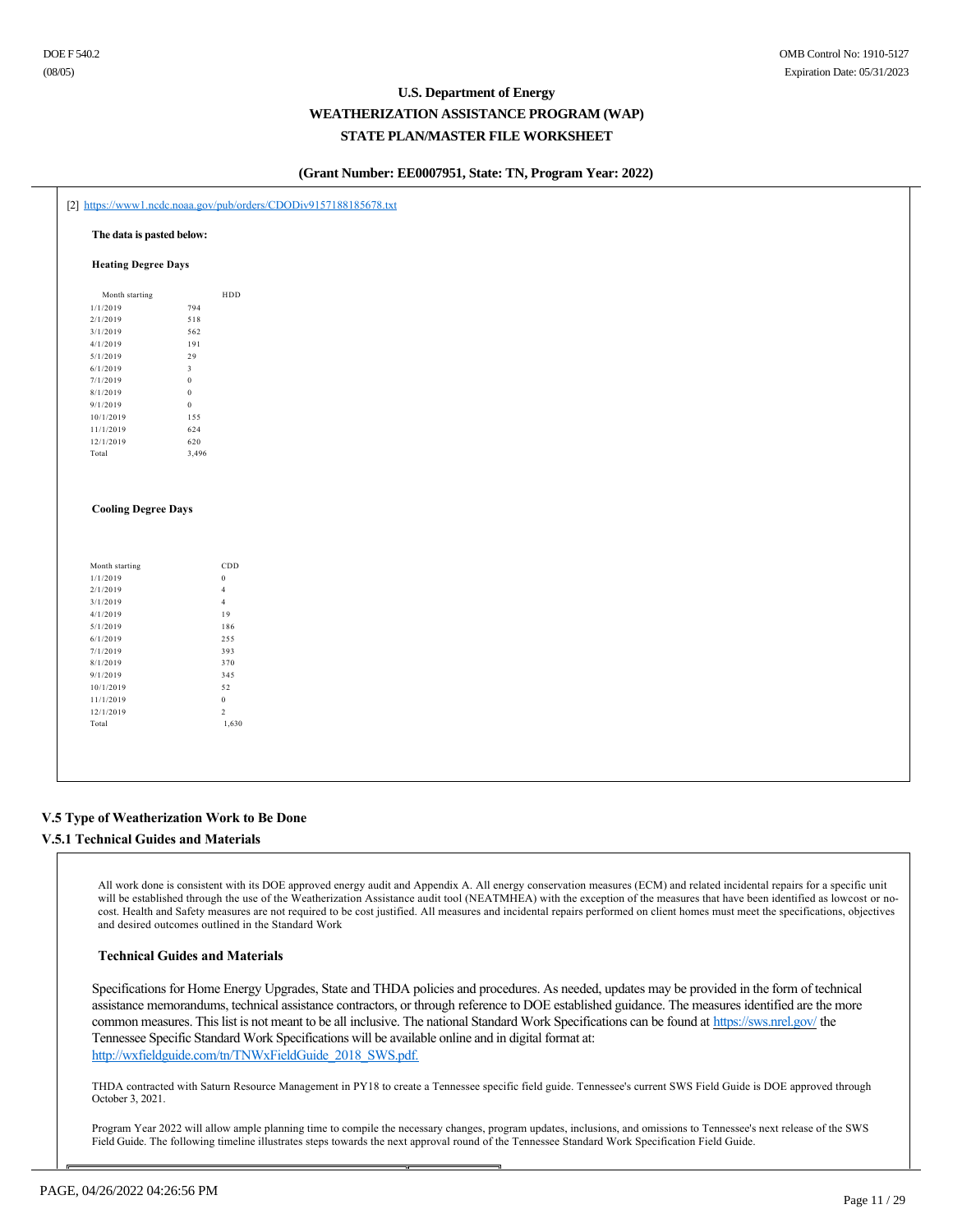[2] https://www1.ncdc.noaa.gov/pub/orders/CDODiv9157188185678.txt

**The data is pasted below:**

**Heating Degree Days**

| Month starting | HDD |
|---|---|
| 1/1/2019 | 794 |
| 2/1/2019 | 518 |
| 3/1/2019 | 562 |
| 4/1/2019 | 191 |
| 5/1/2019 | 29 |
| 6/1/2019 | 3 |
| 7/1/2019 | 0 |
| 8/1/2019 | 0 |
| 9/1/2019 | 0 |
| 10/1/2019 | 155 |
| 11/1/2019 | 624 |
| 12/1/2019 | 620 |
| Total | 3,496 |

**Cooling Degree Days**

| Month starting | CDD |
|---|---|
| 1/1/2019 | 0 |
| 2/1/2019 | 4 |
| 3/1/2019 | 4 |
| 4/1/2019 | 19 |
| 5/1/2019 | 186 |
| 6/1/2019 | 255 |
| 7/1/2019 | 393 |
| 8/1/2019 | 370 |
| 9/1/2019 | 345 |
| 10/1/2019 | 52 |
| 11/1/2019 | 0 |
| 12/1/2019 | 2 |
| Total | 1,630 |

## V.5 Type of Weatherization Work to Be Done

### V.5.1 Technical Guides and Materials

All work done is consistent with its DOE approved energy audit and Appendix A. All energy conservation measures (ECM) and related incidental repairs for a specific unit will be established through the use of the Weatherization Assistance audit tool (NEATMHEA) with the exception of the measures that have been identified as lowcost or no-cost. Health and Safety measures are not required to be cost justified. All measures and incidental repairs performed on client homes must meet the specifications, objectives and desired outcomes outlined in the Standard Work

**Technical Guides and Materials**

Specifications for Home Energy Upgrades, State and THDA policies and procedures. As needed, updates may be provided in the form of technical assistance memorandums, technical assistance contractors, or through reference to DOE established guidance. The measures identified are the more common measures. This list is not meant to be all inclusive. The national Standard Work Specifications can be found at https://sws.nrel.gov/ the Tennessee Specific Standard Work Specifications will be available online and in digital format at: http://wxfieldguide.com/tn/TNWxFieldGuide_2018_SWS.pdf.

THDA contracted with Saturn Resource Management in PY18 to create a Tennessee specific field guide. Tennessee's current SWS Field Guide is DOE approved through October 3, 2021.

Program Year 2022 will allow ample planning time to compile the necessary changes, program updates, inclusions, and omissions to Tennessee's next release of the SWS Field Guide. The following timeline illustrates steps towards the next approval round of the Tennessee Standard Work Specification Field Guide.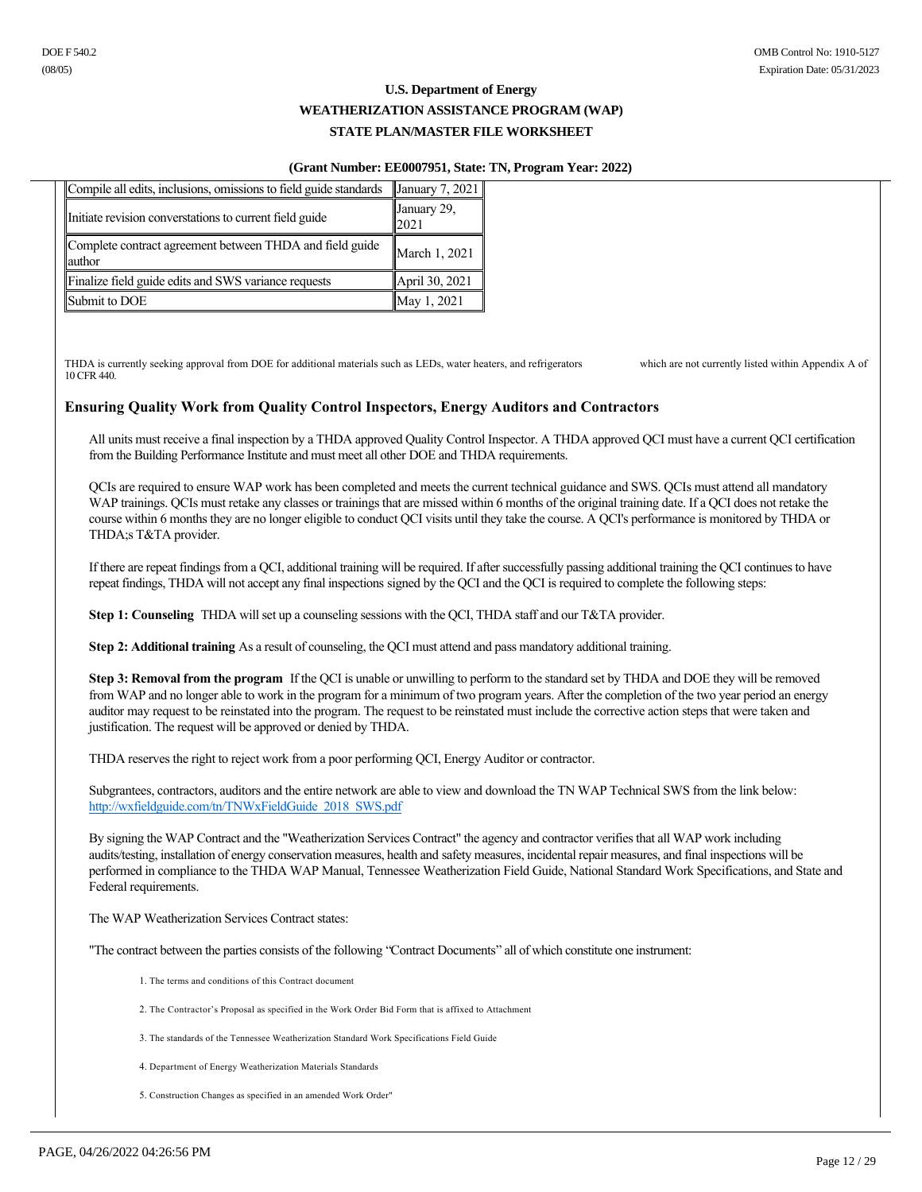| Compile all edits, inclusions, omissions to field guide standards | January 7, 2021 |
|---|---|
| Initiate revision converstations to current field guide | January 29, 2021 |
| Complete contract agreement between THDA and field guide author | March 1, 2021 |
| Finalize field guide edits and SWS variance requests | April 30, 2021 |
| Submit to DOE | May 1, 2021 |

THDA is currently seeking approval from DOE for additional materials such as LEDs, water heaters, and refrigerators which are not currently listed within Appendix A of 10 CFR 440.

## Ensuring Quality Work from Quality Control Inspectors, Energy Auditors and Contractors

All units must receive a final inspection by a THDA approved Quality Control Inspector. A THDA approved QCI must have a current QCI certification from the Building Performance Institute and must meet all other DOE and THDA requirements.

QCIs are required to ensure WAP work has been completed and meets the current technical guidance and SWS. QCIs must attend all mandatory WAP trainings. QCIs must retake any classes or trainings that are missed within 6 months of the original training date. If a QCI does not retake the course within 6 months they are no longer eligible to conduct QCI visits until they take the course. A QCI's performance is monitored by THDA or THDA;s T&TA provider.

If there are repeat findings from a QCI, additional training will be required. If after successfully passing additional training the QCI continues to have repeat findings, THDA will not accept any final inspections signed by the QCI and the QCI is required to complete the following steps:

**Step 1: Counseling** THDA will set up a counseling sessions with the QCI, THDA staff and our T&TA provider.

**Step 2: Additional training** As a result of counseling, the QCI must attend and pass mandatory additional training.

**Step 3: Removal from the program** If the QCI is unable or unwilling to perform to the standard set by THDA and DOE they will be removed from WAP and no longer able to work in the program for a minimum of two program years. After the completion of the two year period an energy auditor may request to be reinstated into the program. The request to be reinstated must include the corrective action steps that were taken and justification. The request will be approved or denied by THDA.

THDA reserves the right to reject work from a poor performing QCI, Energy Auditor or contractor.

Subgrantees, contractors, auditors and the entire network are able to view and download the TN WAP Technical SWS from the link below: http://wxfieldguide.com/tn/TNWxFieldGuide_2018_SWS.pdf

By signing the WAP Contract and the "Weatherization Services Contract" the agency and contractor verifies that all WAP work including audits/testing, installation of energy conservation measures, health and safety measures, incidental repair measures, and final inspections will be performed in compliance to the THDA WAP Manual, Tennessee Weatherization Field Guide, National Standard Work Specifications, and State and Federal requirements.

The WAP Weatherization Services Contract states:

"The contract between the parties consists of the following "Contract Documents" all of which constitute one instrument:

1. The terms and conditions of this Contract document
2. The Contractor's Proposal as specified in the Work Order Bid Form that is affixed to Attachment
3. The standards of the Tennessee Weatherization Standard Work Specifications Field Guide
4. Department of Energy Weatherization Materials Standards
5. Construction Changes as specified in an amended Work Order"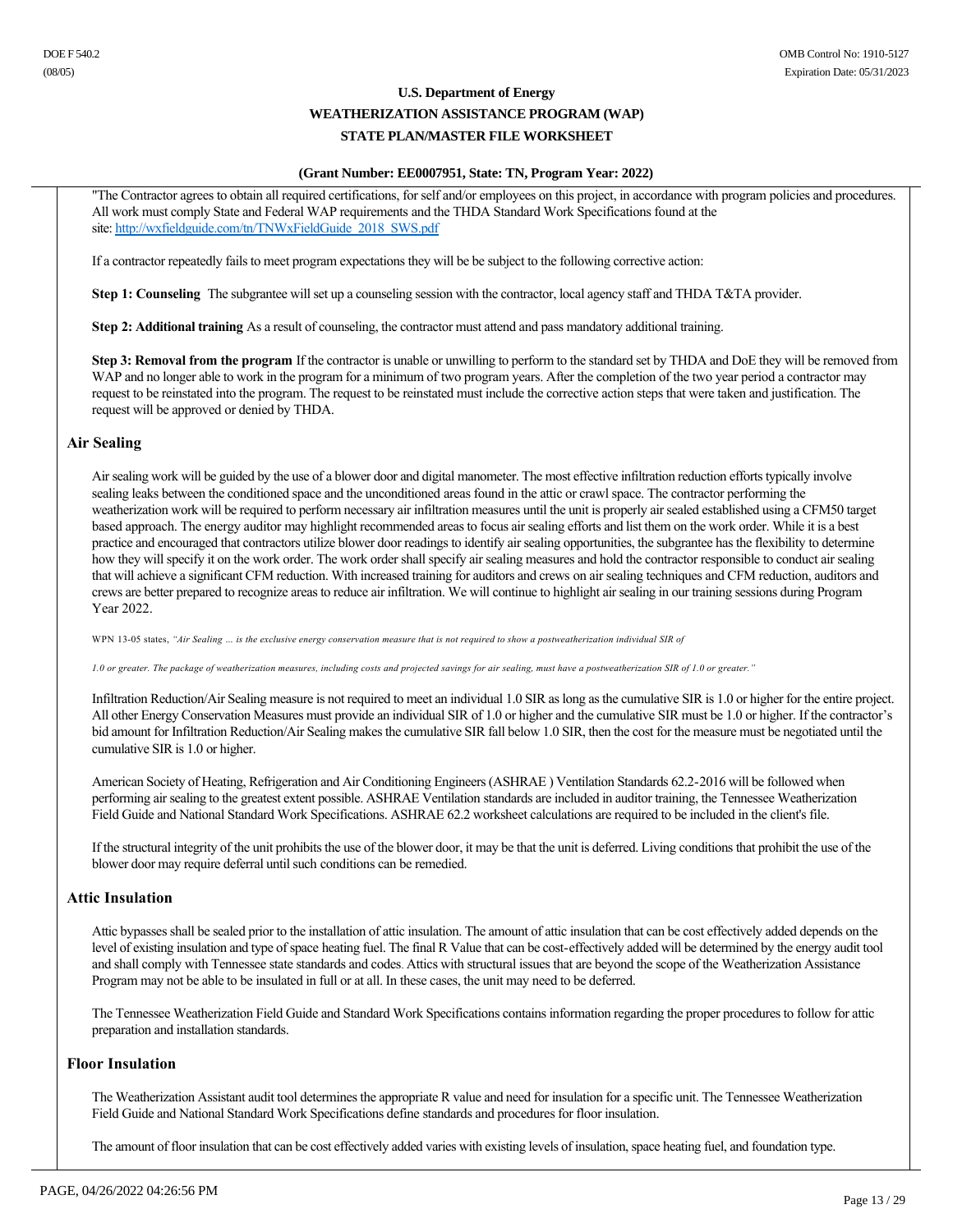"The Contractor agrees to obtain all required certifications, for self and/or employees on this project, in accordance with program policies and procedures. All work must comply State and Federal WAP requirements and the THDA Standard Work Specifications found at the site: http://wxfieldguide.com/tn/TNWxFieldGuide_2018_SWS.pdf

If a contractor repeatedly fails to meet program expectations they will be be subject to the following corrective action:

**Step 1: Counseling** The subgrantee will set up a counseling session with the contractor, local agency staff and THDA T&TA provider.

**Step 2: Additional training** As a result of counseling, the contractor must attend and pass mandatory additional training.

**Step 3: Removal from the program** If the contractor is unable or unwilling to perform to the standard set by THDA and DoE they will be removed from WAP and no longer able to work in the program for a minimum of two program years. After the completion of the two year period a contractor may request to be reinstated into the program. The request to be reinstated must include the corrective action steps that were taken and justification. The request will be approved or denied by THDA.

## Air Sealing

Air sealing work will be guided by the use of a blower door and digital manometer. The most effective infiltration reduction efforts typically involve sealing leaks between the conditioned space and the unconditioned areas found in the attic or crawl space. The contractor performing the weatherization work will be required to perform necessary air infiltration measures until the unit is properly air sealed established using a CFM50 target based approach. The energy auditor may highlight recommended areas to focus air sealing efforts and list them on the work order. While it is a best practice and encouraged that contractors utilize blower door readings to identify air sealing opportunities, the subgrantee has the flexibility to determine how they will specify it on the work order. The work order shall specify air sealing measures and hold the contractor responsible to conduct air sealing that will achieve a significant CFM reduction. With increased training for auditors and crews on air sealing techniques and CFM reduction, auditors and crews are better prepared to recognize areas to reduce air infiltration. We will continue to highlight air sealing in our training sessions during Program Year 2022.

WPN 13-05 states, *"Air Sealing … is the exclusive energy conservation measure that is not required to show a postweatherization individual SIR of 1.0 or greater. The package of weatherization measures, including costs and projected savings for air sealing, must have a postweatherization SIR of 1.0 or greater."*

Infiltration Reduction/Air Sealing measure is not required to meet an individual 1.0 SIR as long as the cumulative SIR is 1.0 or higher for the entire project. All other Energy Conservation Measures must provide an individual SIR of 1.0 or higher and the cumulative SIR must be 1.0 or higher. If the contractor's bid amount for Infiltration Reduction/Air Sealing makes the cumulative SIR fall below 1.0 SIR, then the cost for the measure must be negotiated until the cumulative SIR is 1.0 or higher.

American Society of Heating, Refrigeration and Air Conditioning Engineers (ASHRAE ) Ventilation Standards 62.2-2016 will be followed when performing air sealing to the greatest extent possible. ASHRAE Ventilation standards are included in auditor training, the Tennessee Weatherization Field Guide and National Standard Work Specifications. ASHRAE 62.2 worksheet calculations are required to be included in the client's file.

If the structural integrity of the unit prohibits the use of the blower door, it may be that the unit is deferred. Living conditions that prohibit the use of the blower door may require deferral until such conditions can be remedied.

## Attic Insulation

Attic bypasses shall be sealed prior to the installation of attic insulation. The amount of attic insulation that can be cost effectively added depends on the level of existing insulation and type of space heating fuel. The final R Value that can be cost-effectively added will be determined by the energy audit tool and shall comply with Tennessee state standards and codes. Attics with structural issues that are beyond the scope of the Weatherization Assistance Program may not be able to be insulated in full or at all. In these cases, the unit may need to be deferred.

The Tennessee Weatherization Field Guide and Standard Work Specifications contains information regarding the proper procedures to follow for attic preparation and installation standards.

## Floor Insulation

The Weatherization Assistant audit tool determines the appropriate R value and need for insulation for a specific unit. The Tennessee Weatherization Field Guide and National Standard Work Specifications define standards and procedures for floor insulation.

The amount of floor insulation that can be cost effectively added varies with existing levels of insulation, space heating fuel, and foundation type.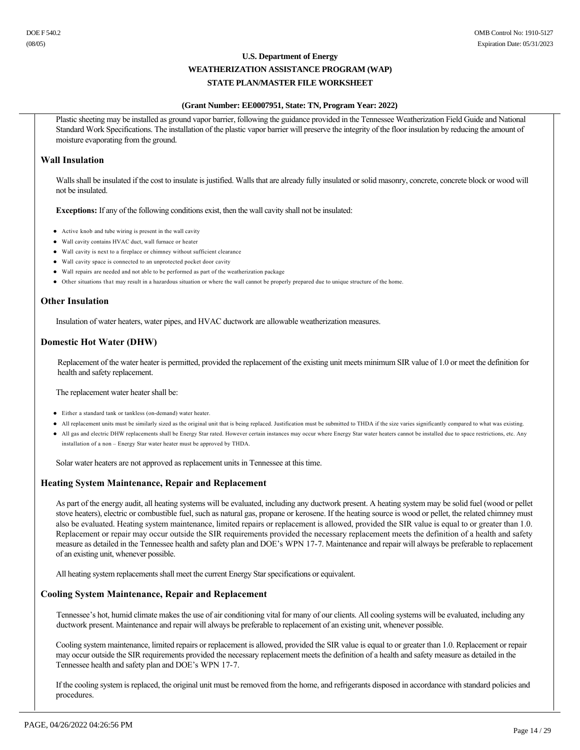Plastic sheeting may be installed as ground vapor barrier, following the guidance provided in the Tennessee Weatherization Field Guide and National Standard Work Specifications. The installation of the plastic vapor barrier will preserve the integrity of the floor insulation by reducing the amount of moisture evaporating from the ground.

## Wall Insulation

Walls shall be insulated if the cost to insulate is justified. Walls that are already fully insulated or solid masonry, concrete, concrete block or wood will not be insulated.

**Exceptions:** If any of the following conditions exist, then the wall cavity shall not be insulated:

- Active knob and tube wiring is present in the wall cavity
- Wall cavity contains HVAC duct, wall furnace or heater
- Wall cavity is next to a fireplace or chimney without sufficient clearance
- Wall cavity space is connected to an unprotected pocket door cavity
- Wall repairs are needed and not able to be performed as part of the weatherization package
- Other situations that may result in a hazardous situation or where the wall cannot be properly prepared due to unique structure of the home.

## Other Insulation

Insulation of water heaters, water pipes, and HVAC ductwork are allowable weatherization measures.

## Domestic Hot Water (DHW)

Replacement of the water heater is permitted, provided the replacement of the existing unit meets minimum SIR value of 1.0 or meet the definition for health and safety replacement.

The replacement water heater shall be:

- Either a standard tank or tankless (on-demand) water heater.
- All replacement units must be similarly sized as the original unit that is being replaced. Justification must be submitted to THDA if the size varies significantly compared to what was existing.
- All gas and electric DHW replacements shall be Energy Star rated. However certain instances may occur where Energy Star water heaters cannot be installed due to space restrictions, etc. Any installation of a non – Energy Star water heater must be approved by THDA.

Solar water heaters are not approved as replacement units in Tennessee at this time.

## Heating System Maintenance, Repair and Replacement

As part of the energy audit, all heating systems will be evaluated, including any ductwork present. A heating system may be solid fuel (wood or pellet stove heaters), electric or combustible fuel, such as natural gas, propane or kerosene. If the heating source is wood or pellet, the related chimney must also be evaluated. Heating system maintenance, limited repairs or replacement is allowed, provided the SIR value is equal to or greater than 1.0. Replacement or repair may occur outside the SIR requirements provided the necessary replacement meets the definition of a health and safety measure as detailed in the Tennessee health and safety plan and DOE's WPN 17-7. Maintenance and repair will always be preferable to replacement of an existing unit, whenever possible.

All heating system replacements shall meet the current Energy Star specifications or equivalent.

## Cooling System Maintenance, Repair and Replacement

Tennessee's hot, humid climate makes the use of air conditioning vital for many of our clients. All cooling systems will be evaluated, including any ductwork present. Maintenance and repair will always be preferable to replacement of an existing unit, whenever possible.

Cooling system maintenance, limited repairs or replacement is allowed, provided the SIR value is equal to or greater than 1.0. Replacement or repair may occur outside the SIR requirements provided the necessary replacement meets the definition of a health and safety measure as detailed in the Tennessee health and safety plan and DOE's WPN 17-7.

If the cooling system is replaced, the original unit must be removed from the home, and refrigerants disposed in accordance with standard policies and procedures.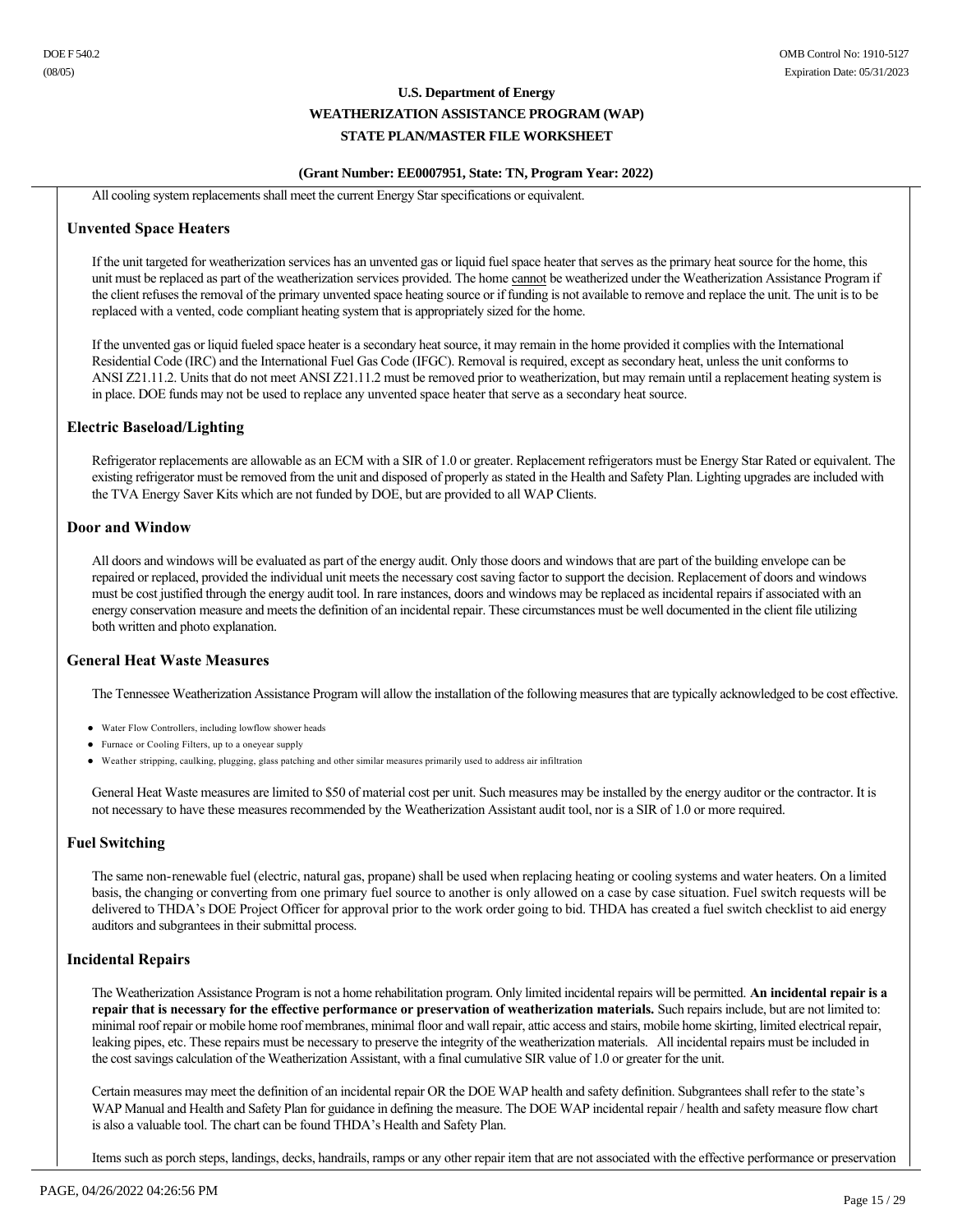All cooling system replacements shall meet the current Energy Star specifications or equivalent.

### Unvented Space Heaters

If the unit targeted for weatherization services has an unvented gas or liquid fuel space heater that serves as the primary heat source for the home, this unit must be replaced as part of the weatherization services provided. The home cannot be weatherized under the Weatherization Assistance Program if the client refuses the removal of the primary unvented space heating source or if funding is not available to remove and replace the unit. The unit is to be replaced with a vented, code compliant heating system that is appropriately sized for the home.

If the unvented gas or liquid fueled space heater is a secondary heat source, it may remain in the home provided it complies with the International Residential Code (IRC) and the International Fuel Gas Code (IFGC). Removal is required, except as secondary heat, unless the unit conforms to ANSI Z21.11.2. Units that do not meet ANSI Z21.11.2 must be removed prior to weatherization, but may remain until a replacement heating system is in place. DOE funds may not be used to replace any unvented space heater that serve as a secondary heat source.

### Electric Baseload/Lighting

Refrigerator replacements are allowable as an ECM with a SIR of 1.0 or greater. Replacement refrigerators must be Energy Star Rated or equivalent. The existing refrigerator must be removed from the unit and disposed of properly as stated in the Health and Safety Plan. Lighting upgrades are included with the TVA Energy Saver Kits which are not funded by DOE, but are provided to all WAP Clients.

### Door and Window

All doors and windows will be evaluated as part of the energy audit. Only those doors and windows that are part of the building envelope can be repaired or replaced, provided the individual unit meets the necessary cost saving factor to support the decision. Replacement of doors and windows must be cost justified through the energy audit tool. In rare instances, doors and windows may be replaced as incidental repairs if associated with an energy conservation measure and meets the definition of an incidental repair. These circumstances must be well documented in the client file utilizing both written and photo explanation.

### General Heat Waste Measures

The Tennessee Weatherization Assistance Program will allow the installation of the following measures that are typically acknowledged to be cost effective.

- Water Flow Controllers, including lowflow shower heads
- Furnace or Cooling Filters, up to a oneyear supply
- Weather stripping, caulking, plugging, glass patching and other similar measures primarily used to address air infiltration

General Heat Waste measures are limited to $50 of material cost per unit. Such measures may be installed by the energy auditor or the contractor. It is not necessary to have these measures recommended by the Weatherization Assistant audit tool, nor is a SIR of 1.0 or more required.

### Fuel Switching

The same non-renewable fuel (electric, natural gas, propane) shall be used when replacing heating or cooling systems and water heaters. On a limited basis, the changing or converting from one primary fuel source to another is only allowed on a case by case situation. Fuel switch requests will be delivered to THDA's DOE Project Officer for approval prior to the work order going to bid. THDA has created a fuel switch checklist to aid energy auditors and subgrantees in their submittal process.

### Incidental Repairs

The Weatherization Assistance Program is not a home rehabilitation program. Only limited incidental repairs will be permitted. **An incidental repair is a repair that is necessary for the effective performance or preservation of weatherization materials.** Such repairs include, but are not limited to: minimal roof repair or mobile home roof membranes, minimal floor and wall repair, attic access and stairs, mobile home skirting, limited electrical repair, leaking pipes, etc. These repairs must be necessary to preserve the integrity of the weatherization materials. All incidental repairs must be included in the cost savings calculation of the Weatherization Assistant, with a final cumulative SIR value of 1.0 or greater for the unit.

Certain measures may meet the definition of an incidental repair OR the DOE WAP health and safety definition. Subgrantees shall refer to the state's WAP Manual and Health and Safety Plan for guidance in defining the measure. The DOE WAP incidental repair / health and safety measure flow chart is also a valuable tool. The chart can be found THDA's Health and Safety Plan.

Items such as porch steps, landings, decks, handrails, ramps or any other repair item that are not associated with the effective performance or preservation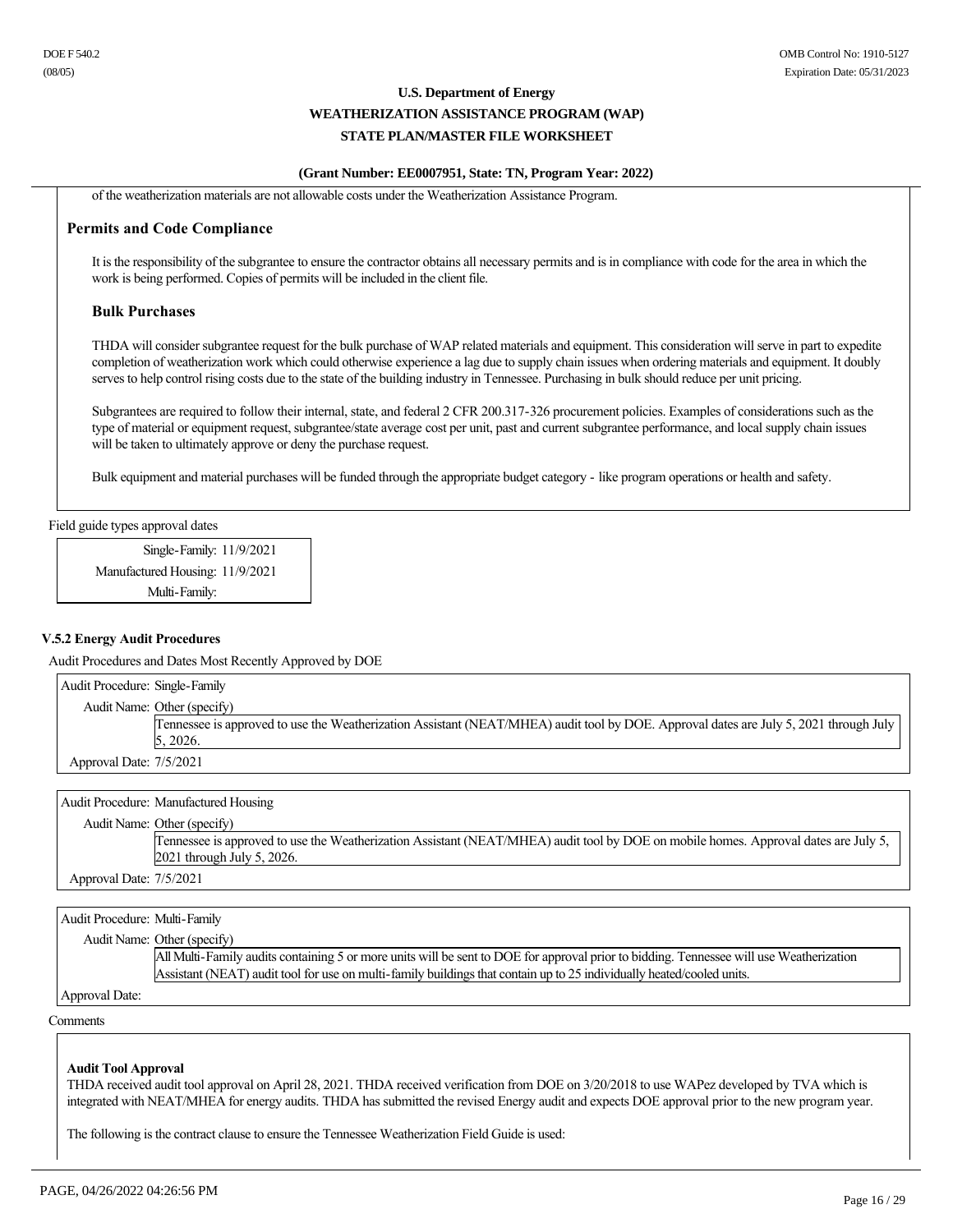of the weatherization materials are not allowable costs under the Weatherization Assistance Program.

## Permits and Code Compliance

It is the responsibility of the subgrantee to ensure the contractor obtains all necessary permits and is in compliance with code for the area in which the work is being performed. Copies of permits will be included in the client file.

### Bulk Purchases

THDA will consider subgrantee request for the bulk purchase of WAP related materials and equipment. This consideration will serve in part to expedite completion of weatherization work which could otherwise experience a lag due to supply chain issues when ordering materials and equipment. It doubly serves to help control rising costs due to the state of the building industry in Tennessee. Purchasing in bulk should reduce per unit pricing.

Subgrantees are required to follow their internal, state, and federal 2 CFR 200.317-326 procurement policies. Examples of considerations such as the type of material or equipment request, subgrantee/state average cost per unit, past and current subgrantee performance, and local supply chain issues will be taken to ultimately approve or deny the purchase request.

Bulk equipment and material purchases will be funded through the appropriate budget category - like program operations or health and safety.

Field guide types approval dates

| Field Guide Type | Approval Date |
|---|---|
| Single-Family: | 11/9/2021 |
| Manufactured Housing: | 11/9/2021 |
| Multi-Family: | |

**V.5.2 Energy Audit Procedures**

Audit Procedures and Dates Most Recently Approved by DOE

Audit Procedure: Single-Family

Audit Name: Other (specify)

Tennessee is approved to use the Weatherization Assistant (NEAT/MHEA) audit tool by DOE. Approval dates are July 5, 2021 through July 5, 2026.

Approval Date: 7/5/2021

Audit Procedure: Manufactured Housing

Audit Name: Other (specify)

Tennessee is approved to use the Weatherization Assistant (NEAT/MHEA) audit tool by DOE on mobile homes. Approval dates are July 5, 2021 through July 5, 2026.

Approval Date: 7/5/2021

Audit Procedure: Multi-Family

Audit Name: Other (specify)

All Multi-Family audits containing 5 or more units will be sent to DOE for approval prior to bidding. Tennessee will use Weatherization Assistant (NEAT) audit tool for use on multi-family buildings that contain up to 25 individually heated/cooled units.

Approval Date:

Comments

**Audit Tool Approval**

THDA received audit tool approval on April 28, 2021. THDA received verification from DOE on 3/20/2018 to use WAPez developed by TVA which is integrated with NEAT/MHEA for energy audits. THDA has submitted the revised Energy audit and expects DOE approval prior to the new program year.

The following is the contract clause to ensure the Tennessee Weatherization Field Guide is used: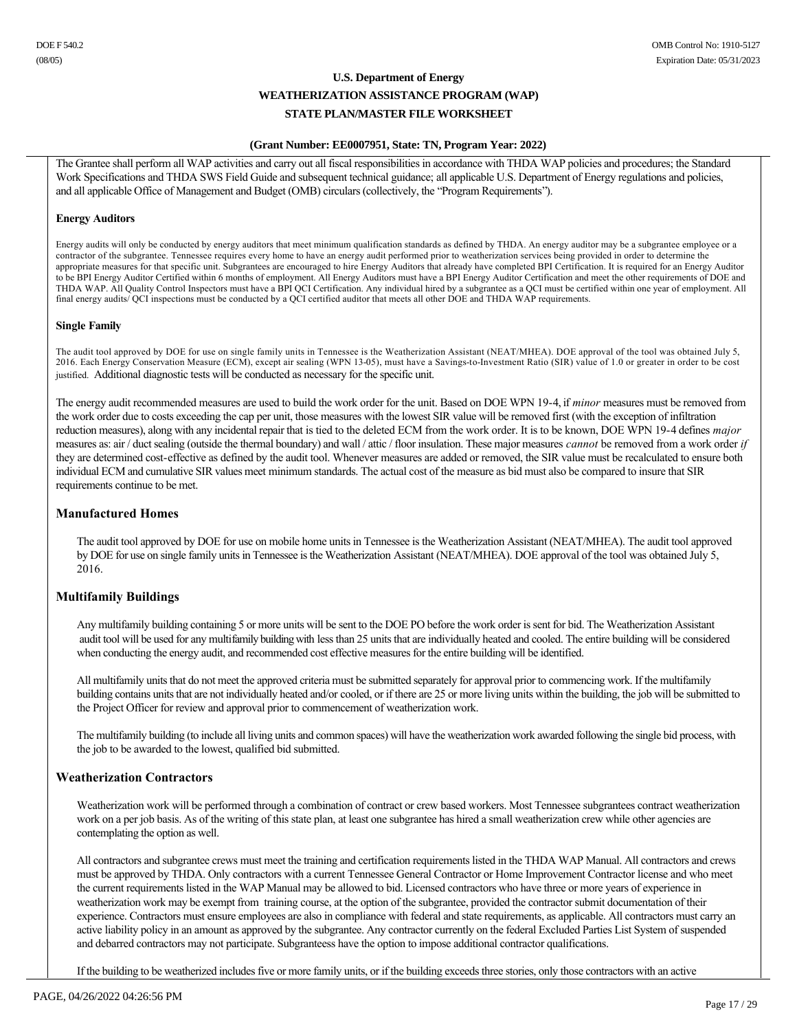The Grantee shall perform all WAP activities and carry out all fiscal responsibilities in accordance with THDA WAP policies and procedures; the Standard Work Specifications and THDA SWS Field Guide and subsequent technical guidance; all applicable U.S. Department of Energy regulations and policies, and all applicable Office of Management and Budget (OMB) circulars (collectively, the "Program Requirements").

**Energy Auditors**

Energy audits will only be conducted by energy auditors that meet minimum qualification standards as defined by THDA. An energy auditor may be a subgrantee employee or a contractor of the subgrantee. Tennessee requires every home to have an energy audit performed prior to weatherization services being provided in order to determine the appropriate measures for that specific unit. Subgrantees are encouraged to hire Energy Auditors that already have completed BPI Certification. It is required for an Energy Auditor to be BPI Energy Auditor Certified within 6 months of employment. All Energy Auditors must have a BPI Energy Auditor Certification and meet the other requirements of DOE and THDA WAP. All Quality Control Inspectors must have a BPI QCI Certification. Any individual hired by a subgrantee as a QCI must be certified within one year of employment. All final energy audits/ QCI inspections must be conducted by a QCI certified auditor that meets all other DOE and THDA WAP requirements.

**Single Family**

The audit tool approved by DOE for use on single family units in Tennessee is the Weatherization Assistant (NEAT/MHEA). DOE approval of the tool was obtained July 5, 2016. Each Energy Conservation Measure (ECM), except air sealing (WPN 13-05), must have a Savings-to-Investment Ratio (SIR) value of 1.0 or greater in order to be cost justified. Additional diagnostic tests will be conducted as necessary for the specific unit.

The energy audit recommended measures are used to build the work order for the unit. Based on DOE WPN 19-4, if *minor* measures must be removed from the work order due to costs exceeding the cap per unit, those measures with the lowest SIR value will be removed first (with the exception of infiltration reduction measures), along with any incidental repair that is tied to the deleted ECM from the work order. It is to be known, DOE WPN 19-4 defines *major* measures as: air / duct sealing (outside the thermal boundary) and wall / attic / floor insulation. These major measures *cannot* be removed from a work order *if* they are determined cost-effective as defined by the audit tool. Whenever measures are added or removed, the SIR value must be recalculated to ensure both individual ECM and cumulative SIR values meet minimum standards. The actual cost of the measure as bid must also be compared to insure that SIR requirements continue to be met.

## Manufactured Homes

The audit tool approved by DOE for use on mobile home units in Tennessee is the Weatherization Assistant (NEAT/MHEA). The audit tool approved by DOE for use on single family units in Tennessee is the Weatherization Assistant (NEAT/MHEA). DOE approval of the tool was obtained July 5, 2016.

## Multifamily Buildings

Any multifamily building containing 5 or more units will be sent to the DOE PO before the work order is sent for bid. The Weatherization Assistant audit tool will be used for any multifamily building with less than 25 units that are individually heated and cooled. The entire building will be considered when conducting the energy audit, and recommended cost effective measures for the entire building will be identified.

All multifamily units that do not meet the approved criteria must be submitted separately for approval prior to commencing work. If the multifamily building contains units that are not individually heated and/or cooled, or if there are 25 or more living units within the building, the job will be submitted to the Project Officer for review and approval prior to commencement of weatherization work.

The multifamily building (to include all living units and common spaces) will have the weatherization work awarded following the single bid process, with the job to be awarded to the lowest, qualified bid submitted.

## Weatherization Contractors

Weatherization work will be performed through a combination of contract or crew based workers. Most Tennessee subgrantees contract weatherization work on a per job basis. As of the writing of this state plan, at least one subgrantee has hired a small weatherization crew while other agencies are contemplating the option as well.

All contractors and subgrantee crews must meet the training and certification requirements listed in the THDA WAP Manual. All contractors and crews must be approved by THDA. Only contractors with a current Tennessee General Contractor or Home Improvement Contractor license and who meet the current requirements listed in the WAP Manual may be allowed to bid. Licensed contractors who have three or more years of experience in weatherization work may be exempt from training course, at the option of the subgrantee, provided the contractor submit documentation of their experience. Contractors must ensure employees are also in compliance with federal and state requirements, as applicable. All contractors must carry an active liability policy in an amount as approved by the subgrantee. Any contractor currently on the federal Excluded Parties List System of suspended and debarred contractors may not participate. Subgranteess have the option to impose additional contractor qualifications.

If the building to be weatherized includes five or more family units, or if the building exceeds three stories, only those contractors with an active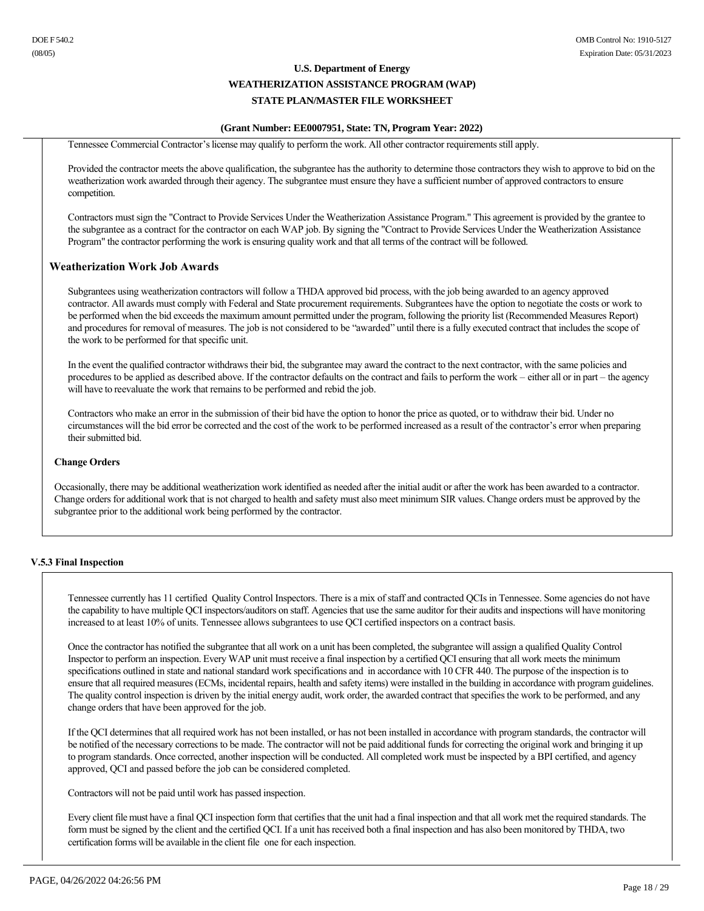Tennessee Commercial Contractor's license may qualify to perform the work. All other contractor requirements still apply.

Provided the contractor meets the above qualification, the subgrantee has the authority to determine those contractors they wish to approve to bid on the weatherization work awarded through their agency. The subgrantee must ensure they have a sufficient number of approved contractors to ensure competition.

Contractors must sign the "Contract to Provide Services Under the Weatherization Assistance Program." This agreement is provided by the grantee to the subgrantee as a contract for the contractor on each WAP job. By signing the "Contract to Provide Services Under the Weatherization Assistance Program" the contractor performing the work is ensuring quality work and that all terms of the contract will be followed.

## Weatherization Work Job Awards

Subgrantees using weatherization contractors will follow a THDA approved bid process, with the job being awarded to an agency approved contractor. All awards must comply with Federal and State procurement requirements. Subgrantees have the option to negotiate the costs or work to be performed when the bid exceeds the maximum amount permitted under the program, following the priority list (Recommended Measures Report) and procedures for removal of measures. The job is not considered to be "awarded" until there is a fully executed contract that includes the scope of the work to be performed for that specific unit.

In the event the qualified contractor withdraws their bid, the subgrantee may award the contract to the next contractor, with the same policies and procedures to be applied as described above. If the contractor defaults on the contract and fails to perform the work – either all or in part – the agency will have to reevaluate the work that remains to be performed and rebid the job.

Contractors who make an error in the submission of their bid have the option to honor the price as quoted, or to withdraw their bid. Under no circumstances will the bid error be corrected and the cost of the work to be performed increased as a result of the contractor's error when preparing their submitted bid.

### Change Orders

Occasionally, there may be additional weatherization work identified as needed after the initial audit or after the work has been awarded to a contractor. Change orders for additional work that is not charged to health and safety must also meet minimum SIR values. Change orders must be approved by the subgrantee prior to the additional work being performed by the contractor.

### V.5.3 Final Inspection

Tennessee currently has 11 certified Quality Control Inspectors. There is a mix of staff and contracted QCIs in Tennessee. Some agencies do not have the capability to have multiple QCI inspectors/auditors on staff. Agencies that use the same auditor for their audits and inspections will have monitoring increased to at least 10% of units. Tennessee allows subgrantees to use QCI certified inspectors on a contract basis.

Once the contractor has notified the subgrantee that all work on a unit has been completed, the subgrantee will assign a qualified Quality Control Inspector to perform an inspection. Every WAP unit must receive a final inspection by a certified QCI ensuring that all work meets the minimum specifications outlined in state and national standard work specifications and in accordance with 10 CFR 440. The purpose of the inspection is to ensure that all required measures (ECMs, incidental repairs, health and safety items) were installed in the building in accordance with program guidelines. The quality control inspection is driven by the initial energy audit, work order, the awarded contract that specifies the work to be performed, and any change orders that have been approved for the job.

If the QCI determines that all required work has not been installed, or has not been installed in accordance with program standards, the contractor will be notified of the necessary corrections to be made. The contractor will not be paid additional funds for correcting the original work and bringing it up to program standards. Once corrected, another inspection will be conducted. All completed work must be inspected by a BPI certified, and agency approved, QCI and passed before the job can be considered completed.

Contractors will not be paid until work has passed inspection.

Every client file must have a final QCI inspection form that certifies that the unit had a final inspection and that all work met the required standards. The form must be signed by the client and the certified QCI. If a unit has received both a final inspection and has also been monitored by THDA, two certification forms will be available in the client file one for each inspection.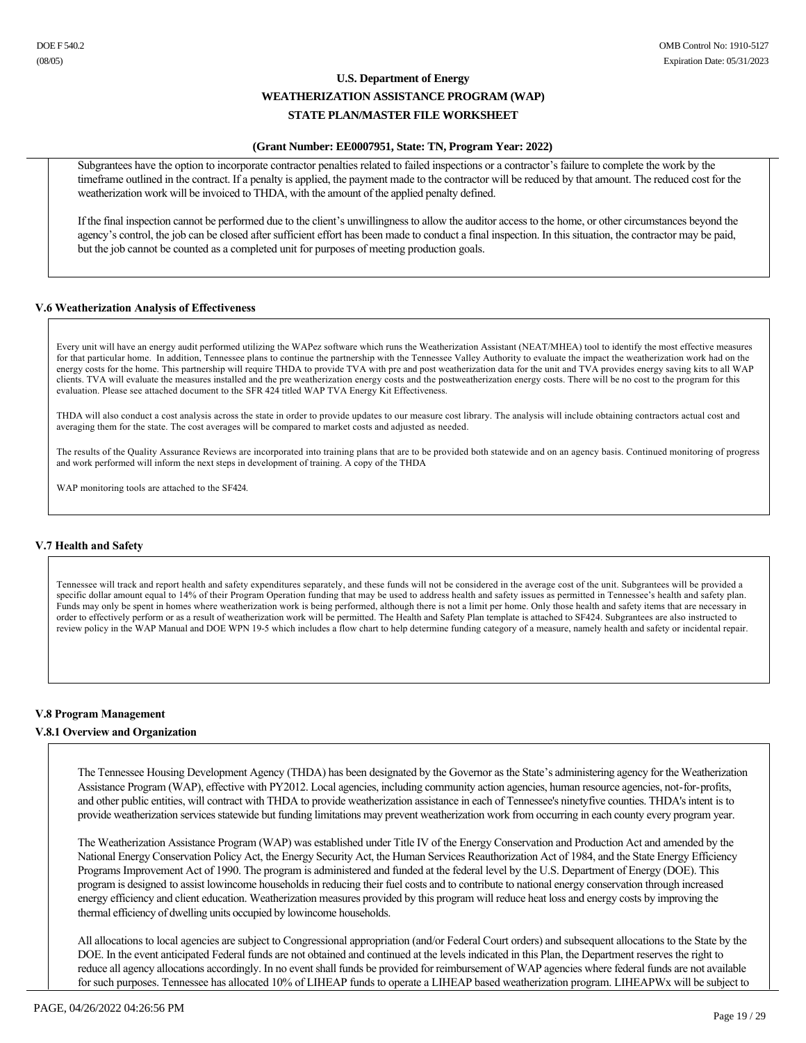Subgrantees have the option to incorporate contractor penalties related to failed inspections or a contractor's failure to complete the work by the timeframe outlined in the contract. If a penalty is applied, the payment made to the contractor will be reduced by that amount. The reduced cost for the weatherization work will be invoiced to THDA, with the amount of the applied penalty defined.

If the final inspection cannot be performed due to the client's unwillingness to allow the auditor access to the home, or other circumstances beyond the agency's control, the job can be closed after sufficient effort has been made to conduct a final inspection. In this situation, the contractor may be paid, but the job cannot be counted as a completed unit for purposes of meeting production goals.

### V.6 Weatherization Analysis of Effectiveness

Every unit will have an energy audit performed utilizing the WAPez software which runs the Weatherization Assistant (NEAT/MHEA) tool to identify the most effective measures for that particular home. In addition, Tennessee plans to continue the partnership with the Tennessee Valley Authority to evaluate the impact the weatherization work had on the energy costs for the home. This partnership will require THDA to provide TVA with pre and post weatherization data for the unit and TVA provides energy saving kits to all WAP clients. TVA will evaluate the measures installed and the pre weatherization energy costs and the postweatherization energy costs. There will be no cost to the program for this evaluation. Please see attached document to the SFR 424 titled WAP TVA Energy Kit Effectiveness.

THDA will also conduct a cost analysis across the state in order to provide updates to our measure cost library. The analysis will include obtaining contractors actual cost and averaging them for the state. The cost averages will be compared to market costs and adjusted as needed.

The results of the Quality Assurance Reviews are incorporated into training plans that are to be provided both statewide and on an agency basis. Continued monitoring of progress and work performed will inform the next steps in development of training. A copy of the THDA

WAP monitoring tools are attached to the SF424.

### V.7 Health and Safety

Tennessee will track and report health and safety expenditures separately, and these funds will not be considered in the average cost of the unit. Subgrantees will be provided a specific dollar amount equal to 14% of their Program Operation funding that may be used to address health and safety issues as permitted in Tennessee's health and safety plan. Funds may only be spent in homes where weatherization work is being performed, although there is not a limit per home. Only those health and safety items that are necessary in order to effectively perform or as a result of weatherization work will be permitted. The Health and Safety Plan template is attached to SF424. Subgrantees are also instructed to review policy in the WAP Manual and DOE WPN 19-5 which includes a flow chart to help determine funding category of a measure, namely health and safety or incidental repair.

### V.8 Program Management

#### V.8.1 Overview and Organization

The Tennessee Housing Development Agency (THDA) has been designated by the Governor as the State's administering agency for the Weatherization Assistance Program (WAP), effective with PY2012. Local agencies, including community action agencies, human resource agencies, not-for-profits, and other public entities, will contract with THDA to provide weatherization assistance in each of Tennessee's ninetyfive counties. THDA's intent is to provide weatherization services statewide but funding limitations may prevent weatherization work from occurring in each county every program year.

The Weatherization Assistance Program (WAP) was established under Title IV of the Energy Conservation and Production Act and amended by the National Energy Conservation Policy Act, the Energy Security Act, the Human Services Reauthorization Act of 1984, and the State Energy Efficiency Programs Improvement Act of 1990. The program is administered and funded at the federal level by the U.S. Department of Energy (DOE). This program is designed to assist lowincome households in reducing their fuel costs and to contribute to national energy conservation through increased energy efficiency and client education. Weatherization measures provided by this program will reduce heat loss and energy costs by improving the thermal efficiency of dwelling units occupied by lowincome households.

All allocations to local agencies are subject to Congressional appropriation (and/or Federal Court orders) and subsequent allocations to the State by the DOE. In the event anticipated Federal funds are not obtained and continued at the levels indicated in this Plan, the Department reserves the right to reduce all agency allocations accordingly. In no event shall funds be provided for reimbursement of WAP agencies where federal funds are not available for such purposes. Tennessee has allocated 10% of LIHEAP funds to operate a LIHEAP based weatherization program. LIHEAPWx will be subject to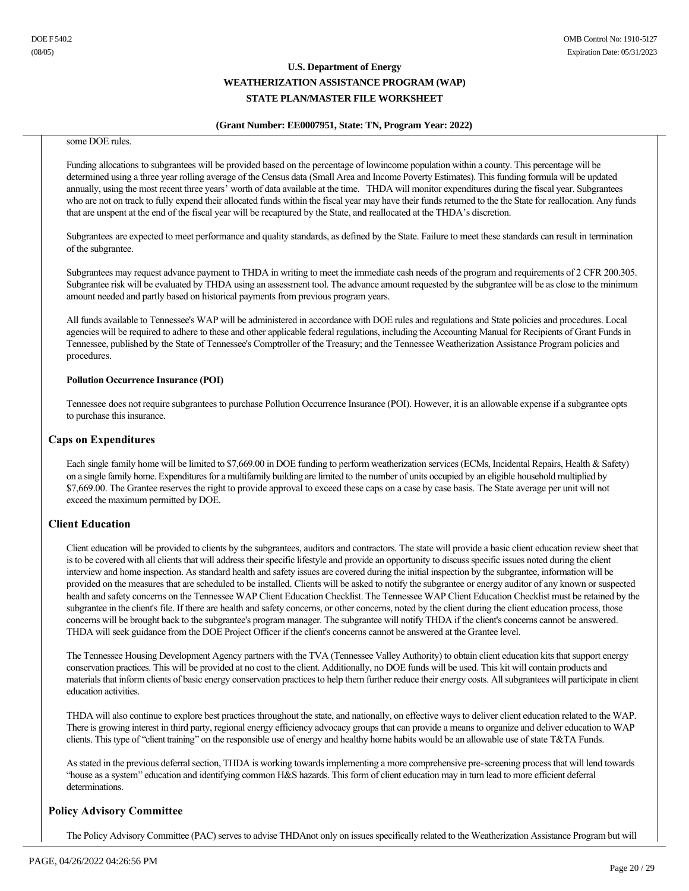some DOE rules.

Funding allocations to subgrantees will be provided based on the percentage of lowincome population within a county. This percentage will be determined using a three year rolling average of the Census data (Small Area and Income Poverty Estimates). This funding formula will be updated annually, using the most recent three years' worth of data available at the time. THDA will monitor expenditures during the fiscal year. Subgrantees who are not on track to fully expend their allocated funds within the fiscal year may have their funds returned to the the State for reallocation. Any funds that are unspent at the end of the fiscal year will be recaptured by the State, and reallocated at the THDA's discretion.

Subgrantees are expected to meet performance and quality standards, as defined by the State. Failure to meet these standards can result in termination of the subgrantee.

Subgrantees may request advance payment to THDA in writing to meet the immediate cash needs of the program and requirements of 2 CFR 200.305. Subgrantee risk will be evaluated by THDA using an assessment tool. The advance amount requested by the subgrantee will be as close to the minimum amount needed and partly based on historical payments from previous program years.

All funds available to Tennessee's WAP will be administered in accordance with DOE rules and regulations and State policies and procedures. Local agencies will be required to adhere to these and other applicable federal regulations, including the Accounting Manual for Recipients of Grant Funds in Tennessee, published by the State of Tennessee's Comptroller of the Treasury; and the Tennessee Weatherization Assistance Program policies and procedures.

**Pollution Occurrence Insurance (POI)**

Tennessee does not require subgrantees to purchase Pollution Occurrence Insurance (POI). However, it is an allowable expense if a subgrantee opts to purchase this insurance.

## Caps on Expenditures

Each single family home will be limited to $7,669.00 in DOE funding to perform weatherization services (ECMs, Incidental Repairs, Health & Safety) on a single family home. Expenditures for a multifamily building are limited to the number of units occupied by an eligible household multiplied by $7,669.00. The Grantee reserves the right to provide approval to exceed these caps on a case by case basis. The State average per unit will not exceed the maximum permitted by DOE.

## Client Education

Client education will be provided to clients by the subgrantees, auditors and contractors. The state will provide a basic client education review sheet that is to be covered with all clients that will address their specific lifestyle and provide an opportunity to discuss specific issues noted during the client interview and home inspection. As standard health and safety issues are covered during the initial inspection by the subgrantee, information will be provided on the measures that are scheduled to be installed. Clients will be asked to notify the subgrantee or energy auditor of any known or suspected health and safety concerns on the Tennessee WAP Client Education Checklist. The Tennessee WAP Client Education Checklist must be retained by the subgrantee in the client's file. If there are health and safety concerns, or other concerns, noted by the client during the client education process, those concerns will be brought back to the subgrantee's program manager. The subgrantee will notify THDA if the client's concerns cannot be answered. THDA will seek guidance from the DOE Project Officer if the client's concerns cannot be answered at the Grantee level.

The Tennessee Housing Development Agency partners with the TVA (Tennessee Valley Authority) to obtain client education kits that support energy conservation practices. This will be provided at no cost to the client. Additionally, no DOE funds will be used. This kit will contain products and materials that inform clients of basic energy conservation practices to help them further reduce their energy costs. All subgrantees will participate in client education activities.

THDA will also continue to explore best practices throughout the state, and nationally, on effective ways to deliver client education related to the WAP. There is growing interest in third party, regional energy efficiency advocacy groups that can provide a means to organize and deliver education to WAP clients. This type of "client training" on the responsible use of energy and healthy home habits would be an allowable use of state T&TA Funds.

As stated in the previous deferral section, THDA is working towards implementing a more comprehensive pre-screening process that will lend towards "house as a system" education and identifying common H&S hazards. This form of client education may in turn lead to more efficient deferral determinations.

## Policy Advisory Committee

The Policy Advisory Committee (PAC) serves to advise THDAnot only on issues specifically related to the Weatherization Assistance Program but will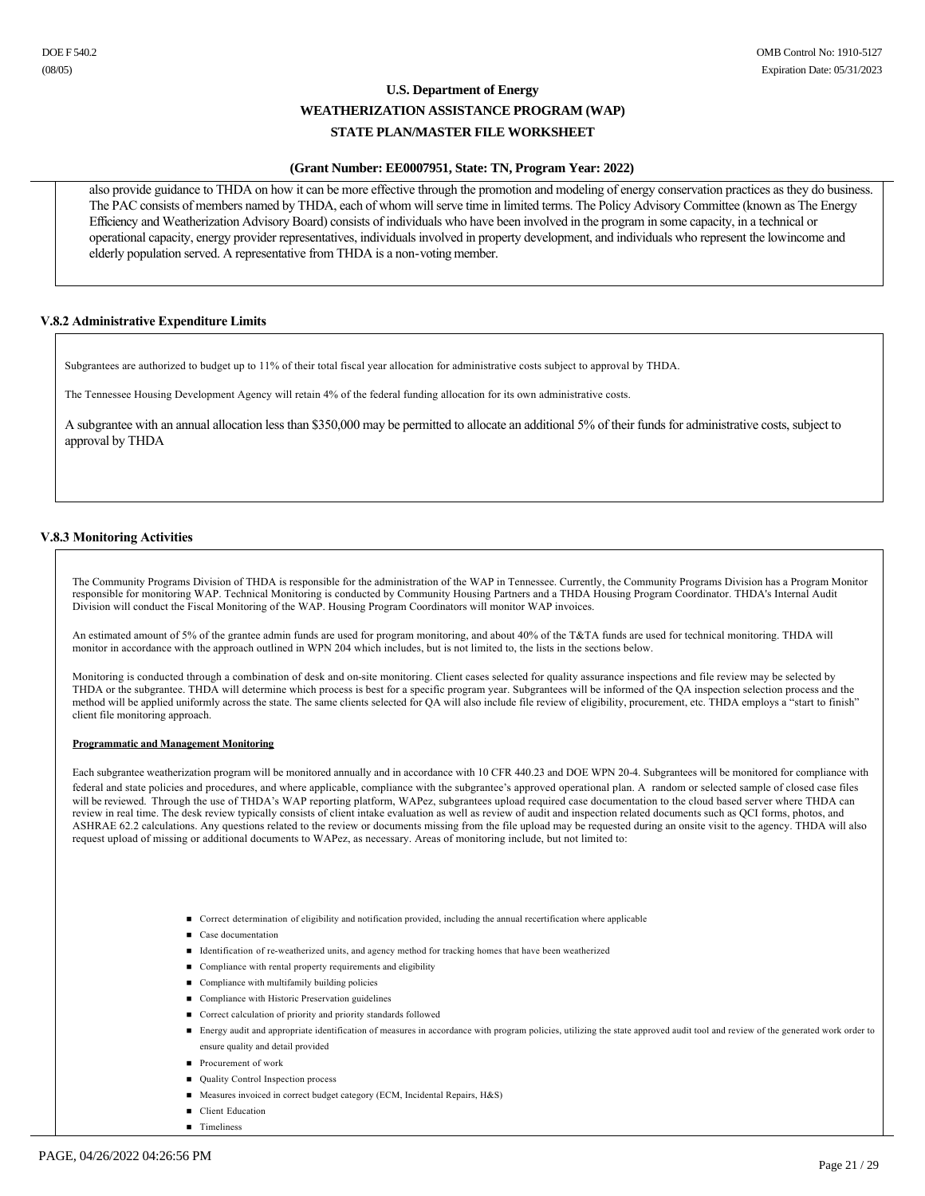also provide guidance to THDA on how it can be more effective through the promotion and modeling of energy conservation practices as they do business. The PAC consists of members named by THDA, each of whom will serve time in limited terms. The Policy Advisory Committee (known as The Energy Efficiency and Weatherization Advisory Board) consists of individuals who have been involved in the program in some capacity, in a technical or operational capacity, energy provider representatives, individuals involved in property development, and individuals who represent the lowincome and elderly population served. A representative from THDA is a non-voting member.

### V.8.2 Administrative Expenditure Limits

Subgrantees are authorized to budget up to 11% of their total fiscal year allocation for administrative costs subject to approval by THDA.

The Tennessee Housing Development Agency will retain 4% of the federal funding allocation for its own administrative costs.

A subgrantee with an annual allocation less than $350,000 may be permitted to allocate an additional 5% of their funds for administrative costs, subject to approval by THDA

### V.8.3 Monitoring Activities

The Community Programs Division of THDA is responsible for the administration of the WAP in Tennessee. Currently, the Community Programs Division has a Program Monitor responsible for monitoring WAP. Technical Monitoring is conducted by Community Housing Partners and a THDA Housing Program Coordinator. THDA's Internal Audit Division will conduct the Fiscal Monitoring of the WAP. Housing Program Coordinators will monitor WAP invoices.

An estimated amount of 5% of the grantee admin funds are used for program monitoring, and about 40% of the T&TA funds are used for technical monitoring. THDA will monitor in accordance with the approach outlined in WPN 204 which includes, but is not limited to, the lists in the sections below.

Monitoring is conducted through a combination of desk and on-site monitoring. Client cases selected for quality assurance inspections and file review may be selected by THDA or the subgrantee. THDA will determine which process is best for a specific program year. Subgrantees will be informed of the QA inspection selection process and the method will be applied uniformly across the state. The same clients selected for QA will also include file review of eligibility, procurement, etc. THDA employs a "start to finish" client file monitoring approach.

**Programmatic and Management Monitoring**

Each subgrantee weatherization program will be monitored annually and in accordance with 10 CFR 440.23 and DOE WPN 20-4. Subgrantees will be monitored for compliance with federal and state policies and procedures, and where applicable, compliance with the subgrantee's approved operational plan. A random or selected sample of closed case files will be reviewed. Through the use of THDA's WAP reporting platform, WAPez, subgrantees upload required case documentation to the cloud based server where THDA can review in real time. The desk review typically consists of client intake evaluation as well as review of audit and inspection related documents such as QCI forms, photos, and ASHRAE 62.2 calculations. Any questions related to the review or documents missing from the file upload may be requested during an onsite visit to the agency. THDA will also request upload of missing or additional documents to WAPez, as necessary. Areas of monitoring include, but not limited to:

- Correct determination of eligibility and notification provided, including the annual recertification where applicable
- Case documentation
- Identification of re-weatherized units, and agency method for tracking homes that have been weatherized
- Compliance with rental property requirements and eligibility
- Compliance with multifamily building policies
- Compliance with Historic Preservation guidelines
- Correct calculation of priority and priority standards followed
- Energy audit and appropriate identification of measures in accordance with program policies, utilizing the state approved audit tool and review of the generated work order to ensure quality and detail provided
- Procurement of work
- Quality Control Inspection process
- Measures invoiced in correct budget category (ECM, Incidental Repairs, H&S)
- Client Education
- Timeliness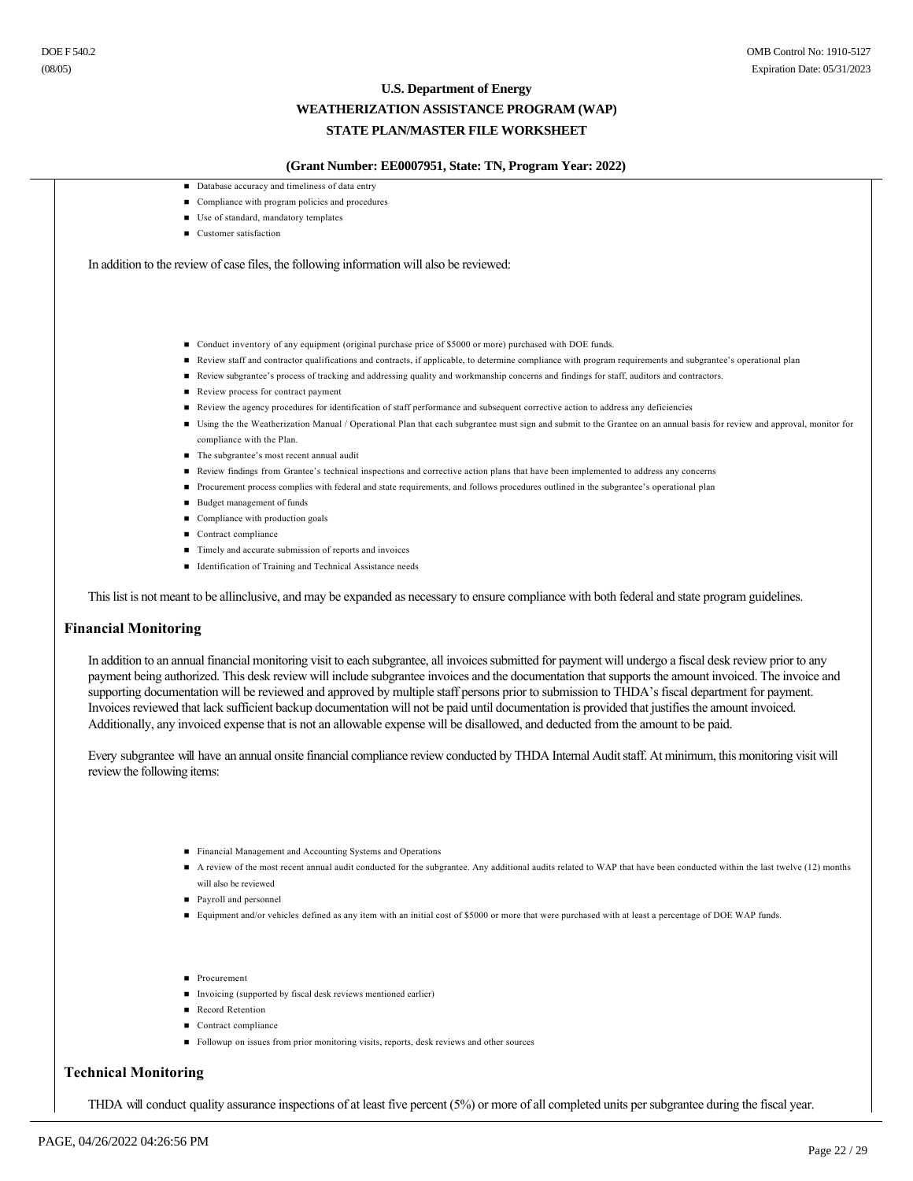- Database accuracy and timeliness of data entry
- Compliance with program policies and procedures
- Use of standard, mandatory templates
- Customer satisfaction

In addition to the review of case files, the following information will also be reviewed:

- Conduct inventory of any equipment (original purchase price of $5000 or more) purchased with DOE funds.
- Review staff and contractor qualifications and contracts, if applicable, to determine compliance with program requirements and subgrantee's operational plan
- Review subgrantee's process of tracking and addressing quality and workmanship concerns and findings for staff, auditors and contractors.
- Review process for contract payment
- Review the agency procedures for identification of staff performance and subsequent corrective action to address any deficiencies
- Using the the Weatherization Manual / Operational Plan that each subgrantee must sign and submit to the Grantee on an annual basis for review and approval, monitor for compliance with the Plan.
- The subgrantee's most recent annual audit
- Review findings from Grantee's technical inspections and corrective action plans that have been implemented to address any concerns
- Procurement process complies with federal and state requirements, and follows procedures outlined in the subgrantee's operational plan
- Budget management of funds
- Compliance with production goals
- Contract compliance
- Timely and accurate submission of reports and invoices
- Identification of Training and Technical Assistance needs

This list is not meant to be allinclusive, and may be expanded as necessary to ensure compliance with both federal and state program guidelines.

## Financial Monitoring

In addition to an annual financial monitoring visit to each subgrantee, all invoices submitted for payment will undergo a fiscal desk review prior to any payment being authorized. This desk review will include subgrantee invoices and the documentation that supports the amount invoiced. The invoice and supporting documentation will be reviewed and approved by multiple staff persons prior to submission to THDA's fiscal department for payment. Invoices reviewed that lack sufficient backup documentation will not be paid until documentation is provided that justifies the amount invoiced. Additionally, any invoiced expense that is not an allowable expense will be disallowed, and deducted from the amount to be paid.

Every subgrantee will have an annual onsite financial compliance review conducted by THDA Internal Audit staff. At minimum, this monitoring visit will review the following items:

- Financial Management and Accounting Systems and Operations
- A review of the most recent annual audit conducted for the subgrantee. Any additional audits related to WAP that have been conducted within the last twelve (12) months will also be reviewed
- Payroll and personnel
- Equipment and/or vehicles defined as any item with an initial cost of $5000 or more that were purchased with at least a percentage of DOE WAP funds.
- Procurement
- Invoicing (supported by fiscal desk reviews mentioned earlier)
- Record Retention
- Contract compliance
- Followup on issues from prior monitoring visits, reports, desk reviews and other sources

## Technical Monitoring

THDA will conduct quality assurance inspections of at least five percent (5%) or more of all completed units per subgrantee during the fiscal year.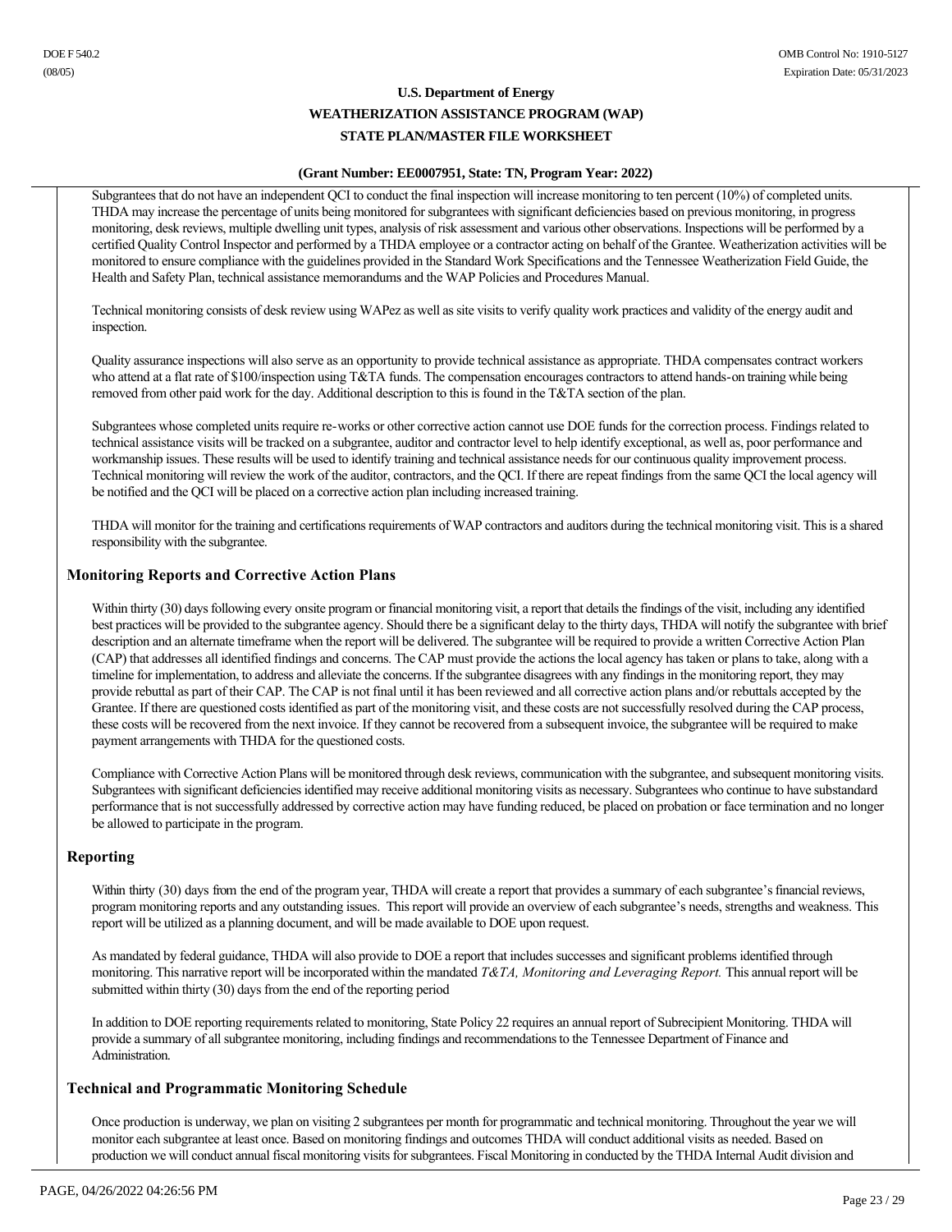Subgrantees that do not have an independent QCI to conduct the final inspection will increase monitoring to ten percent (10%) of completed units. THDA may increase the percentage of units being monitored for subgrantees with significant deficiencies based on previous monitoring, in progress monitoring, desk reviews, multiple dwelling unit types, analysis of risk assessment and various other observations. Inspections will be performed by a certified Quality Control Inspector and performed by a THDA employee or a contractor acting on behalf of the Grantee. Weatherization activities will be monitored to ensure compliance with the guidelines provided in the Standard Work Specifications and the Tennessee Weatherization Field Guide, the Health and Safety Plan, technical assistance memorandums and the WAP Policies and Procedures Manual.

Technical monitoring consists of desk review using WAPez as well as site visits to verify quality work practices and validity of the energy audit and inspection.

Quality assurance inspections will also serve as an opportunity to provide technical assistance as appropriate. THDA compensates contract workers who attend at a flat rate of $100/inspection using T&TA funds. The compensation encourages contractors to attend hands-on training while being removed from other paid work for the day. Additional description to this is found in the T&TA section of the plan.

Subgrantees whose completed units require re-works or other corrective action cannot use DOE funds for the correction process. Findings related to technical assistance visits will be tracked on a subgrantee, auditor and contractor level to help identify exceptional, as well as, poor performance and workmanship issues. These results will be used to identify training and technical assistance needs for our continuous quality improvement process. Technical monitoring will review the work of the auditor, contractors, and the QCI. If there are repeat findings from the same QCI the local agency will be notified and the QCI will be placed on a corrective action plan including increased training.

THDA will monitor for the training and certifications requirements of WAP contractors and auditors during the technical monitoring visit. This is a shared responsibility with the subgrantee.

## Monitoring Reports and Corrective Action Plans

Within thirty (30) days following every onsite program or financial monitoring visit, a report that details the findings of the visit, including any identified best practices will be provided to the subgrantee agency. Should there be a significant delay to the thirty days, THDA will notify the subgrantee with brief description and an alternate timeframe when the report will be delivered. The subgrantee will be required to provide a written Corrective Action Plan (CAP) that addresses all identified findings and concerns. The CAP must provide the actions the local agency has taken or plans to take, along with a timeline for implementation, to address and alleviate the concerns. If the subgrantee disagrees with any findings in the monitoring report, they may provide rebuttal as part of their CAP. The CAP is not final until it has been reviewed and all corrective action plans and/or rebuttals accepted by the Grantee. If there are questioned costs identified as part of the monitoring visit, and these costs are not successfully resolved during the CAP process, these costs will be recovered from the next invoice. If they cannot be recovered from a subsequent invoice, the subgrantee will be required to make payment arrangements with THDA for the questioned costs.

Compliance with Corrective Action Plans will be monitored through desk reviews, communication with the subgrantee, and subsequent monitoring visits. Subgrantees with significant deficiencies identified may receive additional monitoring visits as necessary. Subgrantees who continue to have substandard performance that is not successfully addressed by corrective action may have funding reduced, be placed on probation or face termination and no longer be allowed to participate in the program.

## Reporting

Within thirty (30) days from the end of the program year, THDA will create a report that provides a summary of each subgrantee's financial reviews, program monitoring reports and any outstanding issues. This report will provide an overview of each subgrantee's needs, strengths and weakness. This report will be utilized as a planning document, and will be made available to DOE upon request.

As mandated by federal guidance, THDA will also provide to DOE a report that includes successes and significant problems identified through monitoring. This narrative report will be incorporated within the mandated *T&TA, Monitoring and Leveraging Report.* This annual report will be submitted within thirty (30) days from the end of the reporting period

In addition to DOE reporting requirements related to monitoring, State Policy 22 requires an annual report of Subrecipient Monitoring. THDA will provide a summary of all subgrantee monitoring, including findings and recommendations to the Tennessee Department of Finance and Administration.

## Technical and Programmatic Monitoring Schedule

Once production is underway, we plan on visiting 2 subgrantees per month for programmatic and technical monitoring. Throughout the year we will monitor each subgrantee at least once. Based on monitoring findings and outcomes THDA will conduct additional visits as needed. Based on production we will conduct annual fiscal monitoring visits for subgrantees. Fiscal Monitoring in conducted by the THDA Internal Audit division and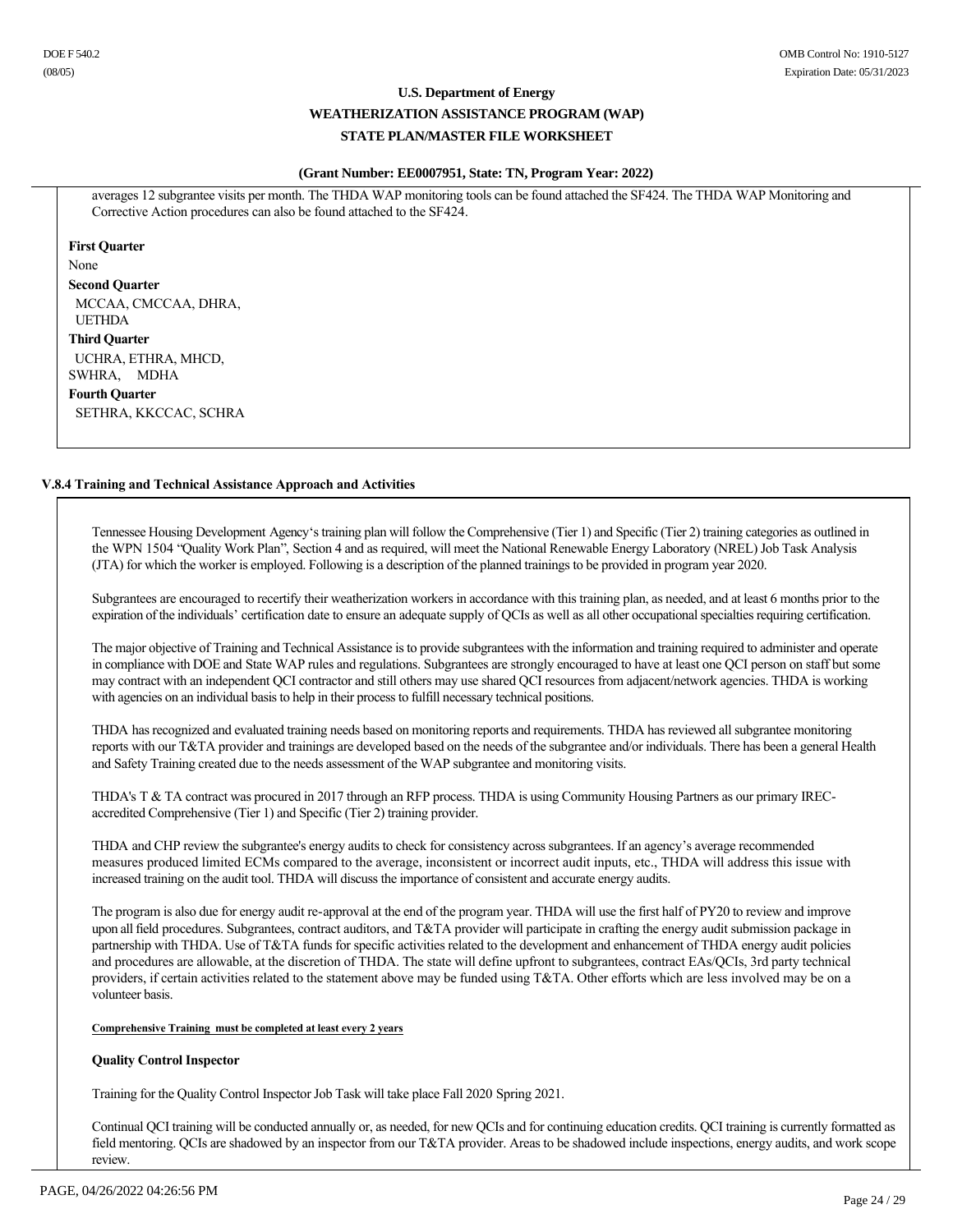averages 12 subgrantee visits per month. The THDA WAP monitoring tools can be found attached the SF424. The THDA WAP Monitoring and Corrective Action procedures can also be found attached to the SF424.

**First Quarter**

None

**Second Quarter**

MCCAA, CMCCAA, DHRA, UETHDA

**Third Quarter**

UCHRA, ETHRA, MHCD, SWHRA, MDHA

**Fourth Quarter**

SETHRA, KKCCAC, SCHRA

### V.8.4 Training and Technical Assistance Approach and Activities

Tennessee Housing Development Agency's training plan will follow the Comprehensive (Tier 1) and Specific (Tier 2) training categories as outlined in the WPN 1504 "Quality Work Plan", Section 4 and as required, will meet the National Renewable Energy Laboratory (NREL) Job Task Analysis (JTA) for which the worker is employed. Following is a description of the planned trainings to be provided in program year 2020.

Subgrantees are encouraged to recertify their weatherization workers in accordance with this training plan, as needed, and at least 6 months prior to the expiration of the individuals' certification date to ensure an adequate supply of QCIs as well as all other occupational specialties requiring certification.

The major objective of Training and Technical Assistance is to provide subgrantees with the information and training required to administer and operate in compliance with DOE and State WAP rules and regulations. Subgrantees are strongly encouraged to have at least one QCI person on staff but some may contract with an independent QCI contractor and still others may use shared QCI resources from adjacent/network agencies. THDA is working with agencies on an individual basis to help in their process to fulfill necessary technical positions.

THDA has recognized and evaluated training needs based on monitoring reports and requirements. THDA has reviewed all subgrantee monitoring reports with our T&TA provider and trainings are developed based on the needs of the subgrantee and/or individuals. There has been a general Health and Safety Training created due to the needs assessment of the WAP subgrantee and monitoring visits.

THDA's T & TA contract was procured in 2017 through an RFP process. THDA is using Community Housing Partners as our primary IREC-accredited Comprehensive (Tier 1) and Specific (Tier 2) training provider.

THDA and CHP review the subgrantee's energy audits to check for consistency across subgrantees. If an agency's average recommended measures produced limited ECMs compared to the average, inconsistent or incorrect audit inputs, etc., THDA will address this issue with increased training on the audit tool. THDA will discuss the importance of consistent and accurate energy audits.

The program is also due for energy audit re-approval at the end of the program year. THDA will use the first half of PY20 to review and improve upon all field procedures. Subgrantees, contract auditors, and T&TA provider will participate in crafting the energy audit submission package in partnership with THDA. Use of T&TA funds for specific activities related to the development and enhancement of THDA energy audit policies and procedures are allowable, at the discretion of THDA. The state will define upfront to subgrantees, contract EAs/QCIs, 3rd party technical providers, if certain activities related to the statement above may be funded using T&TA. Other efforts which are less involved may be on a volunteer basis.

**Comprehensive Training must be completed at least every 2 years**

**Quality Control Inspector**

Training for the Quality Control Inspector Job Task will take place Fall 2020 Spring 2021.

Continual QCI training will be conducted annually or, as needed, for new QCIs and for continuing education credits. QCI training is currently formatted as field mentoring. QCIs are shadowed by an inspector from our T&TA provider. Areas to be shadowed include inspections, energy audits, and work scope review.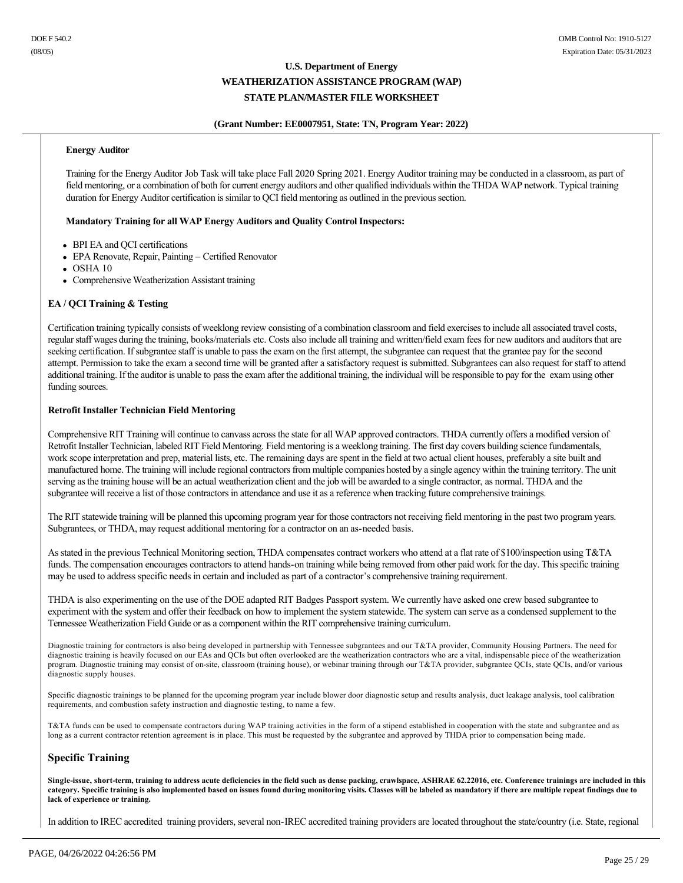**Energy Auditor**

Training for the Energy Auditor Job Task will take place Fall 2020 Spring 2021. Energy Auditor training may be conducted in a classroom, as part of field mentoring, or a combination of both for current energy auditors and other qualified individuals within the THDA WAP network. Typical training duration for Energy Auditor certification is similar to QCI field mentoring as outlined in the previous section.

**Mandatory Training for all WAP Energy Auditors and Quality Control Inspectors:**

- BPI EA and QCI certifications
- EPA Renovate, Repair, Painting – Certified Renovator
- OSHA 10
- Comprehensive Weatherization Assistant training

**EA / QCI Training & Testing**

Certification training typically consists of weeklong review consisting of a combination classroom and field exercises to include all associated travel costs, regular staff wages during the training, books/materials etc. Costs also include all training and written/field exam fees for new auditors and auditors that are seeking certification. If subgrantee staff is unable to pass the exam on the first attempt, the subgrantee can request that the grantee pay for the second attempt. Permission to take the exam a second time will be granted after a satisfactory request is submitted. Subgrantees can also request for staff to attend additional training. If the auditor is unable to pass the exam after the additional training, the individual will be responsible to pay for the exam using other funding sources.

**Retrofit Installer Technician Field Mentoring**

Comprehensive RIT Training will continue to canvass across the state for all WAP approved contractors. THDA currently offers a modified version of Retrofit Installer Technician, labeled RIT Field Mentoring. Field mentoring is a weeklong training. The first day covers building science fundamentals, work scope interpretation and prep, material lists, etc. The remaining days are spent in the field at two actual client houses, preferably a site built and manufactured home. The training will include regional contractors from multiple companies hosted by a single agency within the training territory. The unit serving as the training house will be an actual weatherization client and the job will be awarded to a single contractor, as normal. THDA and the subgrantee will receive a list of those contractors in attendance and use it as a reference when tracking future comprehensive trainings.

The RIT statewide training will be planned this upcoming program year for those contractors not receiving field mentoring in the past two program years. Subgrantees, or THDA, may request additional mentoring for a contractor on an as-needed basis.

As stated in the previous Technical Monitoring section, THDA compensates contract workers who attend at a flat rate of $100/inspection using T&TA funds. The compensation encourages contractors to attend hands-on training while being removed from other paid work for the day. This specific training may be used to address specific needs in certain and included as part of a contractor's comprehensive training requirement.

THDA is also experimenting on the use of the DOE adapted RIT Badges Passport system. We currently have asked one crew based subgrantee to experiment with the system and offer their feedback on how to implement the system statewide. The system can serve as a condensed supplement to the Tennessee Weatherization Field Guide or as a component within the RIT comprehensive training curriculum.

Diagnostic training for contractors is also being developed in partnership with Tennessee subgrantees and our T&TA provider, Community Housing Partners. The need for diagnostic training is heavily focused on our EAs and QCIs but often overlooked are the weatherization contractors who are a vital, indispensable piece of the weatherization program. Diagnostic training may consist of on-site, classroom (training house), or webinar training through our T&TA provider, subgrantee QCIs, state QCIs, and/or various diagnostic supply houses.

Specific diagnostic trainings to be planned for the upcoming program year include blower door diagnostic setup and results analysis, duct leakage analysis, tool calibration requirements, and combustion safety instruction and diagnostic testing, to name a few.

T&TA funds can be used to compensate contractors during WAP training activities in the form of a stipend established in cooperation with the state and subgrantee and as long as a current contractor retention agreement is in place. This must be requested by the subgrantee and approved by THDA prior to compensation being made.

## Specific Training

**Single-issue, short-term, training to address acute deficiencies in the field such as dense packing, crawlspace, ASHRAE 62.22016, etc. Conference trainings are included in this category. Specific training is also implemented based on issues found during monitoring visits. Classes will be labeled as mandatory if there are multiple repeat findings due to lack of experience or training.**

In addition to IREC accredited training providers, several non-IREC accredited training providers are located throughout the state/country (i.e. State, regional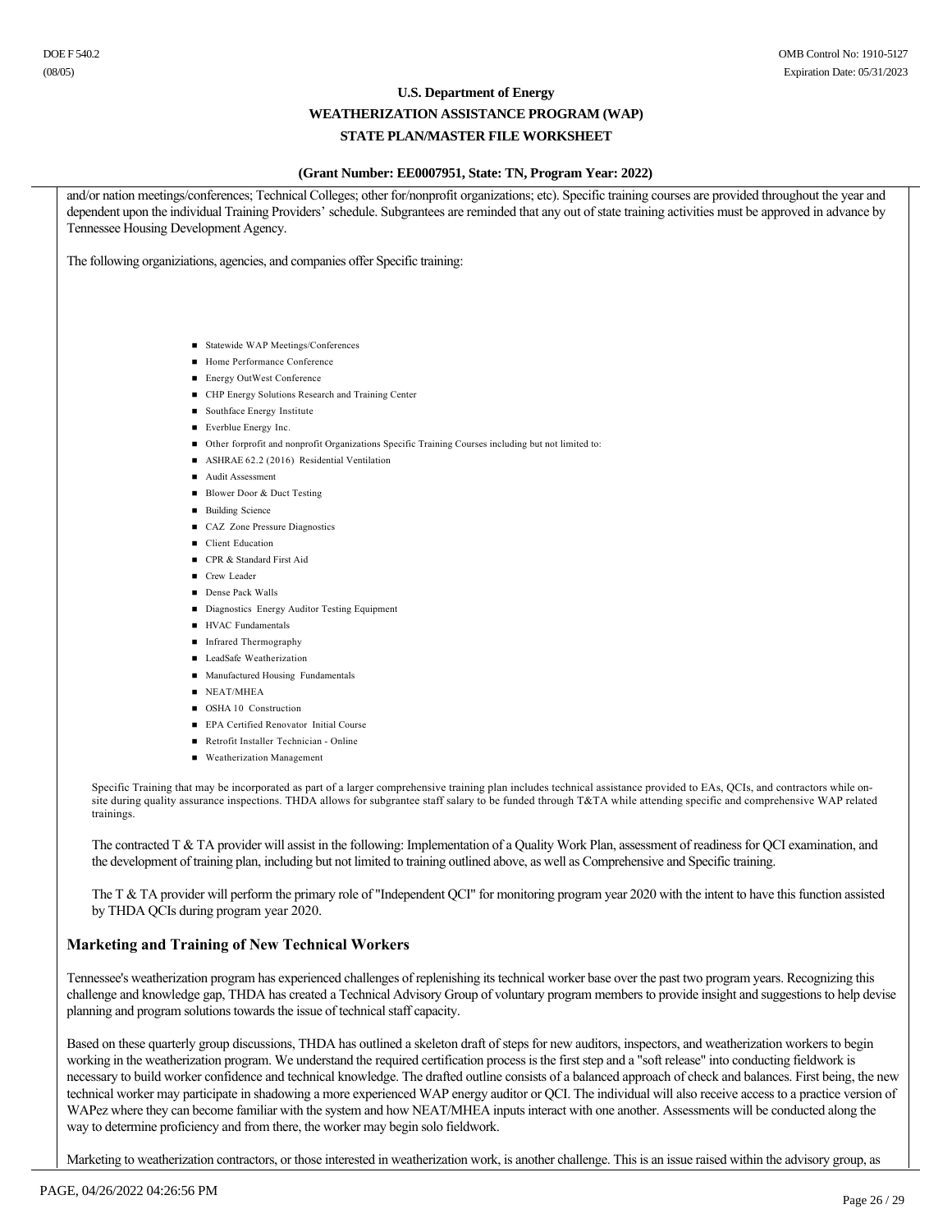and/or nation meetings/conferences; Technical Colleges; other for/nonprofit organizations; etc). Specific training courses are provided throughout the year and dependent upon the individual Training Providers' schedule. Subgrantees are reminded that any out of state training activities must be approved in advance by Tennessee Housing Development Agency.

The following organiziations, agencies, and companies offer Specific training:

- Statewide WAP Meetings/Conferences
- Home Performance Conference
- Energy OutWest Conference
- CHP Energy Solutions Research and Training Center
- Southface Energy Institute
- Everblue Energy Inc.
- Other forprofit and nonprofit Organizations Specific Training Courses including but not limited to:
- ASHRAE 62.2 (2016) Residential Ventilation
- Audit Assessment
- Blower Door & Duct Testing
- Building Science
- CAZ Zone Pressure Diagnostics
- Client Education
- CPR & Standard First Aid
- Crew Leader
- Dense Pack Walls
- Diagnostics Energy Auditor Testing Equipment
- HVAC Fundamentals
- Infrared Thermography
- LeadSafe Weatherization
- Manufactured Housing Fundamentals
- NEAT/MHEA
- OSHA 10 Construction
- EPA Certified Renovator Initial Course
- Retrofit Installer Technician - Online
- Weatherization Management

Specific Training that may be incorporated as part of a larger comprehensive training plan includes technical assistance provided to EAs, QCIs, and contractors while on-site during quality assurance inspections. THDA allows for subgrantee staff salary to be funded through T&TA while attending specific and comprehensive WAP related trainings.

The contracted T & TA provider will assist in the following: Implementation of a Quality Work Plan, assessment of readiness for QCI examination, and the development of training plan, including but not limited to training outlined above, as well as Comprehensive and Specific training.

The T & TA provider will perform the primary role of "Independent QCI" for monitoring program year 2020 with the intent to have this function assisted by THDA QCIs during program year 2020.

## Marketing and Training of New Technical Workers

Tennessee's weatherization program has experienced challenges of replenishing its technical worker base over the past two program years. Recognizing this challenge and knowledge gap, THDA has created a Technical Advisory Group of voluntary program members to provide insight and suggestions to help devise planning and program solutions towards the issue of technical staff capacity.

Based on these quarterly group discussions, THDA has outlined a skeleton draft of steps for new auditors, inspectors, and weatherization workers to begin working in the weatherization program. We understand the required certification process is the first step and a "soft release" into conducting fieldwork is necessary to build worker confidence and technical knowledge. The drafted outline consists of a balanced approach of check and balances. First being, the new technical worker may participate in shadowing a more experienced WAP energy auditor or QCI. The individual will also receive access to a practice version of WAPez where they can become familiar with the system and how NEAT/MHEA inputs interact with one another. Assessments will be conducted along the way to determine proficiency and from there, the worker may begin solo fieldwork.

Marketing to weatherization contractors, or those interested in weatherization work, is another challenge. This is an issue raised within the advisory group, as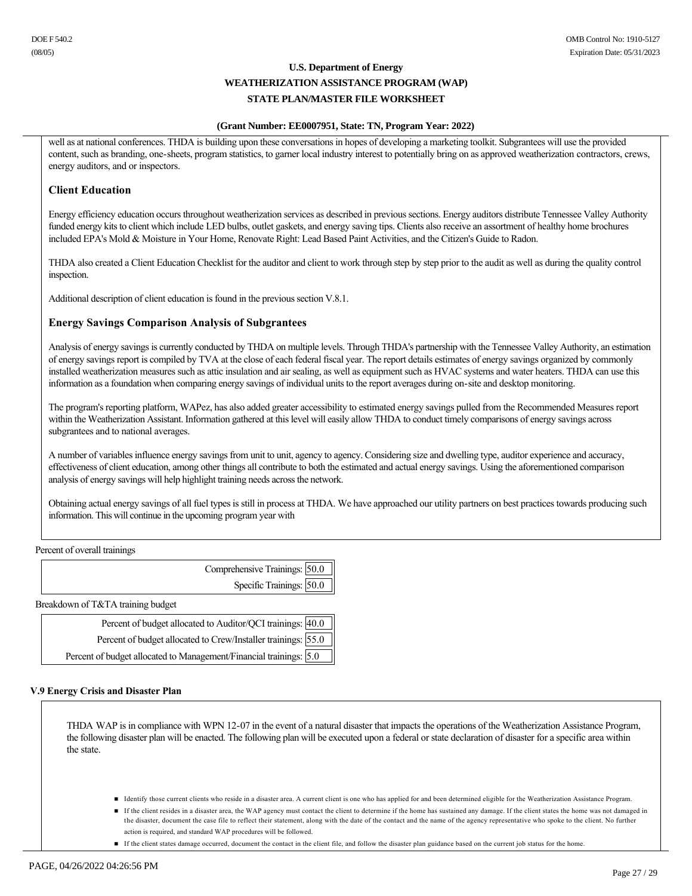well as at national conferences. THDA is building upon these conversations in hopes of developing a marketing toolkit. Subgrantees will use the provided content, such as branding, one-sheets, program statistics, to garner local industry interest to potentially bring on as approved weatherization contractors, crews, energy auditors, and or inspectors.

### Client Education

Energy efficiency education occurs throughout weatherization services as described in previous sections. Energy auditors distribute Tennessee Valley Authority funded energy kits to client which include LED bulbs, outlet gaskets, and energy saving tips. Clients also receive an assortment of healthy home brochures included EPA's Mold & Moisture in Your Home, Renovate Right: Lead Based Paint Activities, and the Citizen's Guide to Radon.

THDA also created a Client Education Checklist for the auditor and client to work through step by step prior to the audit as well as during the quality control inspection.

Additional description of client education is found in the previous section V.8.1.

### Energy Savings Comparison Analysis of Subgrantees

Analysis of energy savings is currently conducted by THDA on multiple levels. Through THDA's partnership with the Tennessee Valley Authority, an estimation of energy savings report is compiled by TVA at the close of each federal fiscal year. The report details estimates of energy savings organized by commonly installed weatherization measures such as attic insulation and air sealing, as well as equipment such as HVAC systems and water heaters. THDA can use this information as a foundation when comparing energy savings of individual units to the report averages during on-site and desktop monitoring.

The program's reporting platform, WAPez, has also added greater accessibility to estimated energy savings pulled from the Recommended Measures report within the Weatherization Assistant. Information gathered at this level will easily allow THDA to conduct timely comparisons of energy savings across subgrantees and to national averages.

A number of variables influence energy savings from unit to unit, agency to agency. Considering size and dwelling type, auditor experience and accuracy, effectiveness of client education, among other things all contribute to both the estimated and actual energy savings. Using the aforementioned comparison analysis of energy savings will help highlight training needs across the network.

Obtaining actual energy savings of all fuel types is still in process at THDA. We have approached our utility partners on best practices towards producing such information. This will continue in the upcoming program year with

Percent of overall trainings

| | |
|---|---|
| Comprehensive Trainings: | 50.0 |
| Specific Trainings: | 50.0 |

Breakdown of T&TA training budget

| | |
|---|---|
| Percent of budget allocated to Auditor/QCI trainings: | 40.0 |
| Percent of budget allocated to Crew/Installer trainings: | 55.0 |
| Percent of budget allocated to Management/Financial trainings: | 5.0 |

## V.9 Energy Crisis and Disaster Plan

THDA WAP is in compliance with WPN 12-07 in the event of a natural disaster that impacts the operations of the Weatherization Assistance Program, the following disaster plan will be enacted. The following plan will be executed upon a federal or state declaration of disaster for a specific area within the state.

- Identify those current clients who reside in a disaster area. A current client is one who has applied for and been determined eligible for the Weatherization Assistance Program.
- If the client resides in a disaster area, the WAP agency must contact the client to determine if the home has sustained any damage. If the client states the home was not damaged in the disaster, document the case file to reflect their statement, along with the date of the contact and the name of the agency representative who spoke to the client. No further action is required, and standard WAP procedures will be followed.
- If the client states damage occurred, document the contact in the client file, and follow the disaster plan guidance based on the current job status for the home.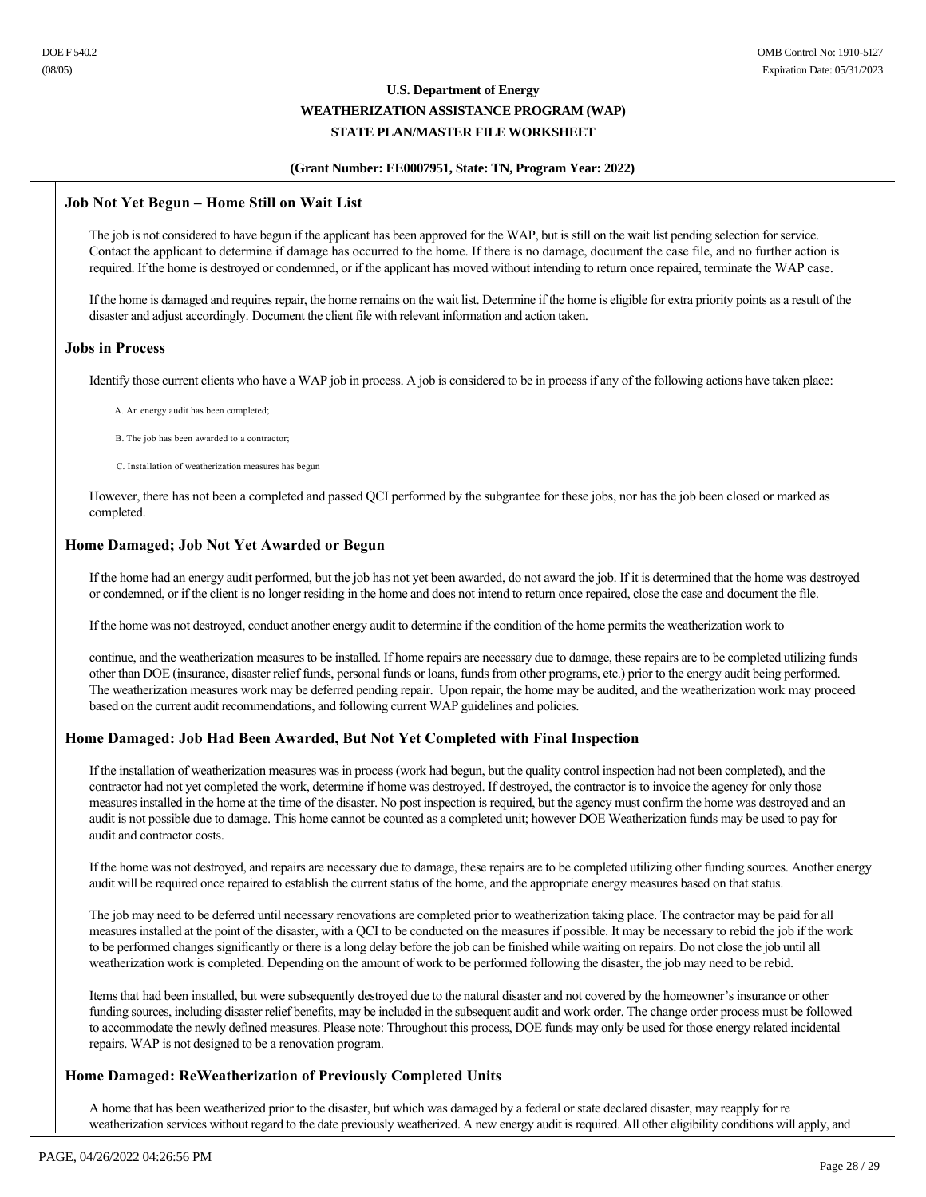## Job Not Yet Begun – Home Still on Wait List

The job is not considered to have begun if the applicant has been approved for the WAP, but is still on the wait list pending selection for service. Contact the applicant to determine if damage has occurred to the home. If there is no damage, document the case file, and no further action is required. If the home is destroyed or condemned, or if the applicant has moved without intending to return once repaired, terminate the WAP case.

If the home is damaged and requires repair, the home remains on the wait list. Determine if the home is eligible for extra priority points as a result of the disaster and adjust accordingly. Document the client file with relevant information and action taken.

## Jobs in Process

Identify those current clients who have a WAP job in process. A job is considered to be in process if any of the following actions have taken place:

A. An energy audit has been completed;

B. The job has been awarded to a contractor;

C. Installation of weatherization measures has begun

However, there has not been a completed and passed QCI performed by the subgrantee for these jobs, nor has the job been closed or marked as completed.

## Home Damaged; Job Not Yet Awarded or Begun

If the home had an energy audit performed, but the job has not yet been awarded, do not award the job. If it is determined that the home was destroyed or condemned, or if the client is no longer residing in the home and does not intend to return once repaired, close the case and document the file.

If the home was not destroyed, conduct another energy audit to determine if the condition of the home permits the weatherization work to

continue, and the weatherization measures to be installed. If home repairs are necessary due to damage, these repairs are to be completed utilizing funds other than DOE (insurance, disaster relief funds, personal funds or loans, funds from other programs, etc.) prior to the energy audit being performed. The weatherization measures work may be deferred pending repair. Upon repair, the home may be audited, and the weatherization work may proceed based on the current audit recommendations, and following current WAP guidelines and policies.

## Home Damaged: Job Had Been Awarded, But Not Yet Completed with Final Inspection

If the installation of weatherization measures was in process (work had begun, but the quality control inspection had not been completed), and the contractor had not yet completed the work, determine if home was destroyed. If destroyed, the contractor is to invoice the agency for only those measures installed in the home at the time of the disaster. No post inspection is required, but the agency must confirm the home was destroyed and an audit is not possible due to damage. This home cannot be counted as a completed unit; however DOE Weatherization funds may be used to pay for audit and contractor costs.

If the home was not destroyed, and repairs are necessary due to damage, these repairs are to be completed utilizing other funding sources. Another energy audit will be required once repaired to establish the current status of the home, and the appropriate energy measures based on that status.

The job may need to be deferred until necessary renovations are completed prior to weatherization taking place. The contractor may be paid for all measures installed at the point of the disaster, with a QCI to be conducted on the measures if possible. It may be necessary to rebid the job if the work to be performed changes significantly or there is a long delay before the job can be finished while waiting on repairs. Do not close the job until all weatherization work is completed. Depending on the amount of work to be performed following the disaster, the job may need to be rebid.

Items that had been installed, but were subsequently destroyed due to the natural disaster and not covered by the homeowner's insurance or other funding sources, including disaster relief benefits, may be included in the subsequent audit and work order. The change order process must be followed to accommodate the newly defined measures. Please note: Throughout this process, DOE funds may only be used for those energy related incidental repairs. WAP is not designed to be a renovation program.

## Home Damaged: ReWeatherization of Previously Completed Units

A home that has been weatherized prior to the disaster, but which was damaged by a federal or state declared disaster, may reapply for re weatherization services without regard to the date previously weatherized. A new energy audit is required. All other eligibility conditions will apply, and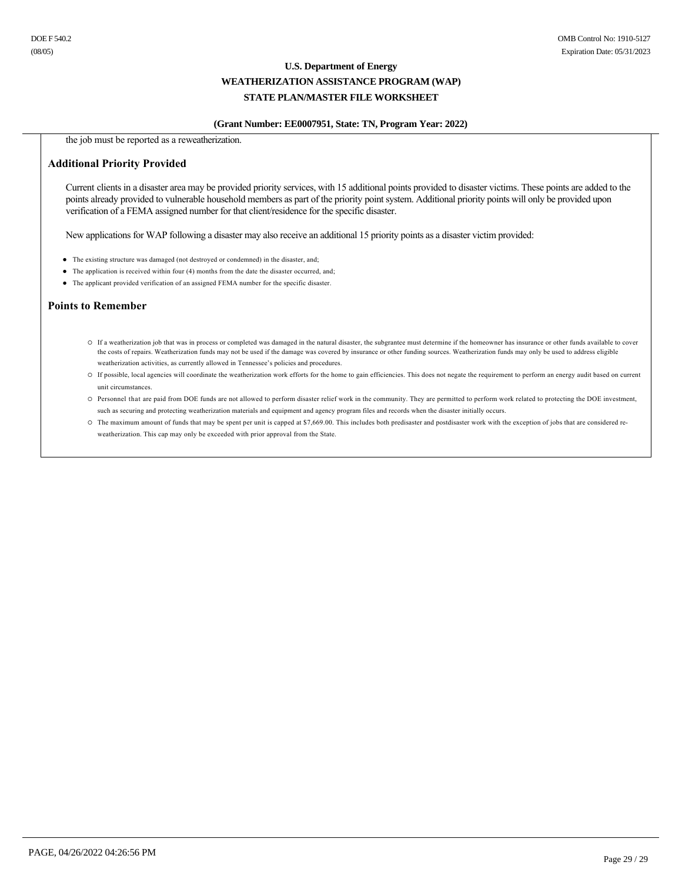the job must be reported as a reweatherization.

## Additional Priority Provided

Current clients in a disaster area may be provided priority services, with 15 additional points provided to disaster victims. These points are added to the points already provided to vulnerable household members as part of the priority point system. Additional priority points will only be provided upon verification of a FEMA assigned number for that client/residence for the specific disaster.

New applications for WAP following a disaster may also receive an additional 15 priority points as a disaster victim provided:

- The existing structure was damaged (not destroyed or condemned) in the disaster, and;
- The application is received within four (4) months from the date the disaster occurred, and;
- The applicant provided verification of an assigned FEMA number for the specific disaster.

## Points to Remember

- If a weatherization job that was in process or completed was damaged in the natural disaster, the subgrantee must determine if the homeowner has insurance or other funds available to cover the costs of repairs. Weatherization funds may not be used if the damage was covered by insurance or other funding sources. Weatherization funds may only be used to address eligible weatherization activities, as currently allowed in Tennessee's policies and procedures.
- If possible, local agencies will coordinate the weatherization work efforts for the home to gain efficiencies. This does not negate the requirement to perform an energy audit based on current unit circumstances.
- Personnel that are paid from DOE funds are not allowed to perform disaster relief work in the community. They are permitted to perform work related to protecting the DOE investment, such as securing and protecting weatherization materials and equipment and agency program files and records when the disaster initially occurs.
- The maximum amount of funds that may be spent per unit is capped at $7,669.00. This includes both predisaster and postdisaster work with the exception of jobs that are considered re-weatherization. This cap may only be exceeded with prior approval from the State.